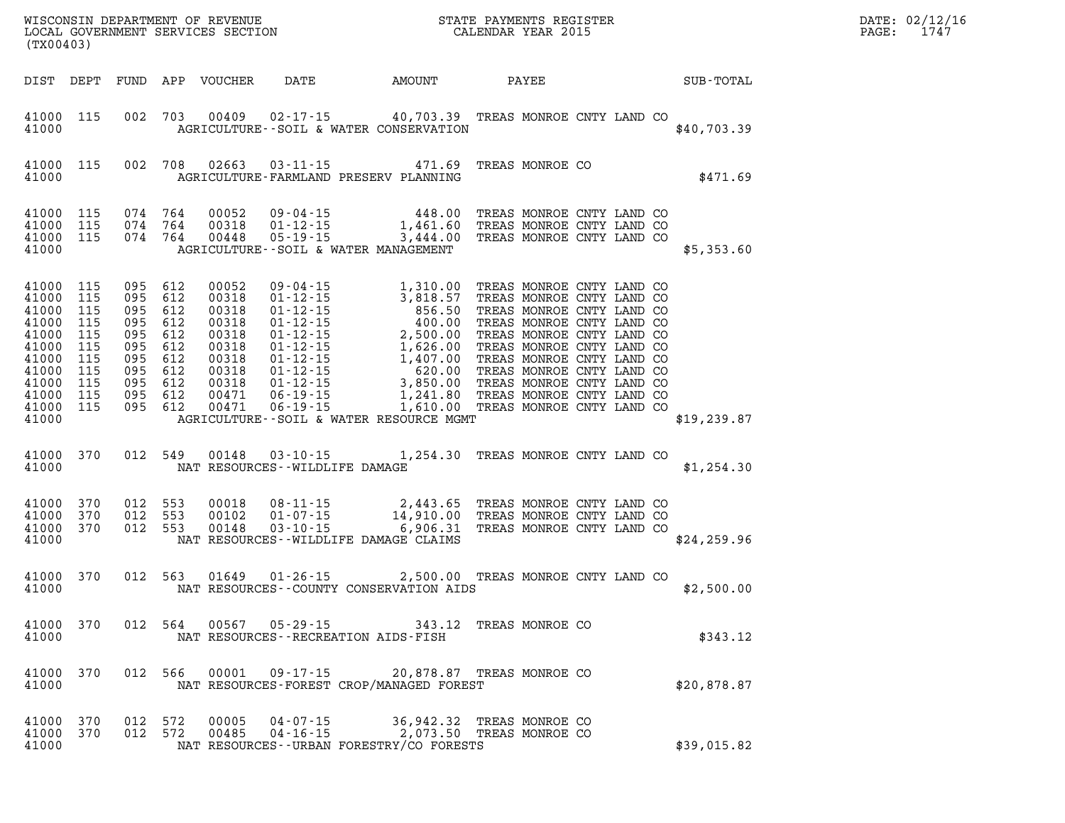WISCONSIN DEPARTMENT OF REVENUE
LOCAL GOVERNMENT SERVICES SECTION
(TX00403)

STATE PAYMENTS REGISTER
CALENDAR YEAR 2015

DATE: 02/12/16
PAGE: 1747

| DIST | DEPT | FUND | APP | VOUCHER | DATE | AMOUNT | PAYEE | SUB-TOTAL |
|---|---|---|---|---|---|---|---|---|
| 41000 | 115 | 002 | 703 | 00409 | 02-17-15 | 40,703.39 | TREAS MONROE CNTY LAND CO | |
| 41000 | | | | | AGRICULTURE--SOIL & WATER CONSERVATION | | | $40,703.39 |
| 41000 | 115 | 002 | 708 | 02663 | 03-11-15 | 471.69 | TREAS MONROE CO | |
| 41000 | | | | | AGRICULTURE-FARMLAND PRESERV PLANNING | | | $471.69 |
| 41000 | 115 | 074 | 764 | 00052 | 09-04-15 | 448.00 | TREAS MONROE CNTY LAND CO | |
| 41000 | 115 | 074 | 764 | 00318 | 01-12-15 | 1,461.60 | TREAS MONROE CNTY LAND CO | |
| 41000 | 115 | 074 | 764 | 00448 | 05-19-15 | 3,444.00 | TREAS MONROE CNTY LAND CO | |
| 41000 | | | | | AGRICULTURE--SOIL & WATER MANAGEMENT | | | $5,353.60 |
| 41000 | 115 | 095 | 612 | 00052 | 09-04-15 | 1,310.00 | TREAS MONROE CNTY LAND CO | |
| 41000 | 115 | 095 | 612 | 00318 | 01-12-15 | 3,818.57 | TREAS MONROE CNTY LAND CO | |
| 41000 | 115 | 095 | 612 | 00318 | 01-12-15 | 856.50 | TREAS MONROE CNTY LAND CO | |
| 41000 | 115 | 095 | 612 | 00318 | 01-12-15 | 400.00 | TREAS MONROE CNTY LAND CO | |
| 41000 | 115 | 095 | 612 | 00318 | 01-12-15 | 2,500.00 | TREAS MONROE CNTY LAND CO | |
| 41000 | 115 | 095 | 612 | 00318 | 01-12-15 | 1,626.00 | TREAS MONROE CNTY LAND CO | |
| 41000 | 115 | 095 | 612 | 00318 | 01-12-15 | 1,407.00 | TREAS MONROE CNTY LAND CO | |
| 41000 | 115 | 095 | 612 | 00318 | 01-12-15 | 620.00 | TREAS MONROE CNTY LAND CO | |
| 41000 | 115 | 095 | 612 | 00318 | 01-12-15 | 3,850.00 | TREAS MONROE CNTY LAND CO | |
| 41000 | 115 | 095 | 612 | 00471 | 06-19-15 | 1,241.80 | TREAS MONROE CNTY LAND CO | |
| 41000 | 115 | 095 | 612 | 00471 | 06-19-15 | 1,610.00 | TREAS MONROE CNTY LAND CO | |
| 41000 | | | | | AGRICULTURE--SOIL & WATER RESOURCE MGMT | | | $19,239.87 |
| 41000 | 370 | 012 | 549 | 00148 | 03-10-15 | 1,254.30 | TREAS MONROE CNTY LAND CO | |
| 41000 | | | | | NAT RESOURCES--WILDLIFE DAMAGE | | | $1,254.30 |
| 41000 | 370 | 012 | 553 | 00018 | 08-11-15 | 2,443.65 | TREAS MONROE CNTY LAND CO | |
| 41000 | 370 | 012 | 553 | 00102 | 01-07-15 | 14,910.00 | TREAS MONROE CNTY LAND CO | |
| 41000 | 370 | 012 | 553 | 00148 | 03-10-15 | 6,906.31 | TREAS MONROE CNTY LAND CO | |
| 41000 | | | | | NAT RESOURCES--WILDLIFE DAMAGE CLAIMS | | | $24,259.96 |
| 41000 | 370 | 012 | 563 | 01649 | 01-26-15 | 2,500.00 | TREAS MONROE CNTY LAND CO | |
| 41000 | | | | | NAT RESOURCES--COUNTY CONSERVATION AIDS | | | $2,500.00 |
| 41000 | 370 | 012 | 564 | 00567 | 05-29-15 | 343.12 | TREAS MONROE CO | |
| 41000 | | | | | NAT RESOURCES--RECREATION AIDS-FISH | | | $343.12 |
| 41000 | 370 | 012 | 566 | 00001 | 09-17-15 | 20,878.87 | TREAS MONROE CO | |
| 41000 | | | | | NAT RESOURCES-FOREST CROP/MANAGED FOREST | | | $20,878.87 |
| 41000 | 370 | 012 | 572 | 00005 | 04-07-15 | 36,942.32 | TREAS MONROE CO | |
| 41000 | 370 | 012 | 572 | 00485 | 04-16-15 | 2,073.50 | TREAS MONROE CO | |
| 41000 | | | | | NAT RESOURCES--URBAN FORESTRY/CO FORESTS | | | $39,015.82 |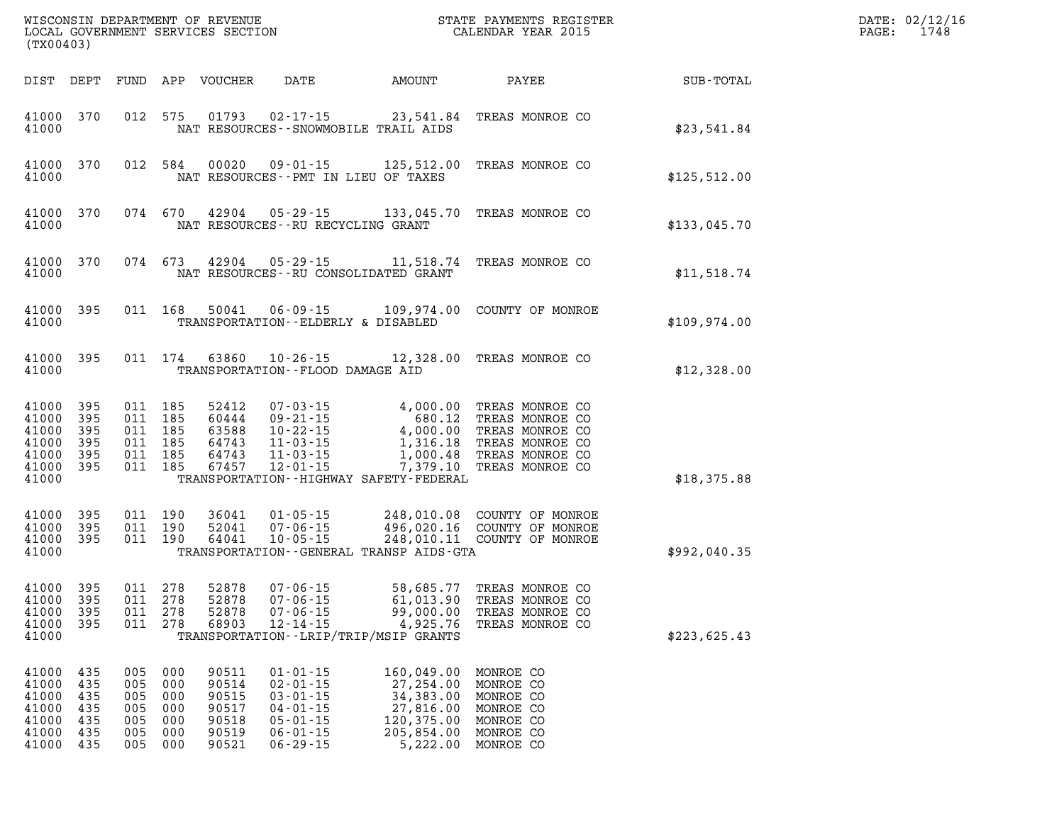WISCONSIN DEPARTMENT OF REVENUE
LOCAL GOVERNMENT SERVICES SECTION
(TX00403)

STATE PAYMENTS REGISTER
CALENDAR YEAR 2015

DATE: 02/12/16

| DIST | DEPT | FUND | APP | VOUCHER | DATE | AMOUNT | PAYEE | SUB-TOTAL |
|---|---|---|---|---|---|---|---|---|
| 41000 | 370 | 012 | 575 | 01793 | 02-17-15 | 23,541.84 | TREAS MONROE CO | |
| 41000 | | | | NAT RESOURCES--SNOWMOBILE TRAIL AIDS | | | | $23,541.84 |
| 41000 | 370 | 012 | 584 | 00020 | 09-01-15 | 125,512.00 | TREAS MONROE CO | |
| 41000 | | | | NAT RESOURCES--PMT IN LIEU OF TAXES | | | | $125,512.00 |
| 41000 | 370 | 074 | 670 | 42904 | 05-29-15 | 133,045.70 | TREAS MONROE CO | |
| 41000 | | | | NAT RESOURCES--RU RECYCLING GRANT | | | | $133,045.70 |
| 41000 | 370 | 074 | 673 | 42904 | 05-29-15 | 11,518.74 | TREAS MONROE CO | |
| 41000 | | | | NAT RESOURCES--RU CONSOLIDATED GRANT | | | | $11,518.74 |
| 41000 | 395 | 011 | 168 | 50041 | 06-09-15 | 109,974.00 | COUNTY OF MONROE | |
| 41000 | | | | TRANSPORTATION--ELDERLY & DISABLED | | | | $109,974.00 |
| 41000 | 395 | 011 | 174 | 63860 | 10-26-15 | 12,328.00 | TREAS MONROE CO | |
| 41000 | | | | TRANSPORTATION--FLOOD DAMAGE AID | | | | $12,328.00 |
| 41000 | 395 | 011 | 185 | 52412 | 07-03-15 | 4,000.00 | TREAS MONROE CO | |
| 41000 | 395 | 011 | 185 | 60444 | 09-21-15 | 680.12 | TREAS MONROE CO | |
| 41000 | 395 | 011 | 185 | 63588 | 10-22-15 | 4,000.00 | TREAS MONROE CO | |
| 41000 | 395 | 011 | 185 | 64743 | 11-03-15 | 1,316.18 | TREAS MONROE CO | |
| 41000 | 395 | 011 | 185 | 64743 | 11-03-15 | 1,000.48 | TREAS MONROE CO | |
| 41000 | 395 | 011 | 185 | 67457 | 12-01-15 | 7,379.10 | TREAS MONROE CO | |
| 41000 | | | | TRANSPORTATION--HIGHWAY SAFETY-FEDERAL | | | | $18,375.88 |
| 41000 | 395 | 011 | 190 | 36041 | 01-05-15 | 248,010.08 | COUNTY OF MONROE | |
| 41000 | 395 | 011 | 190 | 52041 | 07-06-15 | 496,020.16 | COUNTY OF MONROE | |
| 41000 | 395 | 011 | 190 | 64041 | 10-05-15 | 248,010.11 | COUNTY OF MONROE | |
| 41000 | | | | TRANSPORTATION--GENERAL TRANSP AIDS-GTA | | | | $992,040.35 |
| 41000 | 395 | 011 | 278 | 52878 | 07-06-15 | 58,685.77 | TREAS MONROE CO | |
| 41000 | 395 | 011 | 278 | 52878 | 07-06-15 | 61,013.90 | TREAS MONROE CO | |
| 41000 | 395 | 011 | 278 | 52878 | 07-06-15 | 99,000.00 | TREAS MONROE CO | |
| 41000 | 395 | 011 | 278 | 68903 | 12-14-15 | 4,925.76 | TREAS MONROE CO | |
| 41000 | | | | TRANSPORTATION--LRIP/TRIP/MSIP GRANTS | | | | $223,625.43 |
| 41000 | 435 | 005 | 000 | 90511 | 01-01-15 | 160,049.00 | MONROE CO | |
| 41000 | 435 | 005 | 000 | 90514 | 02-01-15 | 27,254.00 | MONROE CO | |
| 41000 | 435 | 005 | 000 | 90515 | 03-01-15 | 34,383.00 | MONROE CO | |
| 41000 | 435 | 005 | 000 | 90517 | 04-01-15 | 27,816.00 | MONROE CO | |
| 41000 | 435 | 005 | 000 | 90518 | 05-01-15 | 120,375.00 | MONROE CO | |
| 41000 | 435 | 005 | 000 | 90519 | 06-01-15 | 205,854.00 | MONROE CO | |
| 41000 | 435 | 005 | 000 | 90521 | 06-29-15 | 5,222.00 | MONROE CO | |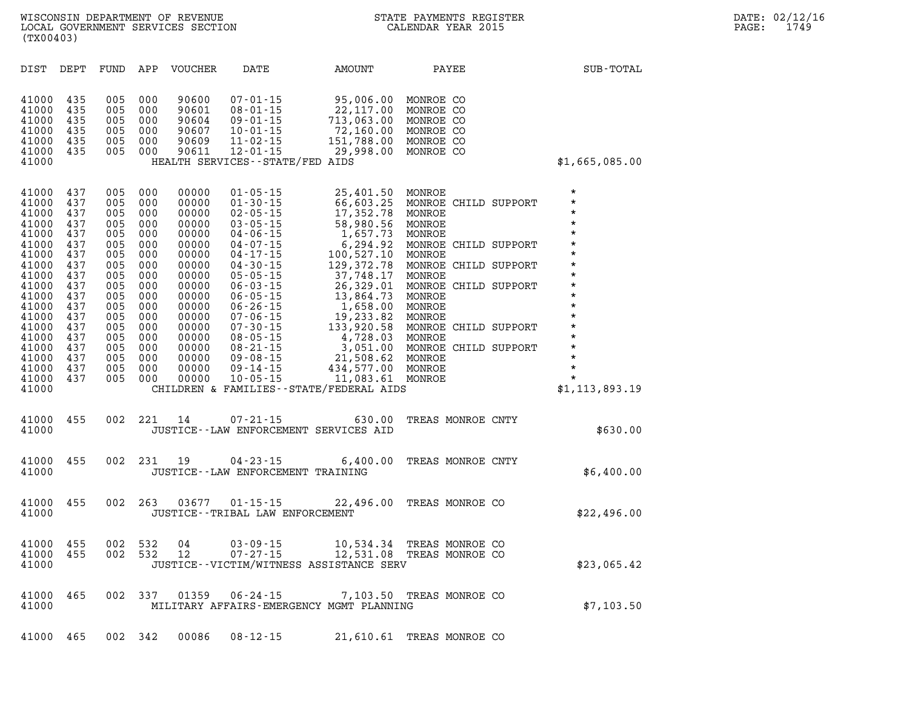| DIST | DEPT | FUND | APP | VOUCHER | DATE | AMOUNT | PAYEE | SUB-TOTAL |
|---|---|---|---|---|---|---|---|---|
| 41000 | 435 | 005 | 000 | 90600 | 07-01-15 | 95,006.00 | MONROE CO | |
| 41000 | 435 | 005 | 000 | 90601 | 08-01-15 | 22,117.00 | MONROE CO | |
| 41000 | 435 | 005 | 000 | 90604 | 09-01-15 | 713,063.00 | MONROE CO | |
| 41000 | 435 | 005 | 000 | 90607 | 10-01-15 | 72,160.00 | MONROE CO | |
| 41000 | 435 | 005 | 000 | 90609 | 11-02-15 | 151,788.00 | MONROE CO | |
| 41000 | 435 | 005 | 000 | 90611 | 12-01-15 | 29,998.00 | MONROE CO | |
| 41000 | | | | | HEALTH SERVICES--STATE/FED AIDS | | | $1,665,085.00 |
| 41000 | 437 | 005 | 000 | 00000 | 01-05-15 | 25,401.50 | MONROE | * |
| 41000 | 437 | 005 | 000 | 00000 | 01-30-15 | 66,603.25 | MONROE CHILD SUPPORT | * |
| 41000 | 437 | 005 | 000 | 00000 | 02-05-15 | 17,352.78 | MONROE | * |
| 41000 | 437 | 005 | 000 | 00000 | 03-05-15 | 58,980.56 | MONROE | * |
| 41000 | 437 | 005 | 000 | 00000 | 04-06-15 | 1,657.73 | MONROE | * |
| 41000 | 437 | 005 | 000 | 00000 | 04-07-15 | 6,294.92 | MONROE CHILD SUPPORT | * |
| 41000 | 437 | 005 | 000 | 00000 | 04-17-15 | 100,527.10 | MONROE | * |
| 41000 | 437 | 005 | 000 | 00000 | 04-30-15 | 129,372.78 | MONROE CHILD SUPPORT | * |
| 41000 | 437 | 005 | 000 | 00000 | 05-05-15 | 37,748.17 | MONROE | * |
| 41000 | 437 | 005 | 000 | 00000 | 06-03-15 | 26,329.01 | MONROE CHILD SUPPORT | * |
| 41000 | 437 | 005 | 000 | 00000 | 06-05-15 | 13,864.73 | MONROE | * |
| 41000 | 437 | 005 | 000 | 00000 | 06-26-15 | 1,658.00 | MONROE | * |
| 41000 | 437 | 005 | 000 | 00000 | 07-06-15 | 19,233.82 | MONROE | * |
| 41000 | 437 | 005 | 000 | 00000 | 07-30-15 | 133,920.58 | MONROE CHILD SUPPORT | * |
| 41000 | 437 | 005 | 000 | 00000 | 08-05-15 | 4,728.03 | MONROE | * |
| 41000 | 437 | 005 | 000 | 00000 | 08-21-15 | 3,051.00 | MONROE CHILD SUPPORT | * |
| 41000 | 437 | 005 | 000 | 00000 | 09-08-15 | 21,508.62 | MONROE | * |
| 41000 | 437 | 005 | 000 | 00000 | 09-14-15 | 434,577.00 | MONROE | * |
| 41000 | 437 | 005 | 000 | 00000 | 10-05-15 | 11,083.61 | MONROE | * |
| 41000 | | | | | CHILDREN & FAMILIES--STATE/FEDERAL AIDS | | | $1,113,893.19 |
| 41000 | 455 | 002 | 221 | 14 | 07-21-15 | 630.00 | TREAS MONROE CNTY | |
| 41000 | | | | | JUSTICE--LAW ENFORCEMENT SERVICES AID | | | $630.00 |
| 41000 | 455 | 002 | 231 | 19 | 04-23-15 | 6,400.00 | TREAS MONROE CNTY | |
| 41000 | | | | | JUSTICE--LAW ENFORCEMENT TRAINING | | | $6,400.00 |
| 41000 | 455 | 002 | 263 | 03677 | 01-15-15 | 22,496.00 | TREAS MONROE CO | |
| 41000 | | | | | JUSTICE--TRIBAL LAW ENFORCEMENT | | | $22,496.00 |
| 41000 | 455 | 002 | 532 | 04 | 03-09-15 | 10,534.34 | TREAS MONROE CO | |
| 41000 | 455 | 002 | 532 | 12 | 07-27-15 | 12,531.08 | TREAS MONROE CO | |
| 41000 | | | | | JUSTICE--VICTIM/WITNESS ASSISTANCE SERV | | | $23,065.42 |
| 41000 | 465 | 002 | 337 | 01359 | 06-24-15 | 7,103.50 | TREAS MONROE CO | |
| 41000 | | | | | MILITARY AFFAIRS-EMERGENCY MGMT PLANNING | | | $7,103.50 |
| 41000 | 465 | 002 | 342 | 00086 | 08-12-15 | 21,610.61 | TREAS MONROE CO | |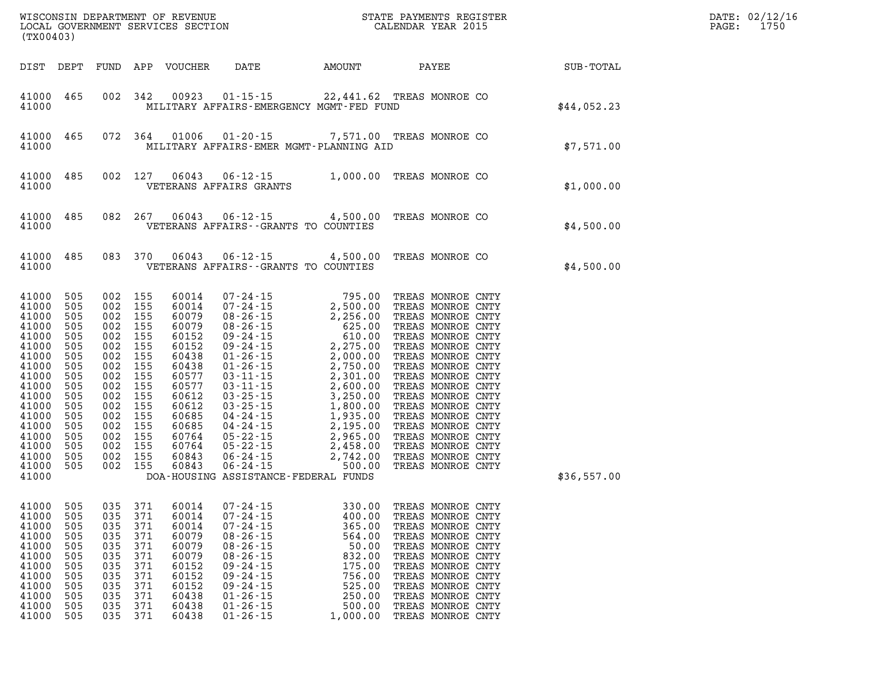| DIST | DEPT | FUND | APP | VOUCHER | DATE | AMOUNT | PAYEE | SUB-TOTAL |
|---|---|---|---|---|---|---|---|---|
| 41000 | 465 | 002 | 342 | 00923 | 01-15-15 | 22,441.62 | TREAS MONROE CO | |
| 41000 | | | | | MILITARY AFFAIRS-EMERGENCY MGMT-FED FUND | | | $44,052.23 |
| 41000 | 465 | 072 | 364 | 01006 | 01-20-15 | 7,571.00 | TREAS MONROE CO | |
| 41000 | | | | | MILITARY AFFAIRS-EMER MGMT-PLANNING AID | | | $7,571.00 |
| 41000 | 485 | 002 | 127 | 06043 | 06-12-15 | 1,000.00 | TREAS MONROE CO | |
| 41000 | | | | | VETERANS AFFAIRS GRANTS | | | $1,000.00 |
| 41000 | 485 | 082 | 267 | 06043 | 06-12-15 | 4,500.00 | TREAS MONROE CO | |
| 41000 | | | | | VETERANS AFFAIRS--GRANTS TO COUNTIES | | | $4,500.00 |
| 41000 | 485 | 083 | 370 | 06043 | 06-12-15 | 4,500.00 | TREAS MONROE CO | |
| 41000 | | | | | VETERANS AFFAIRS--GRANTS TO COUNTIES | | | $4,500.00 |
| 41000 | 505 | 002 | 155 | 60014 | 07-24-15 | 795.00 | TREAS MONROE CNTY | |
| 41000 | 505 | 002 | 155 | 60014 | 07-24-15 | 2,500.00 | TREAS MONROE CNTY | |
| 41000 | 505 | 002 | 155 | 60079 | 08-26-15 | 2,256.00 | TREAS MONROE CNTY | |
| 41000 | 505 | 002 | 155 | 60079 | 08-26-15 | 625.00 | TREAS MONROE CNTY | |
| 41000 | 505 | 002 | 155 | 60152 | 09-24-15 | 610.00 | TREAS MONROE CNTY | |
| 41000 | 505 | 002 | 155 | 60152 | 09-24-15 | 2,275.00 | TREAS MONROE CNTY | |
| 41000 | 505 | 002 | 155 | 60438 | 01-26-15 | 2,000.00 | TREAS MONROE CNTY | |
| 41000 | 505 | 002 | 155 | 60438 | 01-26-15 | 2,750.00 | TREAS MONROE CNTY | |
| 41000 | 505 | 002 | 155 | 60577 | 03-11-15 | 2,301.00 | TREAS MONROE CNTY | |
| 41000 | 505 | 002 | 155 | 60577 | 03-11-15 | 2,600.00 | TREAS MONROE CNTY | |
| 41000 | 505 | 002 | 155 | 60612 | 03-25-15 | 3,250.00 | TREAS MONROE CNTY | |
| 41000 | 505 | 002 | 155 | 60612 | 03-25-15 | 1,800.00 | TREAS MONROE CNTY | |
| 41000 | 505 | 002 | 155 | 60685 | 04-24-15 | 1,935.00 | TREAS MONROE CNTY | |
| 41000 | 505 | 002 | 155 | 60685 | 04-24-15 | 2,195.00 | TREAS MONROE CNTY | |
| 41000 | 505 | 002 | 155 | 60764 | 05-22-15 | 2,965.00 | TREAS MONROE CNTY | |
| 41000 | 505 | 002 | 155 | 60764 | 05-22-15 | 2,458.00 | TREAS MONROE CNTY | |
| 41000 | 505 | 002 | 155 | 60843 | 06-24-15 | 2,742.00 | TREAS MONROE CNTY | |
| 41000 | 505 | 002 | 155 | 60843 | 06-24-15 | 500.00 | TREAS MONROE CNTY | |
| 41000 | | | | | DOA-HOUSING ASSISTANCE-FEDERAL FUNDS | | | $36,557.00 |
| 41000 | 505 | 035 | 371 | 60014 | 07-24-15 | 330.00 | TREAS MONROE CNTY | |
| 41000 | 505 | 035 | 371 | 60014 | 07-24-15 | 400.00 | TREAS MONROE CNTY | |
| 41000 | 505 | 035 | 371 | 60014 | 07-24-15 | 365.00 | TREAS MONROE CNTY | |
| 41000 | 505 | 035 | 371 | 60079 | 08-26-15 | 564.00 | TREAS MONROE CNTY | |
| 41000 | 505 | 035 | 371 | 60079 | 08-26-15 | 50.00 | TREAS MONROE CNTY | |
| 41000 | 505 | 035 | 371 | 60079 | 08-26-15 | 832.00 | TREAS MONROE CNTY | |
| 41000 | 505 | 035 | 371 | 60152 | 09-24-15 | 175.00 | TREAS MONROE CNTY | |
| 41000 | 505 | 035 | 371 | 60152 | 09-24-15 | 756.00 | TREAS MONROE CNTY | |
| 41000 | 505 | 035 | 371 | 60152 | 09-24-15 | 525.00 | TREAS MONROE CNTY | |
| 41000 | 505 | 035 | 371 | 60438 | 01-26-15 | 250.00 | TREAS MONROE CNTY | |
| 41000 | 505 | 035 | 371 | 60438 | 01-26-15 | 500.00 | TREAS MONROE CNTY | |
| 41000 | 505 | 035 | 371 | 60438 | 01-26-15 | 1,000.00 | TREAS MONROE CNTY | |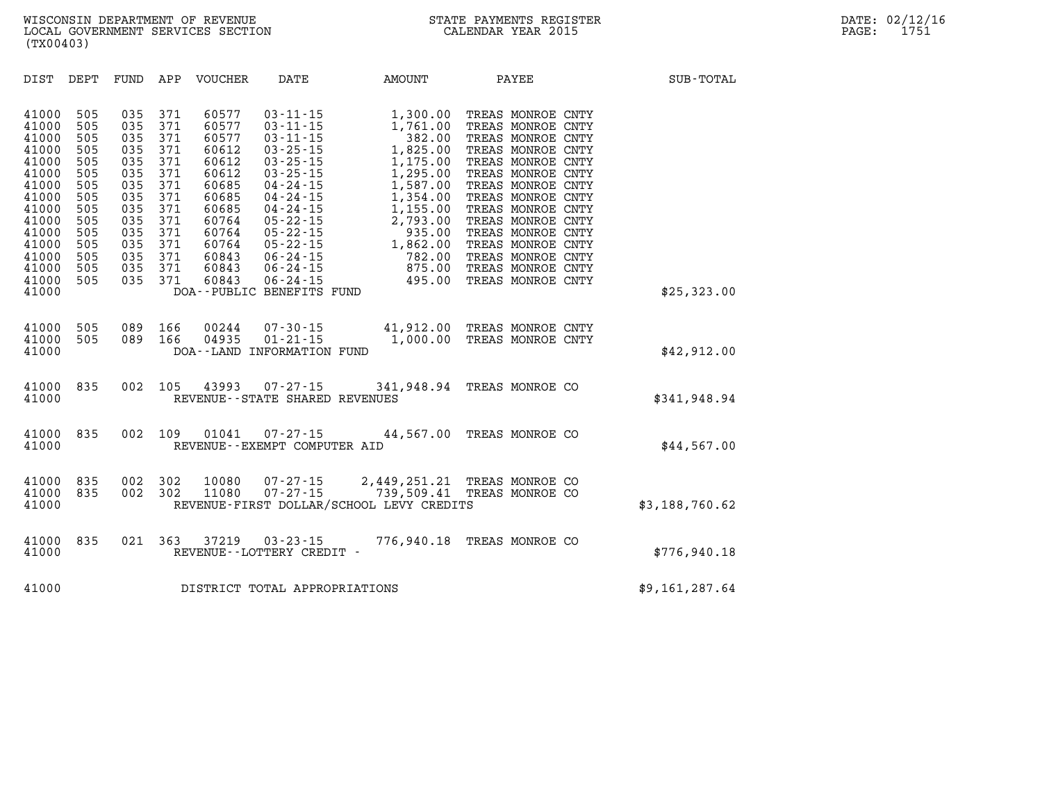WISCONSIN DEPARTMENT OF REVENUE
LOCAL GOVERNMENT SERVICES SECTION
(TX00403)

STATE PAYMENTS REGISTER
CALENDAR YEAR 2015

DATE: 02/12/16
PAGE: 1751

| DIST | DEPT | FUND | APP | VOUCHER | DATE | AMOUNT | PAYEE | SUB-TOTAL |
|---|---|---|---|---|---|---|---|---|
| 41000 | 505 | 035 | 371 | 60577 | 03-11-15 | 1,300.00 | TREAS MONROE CNTY | |
| 41000 | 505 | 035 | 371 | 60577 | 03-11-15 | 1,761.00 | TREAS MONROE CNTY | |
| 41000 | 505 | 035 | 371 | 60577 | 03-11-15 | 382.00 | TREAS MONROE CNTY | |
| 41000 | 505 | 035 | 371 | 60612 | 03-25-15 | 1,825.00 | TREAS MONROE CNTY | |
| 41000 | 505 | 035 | 371 | 60612 | 03-25-15 | 1,175.00 | TREAS MONROE CNTY | |
| 41000 | 505 | 035 | 371 | 60612 | 03-25-15 | 1,295.00 | TREAS MONROE CNTY | |
| 41000 | 505 | 035 | 371 | 60685 | 04-24-15 | 1,587.00 | TREAS MONROE CNTY | |
| 41000 | 505 | 035 | 371 | 60685 | 04-24-15 | 1,354.00 | TREAS MONROE CNTY | |
| 41000 | 505 | 035 | 371 | 60685 | 04-24-15 | 1,155.00 | TREAS MONROE CNTY | |
| 41000 | 505 | 035 | 371 | 60764 | 05-22-15 | 2,793.00 | TREAS MONROE CNTY | |
| 41000 | 505 | 035 | 371 | 60764 | 05-22-15 | 935.00 | TREAS MONROE CNTY | |
| 41000 | 505 | 035 | 371 | 60764 | 05-22-15 | 1,862.00 | TREAS MONROE CNTY | |
| 41000 | 505 | 035 | 371 | 60843 | 06-24-15 | 782.00 | TREAS MONROE CNTY | |
| 41000 | 505 | 035 | 371 | 60843 | 06-24-15 | 875.00 | TREAS MONROE CNTY | |
| 41000 | 505 | 035 | 371 | 60843 | 06-24-15 | 495.00 | TREAS MONROE CNTY | |
| 41000 | | | | DOA--PUBLIC BENEFITS FUND | | | | $25,323.00 |
| 41000 | 505 | 089 | 166 | 00244 | 07-30-15 | 41,912.00 | TREAS MONROE CNTY | |
| 41000 | 505 | 089 | 166 | 04935 | 01-21-15 | 1,000.00 | TREAS MONROE CNTY | |
| 41000 | | | | DOA--LAND INFORMATION FUND | | | | $42,912.00 |
| 41000 | 835 | 002 | 105 | 43993 | 07-27-15 | 341,948.94 | TREAS MONROE CO | |
| 41000 | | | | REVENUE--STATE SHARED REVENUES | | | | $341,948.94 |
| 41000 | 835 | 002 | 109 | 01041 | 07-27-15 | 44,567.00 | TREAS MONROE CO | |
| 41000 | | | | REVENUE--EXEMPT COMPUTER AID | | | | $44,567.00 |
| 41000 | 835 | 002 | 302 | 10080 | 07-27-15 | 2,449,251.21 | TREAS MONROE CO | |
| 41000 | 835 | 002 | 302 | 11080 | 07-27-15 | 739,509.41 | TREAS MONROE CO | |
| 41000 | | | | REVENUE-FIRST DOLLAR/SCHOOL LEVY CREDITS | | | | $3,188,760.62 |
| 41000 | 835 | 021 | 363 | 37219 | 03-23-15 | 776,940.18 | TREAS MONROE CO | |
| 41000 | | | | REVENUE--LOTTERY CREDIT - | | | | $776,940.18 |
| 41000 | | | | DISTRICT TOTAL APPROPRIATIONS | | | | $9,161,287.64 |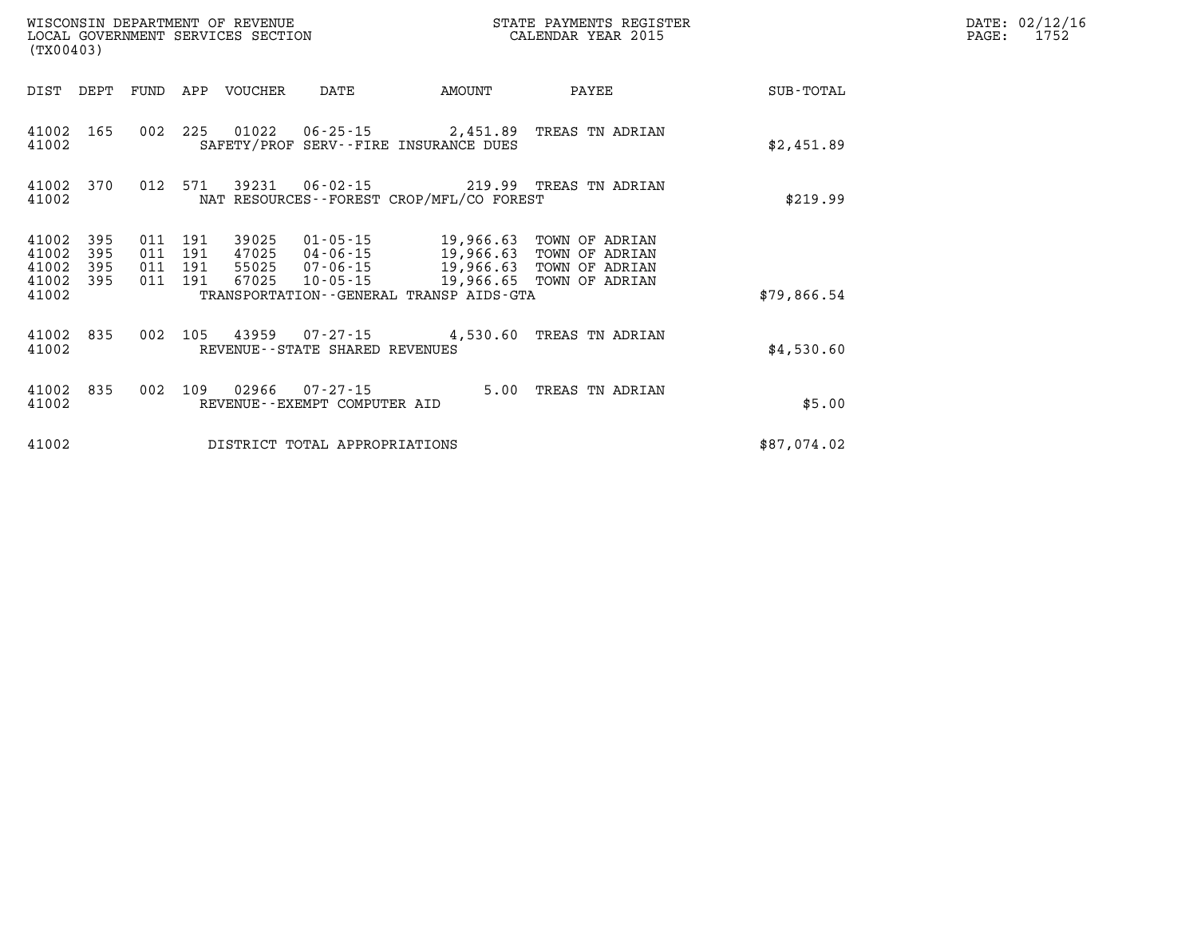WISCONSIN DEPARTMENT OF REVENUE
LOCAL GOVERNMENT SERVICES SECTION
(TX00403)

STATE PAYMENTS REGISTER
CALENDAR YEAR 2015

| DIST | DEPT | FUND | APP | VOUCHER | DATE | AMOUNT | PAYEE | SUB-TOTAL |
|---|---|---|---|---|---|---|---|---|
| 41002 | 165 | 002 | 225 | 01022 | 06-25-15 | 2,451.89 | TREAS TN ADRIAN | |
| 41002 | | | | SAFETY/PROF SERV--FIRE INSURANCE DUES | | | | $2,451.89 |
| 41002 | 370 | 012 | 571 | 39231 | 06-02-15 | 219.99 | TREAS TN ADRIAN | |
| 41002 | | | | NAT RESOURCES--FOREST CROP/MFL/CO FOREST | | | | $219.99 |
| 41002 | 395 | 011 | 191 | 39025 | 01-05-15 | 19,966.63 | TOWN OF ADRIAN | |
| 41002 | 395 | 011 | 191 | 47025 | 04-06-15 | 19,966.63 | TOWN OF ADRIAN | |
| 41002 | 395 | 011 | 191 | 55025 | 07-06-15 | 19,966.63 | TOWN OF ADRIAN | |
| 41002 | 395 | 011 | 191 | 67025 | 10-05-15 | 19,966.65 | TOWN OF ADRIAN | |
| 41002 | | | | TRANSPORTATION--GENERAL TRANSP AIDS-GTA | | | | $79,866.54 |
| 41002 | 835 | 002 | 105 | 43959 | 07-27-15 | 4,530.60 | TREAS TN ADRIAN | |
| 41002 | | | | REVENUE--STATE SHARED REVENUES | | | | $4,530.60 |
| 41002 | 835 | 002 | 109 | 02966 | 07-27-15 | 5.00 | TREAS TN ADRIAN | |
| 41002 | | | | REVENUE--EXEMPT COMPUTER AID | | | | $5.00 |
| 41002 | | | | DISTRICT TOTAL APPROPRIATIONS | | | | $87,074.02 |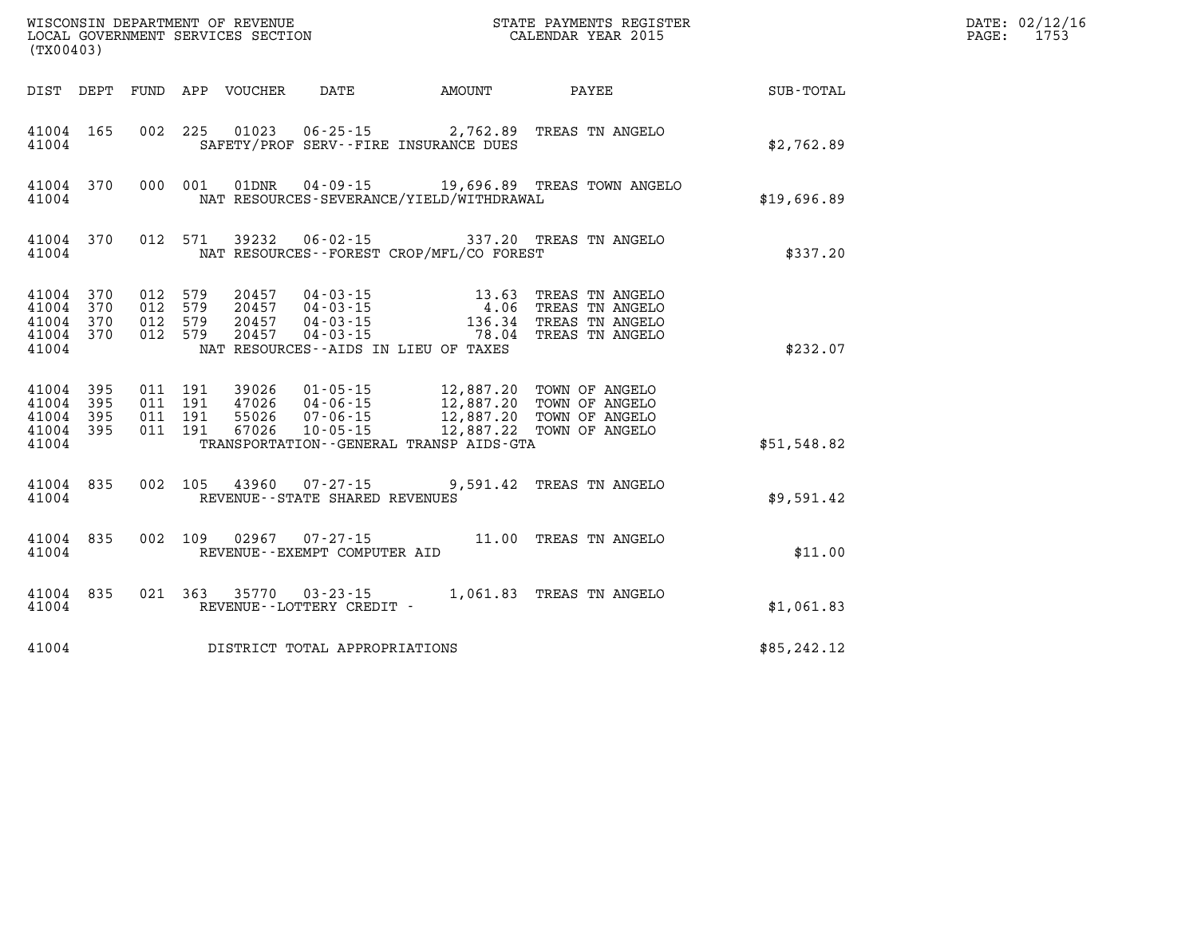WISCONSIN DEPARTMENT OF REVENUE
LOCAL GOVERNMENT SERVICES SECTION
(TX00403)

STATE PAYMENTS REGISTER
CALENDAR YEAR 2015

DATE: 02/12/16
PAGE: 1753

| DIST | DEPT | FUND | APP | VOUCHER | DATE | AMOUNT | PAYEE | SUB-TOTAL |
|---|---|---|---|---|---|---|---|---|
| 41004 | 165 | 002 | 225 | 01023 | 06-25-15 | 2,762.89 | TREAS TN ANGELO | |
| 41004 | | | | SAFETY/PROF SERV--FIRE INSURANCE DUES | | | | $2,762.89 |
| 41004 | 370 | 000 | 001 | 01DNR | 04-09-15 | 19,696.89 | TREAS TOWN ANGELO | |
| 41004 | | | | NAT RESOURCES-SEVERANCE/YIELD/WITHDRAWAL | | | | $19,696.89 |
| 41004 | 370 | 012 | 571 | 39232 | 06-02-15 | 337.20 | TREAS TN ANGELO | |
| 41004 | | | | NAT RESOURCES--FOREST CROP/MFL/CO FOREST | | | | $337.20 |
| 41004 | 370 | 012 | 579 | 20457 | 04-03-15 | 13.63 | TREAS TN ANGELO | |
| 41004 | 370 | 012 | 579 | 20457 | 04-03-15 | 4.06 | TREAS TN ANGELO | |
| 41004 | 370 | 012 | 579 | 20457 | 04-03-15 | 136.34 | TREAS TN ANGELO | |
| 41004 | 370 | 012 | 579 | 20457 | 04-03-15 | 78.04 | TREAS TN ANGELO | |
| 41004 | | | | NAT RESOURCES--AIDS IN LIEU OF TAXES | | | | $232.07 |
| 41004 | 395 | 011 | 191 | 39026 | 01-05-15 | 12,887.20 | TOWN OF ANGELO | |
| 41004 | 395 | 011 | 191 | 47026 | 04-06-15 | 12,887.20 | TOWN OF ANGELO | |
| 41004 | 395 | 011 | 191 | 55026 | 07-06-15 | 12,887.20 | TOWN OF ANGELO | |
| 41004 | 395 | 011 | 191 | 67026 | 10-05-15 | 12,887.22 | TOWN OF ANGELO | |
| 41004 | | | | TRANSPORTATION--GENERAL TRANSP AIDS-GTA | | | | $51,548.82 |
| 41004 | 835 | 002 | 105 | 43960 | 07-27-15 | 9,591.42 | TREAS TN ANGELO | |
| 41004 | | | | REVENUE--STATE SHARED REVENUES | | | | $9,591.42 |
| 41004 | 835 | 002 | 109 | 02967 | 07-27-15 | 11.00 | TREAS TN ANGELO | |
| 41004 | | | | REVENUE--EXEMPT COMPUTER AID | | | | $11.00 |
| 41004 | 835 | 021 | 363 | 35770 | 03-23-15 | 1,061.83 | TREAS TN ANGELO | |
| 41004 | | | | REVENUE--LOTTERY CREDIT - | | | | $1,061.83 |
| 41004 | | | | DISTRICT TOTAL APPROPRIATIONS | | | | $85,242.12 |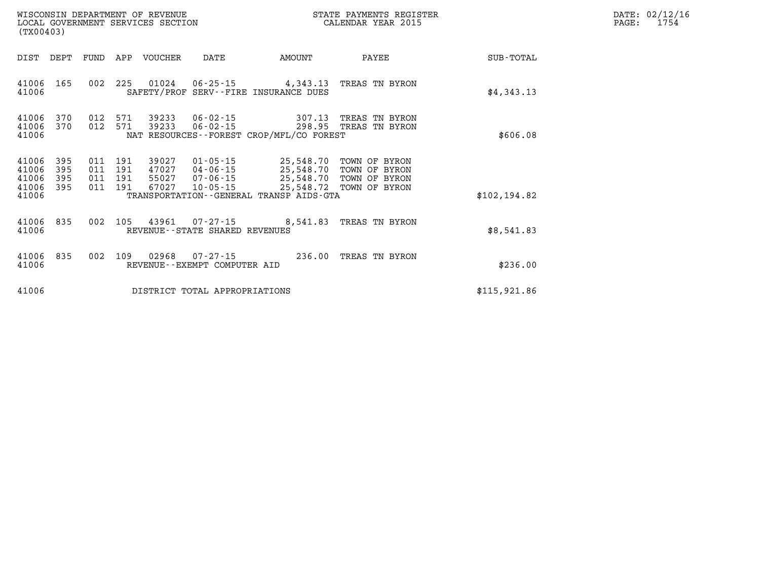WISCONSIN DEPARTMENT OF REVENUE
LOCAL GOVERNMENT SERVICES SECTION
(TX00403)

STATE PAYMENTS REGISTER
CALENDAR YEAR 2015

DATE: 02/12/16
PAGE: 1754

| DIST | DEPT | FUND | APP | VOUCHER | DATE | AMOUNT | PAYEE | SUB-TOTAL |
|---|---|---|---|---|---|---|---|---|
| 41006 | 165 | 002 | 225 | 01024 | 06-25-15 | 4,343.13 | TREAS TN BYRON | |
| 41006 | | | | SAFETY/PROF SERV--FIRE INSURANCE DUES | | | | $4,343.13 |
| 41006 | 370 | 012 | 571 | 39233 | 06-02-15 | 307.13 | TREAS TN BYRON | |
| 41006 | 370 | 012 | 571 | 39233 | 06-02-15 | 298.95 | TREAS TN BYRON | |
| 41006 | | | | NAT RESOURCES--FOREST CROP/MFL/CO FOREST | | | | $606.08 |
| 41006 | 395 | 011 | 191 | 39027 | 01-05-15 | 25,548.70 | TOWN OF BYRON | |
| 41006 | 395 | 011 | 191 | 47027 | 04-06-15 | 25,548.70 | TOWN OF BYRON | |
| 41006 | 395 | 011 | 191 | 55027 | 07-06-15 | 25,548.70 | TOWN OF BYRON | |
| 41006 | 395 | 011 | 191 | 67027 | 10-05-15 | 25,548.72 | TOWN OF BYRON | |
| 41006 | | | | TRANSPORTATION--GENERAL TRANSP AIDS-GTA | | | | $102,194.82 |
| 41006 | 835 | 002 | 105 | 43961 | 07-27-15 | 8,541.83 | TREAS TN BYRON | |
| 41006 | | | | REVENUE--STATE SHARED REVENUES | | | | $8,541.83 |
| 41006 | 835 | 002 | 109 | 02968 | 07-27-15 | 236.00 | TREAS TN BYRON | |
| 41006 | | | | REVENUE--EXEMPT COMPUTER AID | | | | $236.00 |
| 41006 | | | | DISTRICT TOTAL APPROPRIATIONS | | | | $115,921.86 |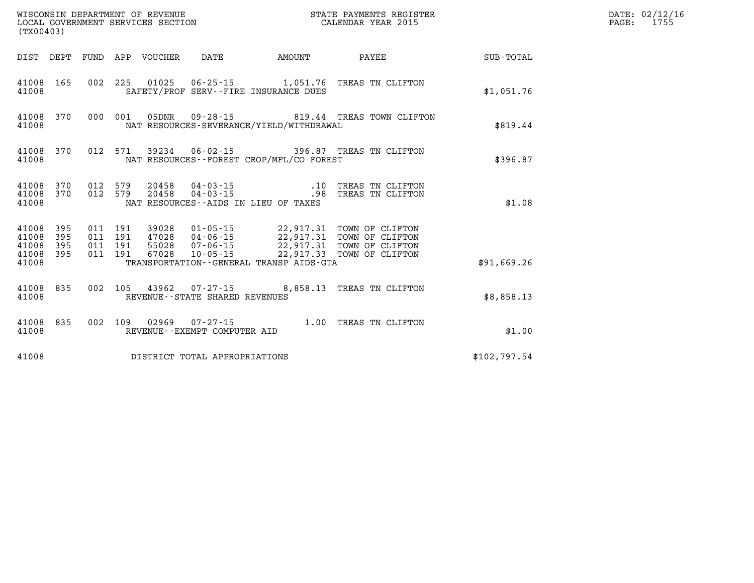WISCONSIN DEPARTMENT OF REVENUE
LOCAL GOVERNMENT SERVICES SECTION
(TX00403)

STATE PAYMENTS REGISTER
CALENDAR YEAR 2015

DATE: 02/12/16
PAGE: 1755

| DIST | DEPT | FUND | APP | VOUCHER | DATE | AMOUNT | PAYEE | SUB-TOTAL |
|---|---|---|---|---|---|---|---|---|
| 41008 | 165 | 002 | 225 | 01025 | 06-25-15 | 1,051.76 | TREAS TN CLIFTON | |
| 41008 | | | | | SAFETY/PROF SERV--FIRE INSURANCE DUES | | | $1,051.76 |
| 41008 | 370 | 000 | 001 | 05DNR | 09-28-15 | 819.44 | TREAS TOWN CLIFTON | |
| 41008 | | | | | NAT RESOURCES-SEVERANCE/YIELD/WITHDRAWAL | | | $819.44 |
| 41008 | 370 | 012 | 571 | 39234 | 06-02-15 | 396.87 | TREAS TN CLIFTON | |
| 41008 | | | | | NAT RESOURCES--FOREST CROP/MFL/CO FOREST | | | $396.87 |
| 41008 | 370 | 012 | 579 | 20458 | 04-03-15 | .10 | TREAS TN CLIFTON | |
| 41008 | 370 | 012 | 579 | 20458 | 04-03-15 | .98 | TREAS TN CLIFTON | |
| 41008 | | | | | NAT RESOURCES--AIDS IN LIEU OF TAXES | | | $1.08 |
| 41008 | 395 | 011 | 191 | 39028 | 01-05-15 | 22,917.31 | TOWN OF CLIFTON | |
| 41008 | 395 | 011 | 191 | 47028 | 04-06-15 | 22,917.31 | TOWN OF CLIFTON | |
| 41008 | 395 | 011 | 191 | 55028 | 07-06-15 | 22,917.31 | TOWN OF CLIFTON | |
| 41008 | 395 | 011 | 191 | 67028 | 10-05-15 | 22,917.33 | TOWN OF CLIFTON | |
| 41008 | | | | | TRANSPORTATION--GENERAL TRANSP AIDS-GTA | | | $91,669.26 |
| 41008 | 835 | 002 | 105 | 43962 | 07-27-15 | 8,858.13 | TREAS TN CLIFTON | |
| 41008 | | | | | REVENUE--STATE SHARED REVENUES | | | $8,858.13 |
| 41008 | 835 | 002 | 109 | 02969 | 07-27-15 | 1.00 | TREAS TN CLIFTON | |
| 41008 | | | | | REVENUE--EXEMPT COMPUTER AID | | | $1.00 |
| 41008 | | | | | DISTRICT TOTAL APPROPRIATIONS | | | $102,797.54 |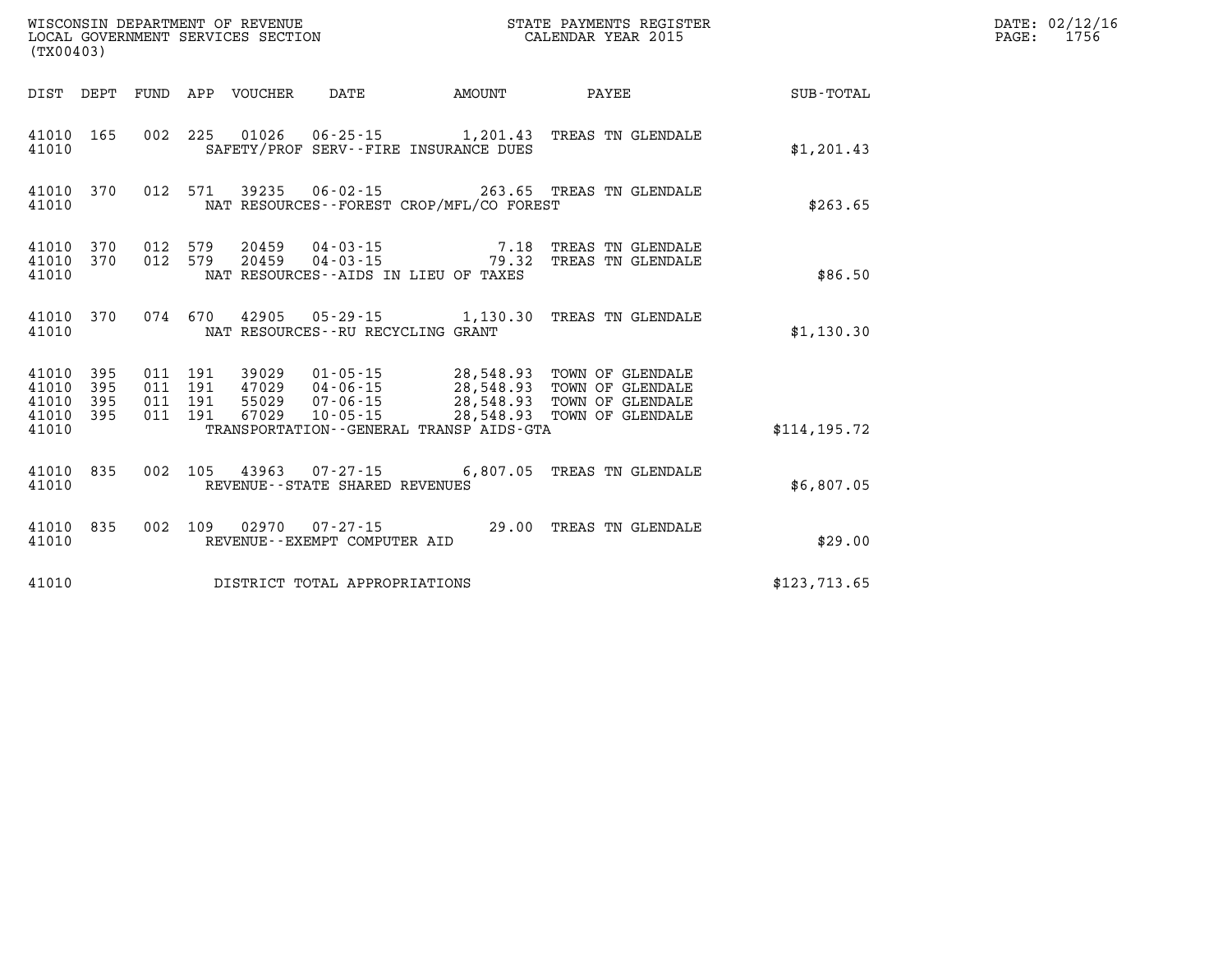WISCONSIN DEPARTMENT OF REVENUE
LOCAL GOVERNMENT SERVICES SECTION
(TX00403)

STATE PAYMENTS REGISTER
CALENDAR YEAR 2015

DATE: 02/12/16
PAGE: 1756

| DIST | DEPT | FUND | APP | VOUCHER | DATE | AMOUNT | PAYEE | SUB-TOTAL |
|---|---|---|---|---|---|---|---|---|
| 41010 | 165 | 002 | 225 | 01026 | 06-25-15 | 1,201.43 | TREAS TN GLENDALE | |
| 41010 | | | | SAFETY/PROF SERV--FIRE INSURANCE DUES | | | | $1,201.43 |
| 41010 | 370 | 012 | 571 | 39235 | 06-02-15 | 263.65 | TREAS TN GLENDALE | |
| 41010 | | | | NAT RESOURCES--FOREST CROP/MFL/CO FOREST | | | | $263.65 |
| 41010 | 370 | 012 | 579 | 20459 | 04-03-15 | 7.18 | TREAS TN GLENDALE | |
| 41010 | 370 | 012 | 579 | 20459 | 04-03-15 | 79.32 | TREAS TN GLENDALE | |
| 41010 | | | | NAT RESOURCES--AIDS IN LIEU OF TAXES | | | | $86.50 |
| 41010 | 370 | 074 | 670 | 42905 | 05-29-15 | 1,130.30 | TREAS TN GLENDALE | |
| 41010 | | | | NAT RESOURCES--RU RECYCLING GRANT | | | | $1,130.30 |
| 41010 | 395 | 011 | 191 | 39029 | 01-05-15 | 28,548.93 | TOWN OF GLENDALE | |
| 41010 | 395 | 011 | 191 | 47029 | 04-06-15 | 28,548.93 | TOWN OF GLENDALE | |
| 41010 | 395 | 011 | 191 | 55029 | 07-06-15 | 28,548.93 | TOWN OF GLENDALE | |
| 41010 | 395 | 011 | 191 | 67029 | 10-05-15 | 28,548.93 | TOWN OF GLENDALE | |
| 41010 | | | | TRANSPORTATION--GENERAL TRANSP AIDS-GTA | | | | $114,195.72 |
| 41010 | 835 | 002 | 105 | 43963 | 07-27-15 | 6,807.05 | TREAS TN GLENDALE | |
| 41010 | | | | REVENUE--STATE SHARED REVENUES | | | | $6,807.05 |
| 41010 | 835 | 002 | 109 | 02970 | 07-27-15 | 29.00 | TREAS TN GLENDALE | |
| 41010 | | | | REVENUE--EXEMPT COMPUTER AID | | | | $29.00 |
| 41010 | | | | DISTRICT TOTAL APPROPRIATIONS | | | | $123,713.65 |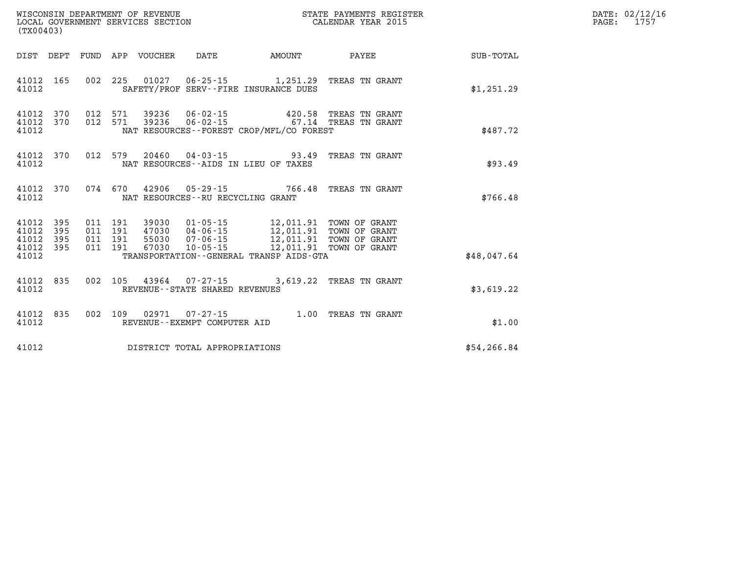WISCONSIN DEPARTMENT OF REVENUE
LOCAL GOVERNMENT SERVICES SECTION
(TX00403)

STATE PAYMENTS REGISTER
CALENDAR YEAR 2015

DATE: 02/12/16
PAGE: 1757

| DIST | DEPT | FUND | APP | VOUCHER | DATE | AMOUNT | PAYEE | SUB-TOTAL |
|---|---|---|---|---|---|---|---|---|
| 41012 | 165 | 002 | 225 | 01027 | 06-25-15 | 1,251.29 | TREAS TN GRANT | |
| 41012 | | | | SAFETY/PROF SERV--FIRE INSURANCE DUES | | | | $1,251.29 |
| 41012 | 370 | 012 | 571 | 39236 | 06-02-15 | 420.58 | TREAS TN GRANT | |
| 41012 | 370 | 012 | 571 | 39236 | 06-02-15 | 67.14 | TREAS TN GRANT | |
| 41012 | | | | NAT RESOURCES--FOREST CROP/MFL/CO FOREST | | | | $487.72 |
| 41012 | 370 | 012 | 579 | 20460 | 04-03-15 | 93.49 | TREAS TN GRANT | |
| 41012 | | | | NAT RESOURCES--AIDS IN LIEU OF TAXES | | | | $93.49 |
| 41012 | 370 | 074 | 670 | 42906 | 05-29-15 | 766.48 | TREAS TN GRANT | |
| 41012 | | | | NAT RESOURCES--RU RECYCLING GRANT | | | | $766.48 |
| 41012 | 395 | 011 | 191 | 39030 | 01-05-15 | 12,011.91 | TOWN OF GRANT | |
| 41012 | 395 | 011 | 191 | 47030 | 04-06-15 | 12,011.91 | TOWN OF GRANT | |
| 41012 | 395 | 011 | 191 | 55030 | 07-06-15 | 12,011.91 | TOWN OF GRANT | |
| 41012 | 395 | 011 | 191 | 67030 | 10-05-15 | 12,011.91 | TOWN OF GRANT | |
| 41012 | | | | TRANSPORTATION--GENERAL TRANSP AIDS-GTA | | | | $48,047.64 |
| 41012 | 835 | 002 | 105 | 43964 | 07-27-15 | 3,619.22 | TREAS TN GRANT | |
| 41012 | | | | REVENUE--STATE SHARED REVENUES | | | | $3,619.22 |
| 41012 | 835 | 002 | 109 | 02971 | 07-27-15 | 1.00 | TREAS TN GRANT | |
| 41012 | | | | REVENUE--EXEMPT COMPUTER AID | | | | $1.00 |
| 41012 | | | | DISTRICT TOTAL APPROPRIATIONS | | | | $54,266.84 |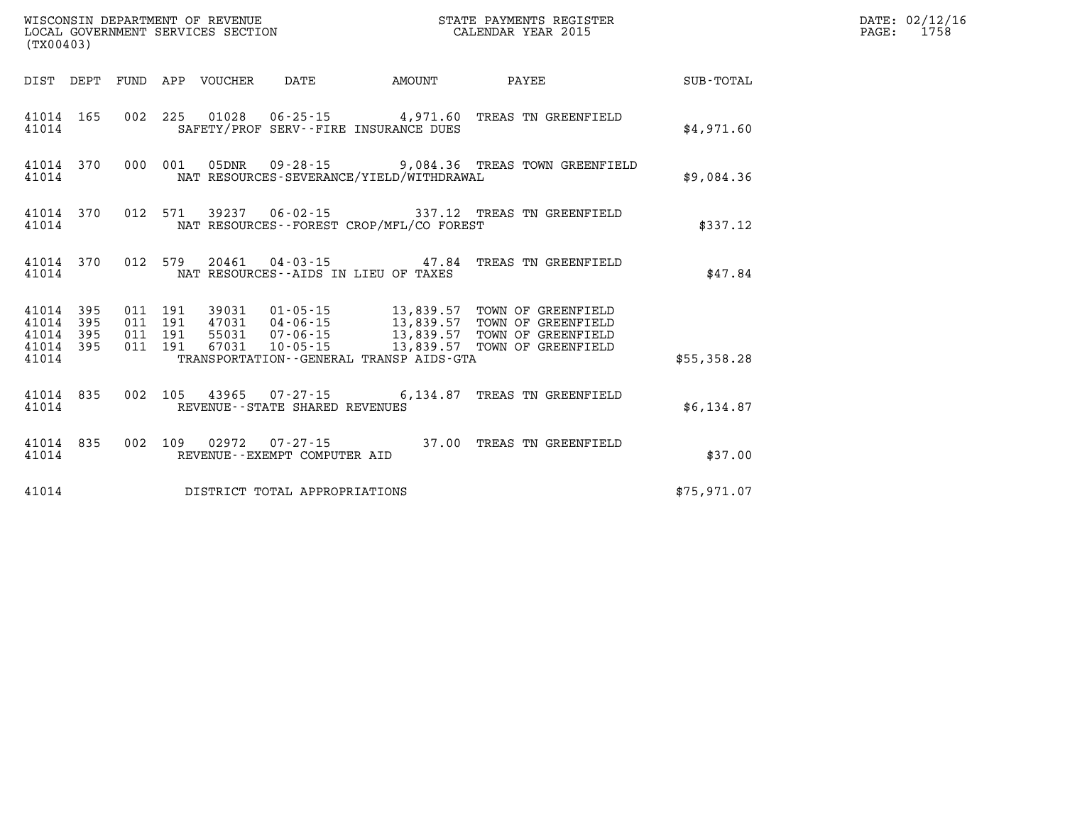WISCONSIN DEPARTMENT OF REVENUE
LOCAL GOVERNMENT SERVICES SECTION
(TX00403)

STATE PAYMENTS REGISTER
CALENDAR YEAR 2015

DATE: 02/12/16
PAGE: 1758

| DIST | DEPT | FUND | APP | VOUCHER | DATE | AMOUNT | PAYEE | SUB-TOTAL |
|---|---|---|---|---|---|---|---|---|
| 41014 | 165 | 002 | 225 | 01028 | 06-25-15 | 4,971.60 | TREAS TN GREENFIELD | |
| 41014 | | | | | SAFETY/PROF SERV--FIRE INSURANCE DUES | | | $4,971.60 |
| 41014 | 370 | 000 | 001 | 05DNR | 09-28-15 | 9,084.36 | TREAS TOWN GREENFIELD | |
| 41014 | | | | | NAT RESOURCES-SEVERANCE/YIELD/WITHDRAWAL | | | $9,084.36 |
| 41014 | 370 | 012 | 571 | 39237 | 06-02-15 | 337.12 | TREAS TN GREENFIELD | |
| 41014 | | | | | NAT RESOURCES--FOREST CROP/MFL/CO FOREST | | | $337.12 |
| 41014 | 370 | 012 | 579 | 20461 | 04-03-15 | 47.84 | TREAS TN GREENFIELD | |
| 41014 | | | | | NAT RESOURCES--AIDS IN LIEU OF TAXES | | | $47.84 |
| 41014 | 395 | 011 | 191 | 39031 | 01-05-15 | 13,839.57 | TOWN OF GREENFIELD | |
| 41014 | 395 | 011 | 191 | 47031 | 04-06-15 | 13,839.57 | TOWN OF GREENFIELD | |
| 41014 | 395 | 011 | 191 | 55031 | 07-06-15 | 13,839.57 | TOWN OF GREENFIELD | |
| 41014 | 395 | 011 | 191 | 67031 | 10-05-15 | 13,839.57 | TOWN OF GREENFIELD | |
| 41014 | | | | | TRANSPORTATION--GENERAL TRANSP AIDS-GTA | | | $55,358.28 |
| 41014 | 835 | 002 | 105 | 43965 | 07-27-15 | 6,134.87 | TREAS TN GREENFIELD | |
| 41014 | | | | | REVENUE--STATE SHARED REVENUES | | | $6,134.87 |
| 41014 | 835 | 002 | 109 | 02972 | 07-27-15 | 37.00 | TREAS TN GREENFIELD | |
| 41014 | | | | | REVENUE--EXEMPT COMPUTER AID | | | $37.00 |
| 41014 | | | | | DISTRICT TOTAL APPROPRIATIONS | | | $75,971.07 |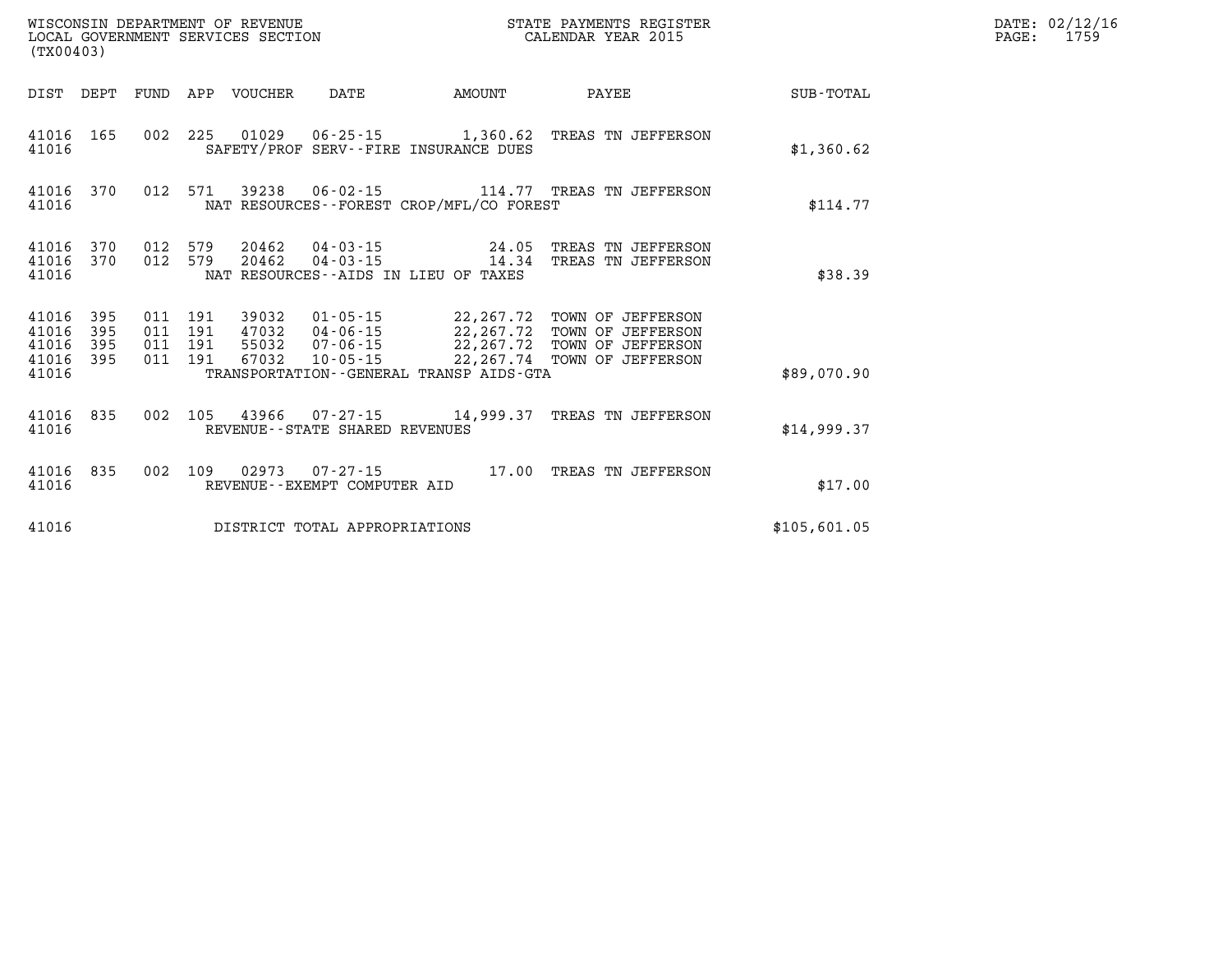WISCONSIN DEPARTMENT OF REVENUE
LOCAL GOVERNMENT SERVICES SECTION
(TX00403)

STATE PAYMENTS REGISTER
CALENDAR YEAR 2015

DATE: 02/12/16
PAGE: 1759

| DIST | DEPT | FUND | APP | VOUCHER | DATE | AMOUNT | PAYEE | SUB-TOTAL |
|---|---|---|---|---|---|---|---|---|
| 41016 | 165 | 002 | 225 | 01029 | 06-25-15 | 1,360.62 | TREAS TN JEFFERSON | |
| 41016 | | | | SAFETY/PROF SERV--FIRE INSURANCE DUES | | | | $1,360.62 |
| 41016 | 370 | 012 | 571 | 39238 | 06-02-15 | 114.77 | TREAS TN JEFFERSON | |
| 41016 | | | | NAT RESOURCES--FOREST CROP/MFL/CO FOREST | | | | $114.77 |
| 41016 | 370 | 012 | 579 | 20462 | 04-03-15 | 24.05 | TREAS TN JEFFERSON | |
| 41016 | 370 | 012 | 579 | 20462 | 04-03-15 | 14.34 | TREAS TN JEFFERSON | |
| 41016 | | | | NAT RESOURCES--AIDS IN LIEU OF TAXES | | | | $38.39 |
| 41016 | 395 | 011 | 191 | 39032 | 01-05-15 | 22,267.72 | TOWN OF JEFFERSON | |
| 41016 | 395 | 011 | 191 | 47032 | 04-06-15 | 22,267.72 | TOWN OF JEFFERSON | |
| 41016 | 395 | 011 | 191 | 55032 | 07-06-15 | 22,267.72 | TOWN OF JEFFERSON | |
| 41016 | 395 | 011 | 191 | 67032 | 10-05-15 | 22,267.74 | TOWN OF JEFFERSON | |
| 41016 | | | | TRANSPORTATION--GENERAL TRANSP AIDS-GTA | | | | $89,070.90 |
| 41016 | 835 | 002 | 105 | 43966 | 07-27-15 | 14,999.37 | TREAS TN JEFFERSON | |
| 41016 | | | | REVENUE--STATE SHARED REVENUES | | | | $14,999.37 |
| 41016 | 835 | 002 | 109 | 02973 | 07-27-15 | 17.00 | TREAS TN JEFFERSON | |
| 41016 | | | | REVENUE--EXEMPT COMPUTER AID | | | | $17.00 |
| 41016 | | | | DISTRICT TOTAL APPROPRIATIONS | | | | $105,601.05 |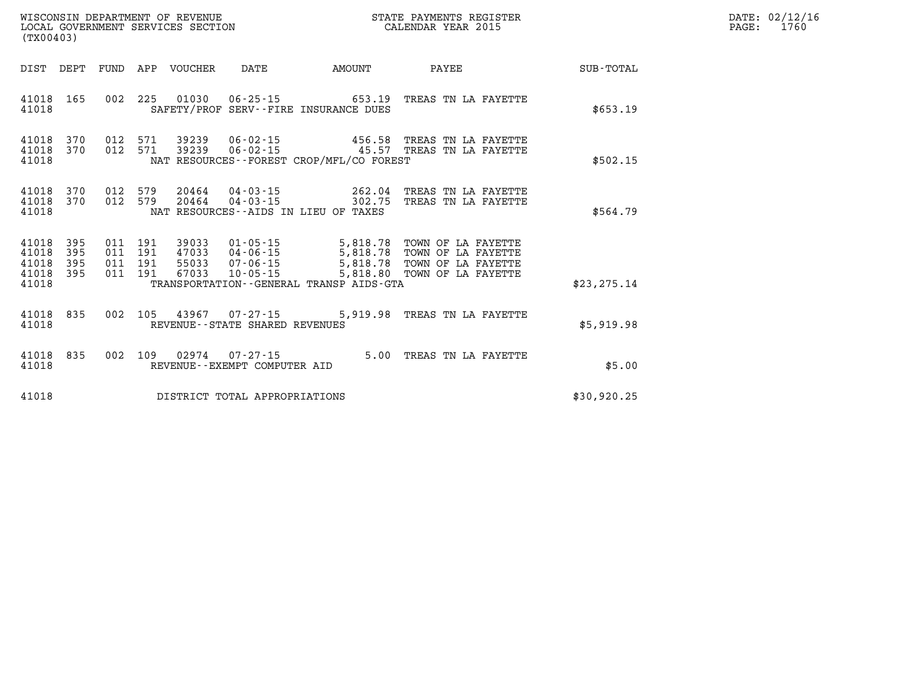WISCONSIN DEPARTMENT OF REVENUE
LOCAL GOVERNMENT SERVICES SECTION
(TX00403)

STATE PAYMENTS REGISTER
CALENDAR YEAR 2015

DATE: 02/12/16
PAGE: 1760

| DIST | DEPT | FUND | APP | VOUCHER | DATE | AMOUNT | PAYEE | SUB-TOTAL |
|---|---|---|---|---|---|---|---|---|
| 41018 | 165 | 002 | 225 | 01030 | 06-25-15 | 653.19 | TREAS TN LA FAYETTE | |
| 41018 | | | | SAFETY/PROF SERV--FIRE INSURANCE DUES | | | | $653.19 |
| 41018 | 370 | 012 | 571 | 39239 | 06-02-15 | 456.58 | TREAS TN LA FAYETTE | |
| 41018 | 370 | 012 | 571 | 39239 | 06-02-15 | 45.57 | TREAS TN LA FAYETTE | |
| 41018 | | | | NAT RESOURCES--FOREST CROP/MFL/CO FOREST | | | | $502.15 |
| 41018 | 370 | 012 | 579 | 20464 | 04-03-15 | 262.04 | TREAS TN LA FAYETTE | |
| 41018 | 370 | 012 | 579 | 20464 | 04-03-15 | 302.75 | TREAS TN LA FAYETTE | |
| 41018 | | | | NAT RESOURCES--AIDS IN LIEU OF TAXES | | | | $564.79 |
| 41018 | 395 | 011 | 191 | 39033 | 01-05-15 | 5,818.78 | TOWN OF LA FAYETTE | |
| 41018 | 395 | 011 | 191 | 47033 | 04-06-15 | 5,818.78 | TOWN OF LA FAYETTE | |
| 41018 | 395 | 011 | 191 | 55033 | 07-06-15 | 5,818.78 | TOWN OF LA FAYETTE | |
| 41018 | 395 | 011 | 191 | 67033 | 10-05-15 | 5,818.80 | TOWN OF LA FAYETTE | |
| 41018 | | | | TRANSPORTATION--GENERAL TRANSP AIDS-GTA | | | | $23,275.14 |
| 41018 | 835 | 002 | 105 | 43967 | 07-27-15 | 5,919.98 | TREAS TN LA FAYETTE | |
| 41018 | | | | REVENUE--STATE SHARED REVENUES | | | | $5,919.98 |
| 41018 | 835 | 002 | 109 | 02974 | 07-27-15 | 5.00 | TREAS TN LA FAYETTE | |
| 41018 | | | | REVENUE--EXEMPT COMPUTER AID | | | | $5.00 |
| 41018 | | | | DISTRICT TOTAL APPROPRIATIONS | | | | $30,920.25 |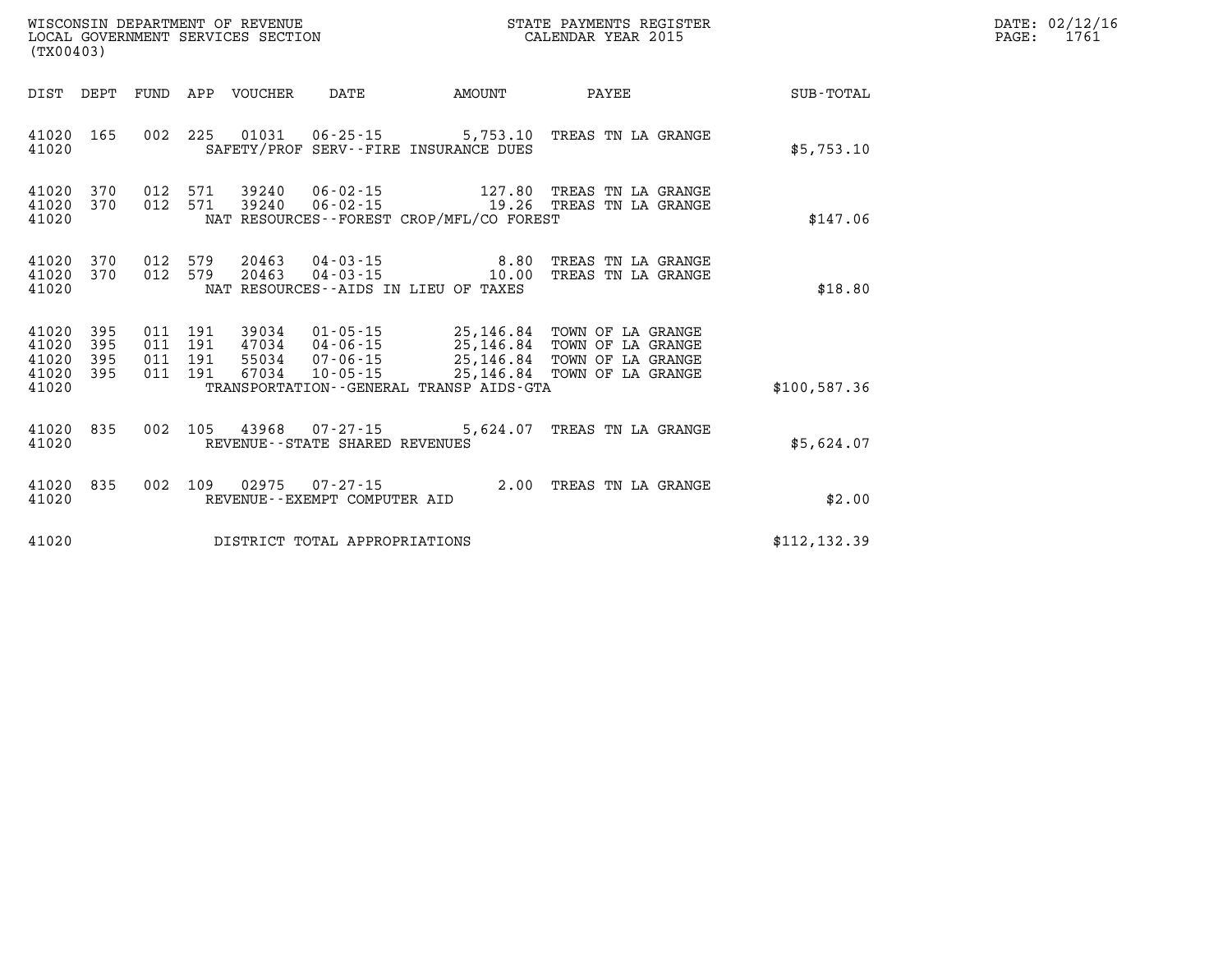WISCONSIN DEPARTMENT OF REVENUE
LOCAL GOVERNMENT SERVICES SECTION
(TX00403)

STATE PAYMENTS REGISTER
CALENDAR YEAR 2015

| DIST | DEPT | FUND | APP | VOUCHER | DATE | AMOUNT | PAYEE | SUB-TOTAL |
|---|---|---|---|---|---|---|---|---|
| 41020 | 165 | 002 | 225 | 01031 | 06-25-15 | 5,753.10 | TREAS TN LA GRANGE | |
| 41020 | | | | SAFETY/PROF SERV--FIRE INSURANCE DUES | | | | $5,753.10 |
| 41020 | 370 | 012 | 571 | 39240 | 06-02-15 | 127.80 | TREAS TN LA GRANGE | |
| 41020 | 370 | 012 | 571 | 39240 | 06-02-15 | 19.26 | TREAS TN LA GRANGE | |
| 41020 | | | | NAT RESOURCES--FOREST CROP/MFL/CO FOREST | | | | $147.06 |
| 41020 | 370 | 012 | 579 | 20463 | 04-03-15 | 8.80 | TREAS TN LA GRANGE | |
| 41020 | 370 | 012 | 579 | 20463 | 04-03-15 | 10.00 | TREAS TN LA GRANGE | |
| 41020 | | | | NAT RESOURCES--AIDS IN LIEU OF TAXES | | | | $18.80 |
| 41020 | 395 | 011 | 191 | 39034 | 01-05-15 | 25,146.84 | TOWN OF LA GRANGE | |
| 41020 | 395 | 011 | 191 | 47034 | 04-06-15 | 25,146.84 | TOWN OF LA GRANGE | |
| 41020 | 395 | 011 | 191 | 55034 | 07-06-15 | 25,146.84 | TOWN OF LA GRANGE | |
| 41020 | 395 | 011 | 191 | 67034 | 10-05-15 | 25,146.84 | TOWN OF LA GRANGE | |
| 41020 | | | | TRANSPORTATION--GENERAL TRANSP AIDS-GTA | | | | $100,587.36 |
| 41020 | 835 | 002 | 105 | 43968 | 07-27-15 | 5,624.07 | TREAS TN LA GRANGE | |
| 41020 | | | | REVENUE--STATE SHARED REVENUES | | | | $5,624.07 |
| 41020 | 835 | 002 | 109 | 02975 | 07-27-15 | 2.00 | TREAS TN LA GRANGE | |
| 41020 | | | | REVENUE--EXEMPT COMPUTER AID | | | | $2.00 |
| 41020 | | | | DISTRICT TOTAL APPROPRIATIONS | | | | $112,132.39 |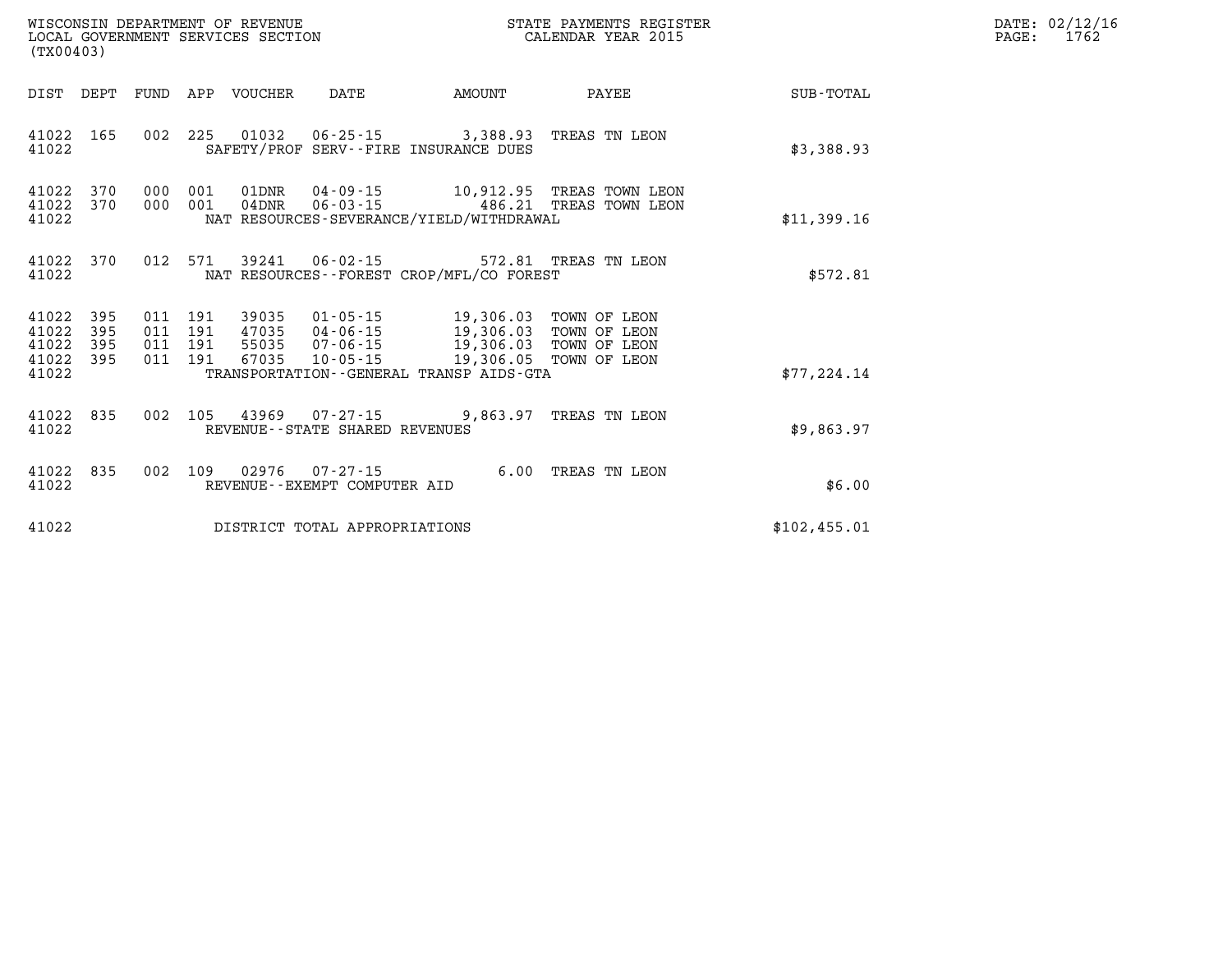WISCONSIN DEPARTMENT OF REVENUE
LOCAL GOVERNMENT SERVICES SECTION
(TX00403)

STATE PAYMENTS REGISTER
CALENDAR YEAR 2015

DATE: 02/12/16

| DIST | DEPT | FUND | APP | VOUCHER | DATE | AMOUNT | PAYEE | SUB-TOTAL |
|---|---|---|---|---|---|---|---|---|
| 41022 | 165 | 002 | 225 | 01032 | 06-25-15 | 3,388.93 | TREAS TN LEON | |
| 41022 | | | | | SAFETY/PROF SERV--FIRE INSURANCE DUES | | | $3,388.93 |
| 41022 | 370 | 000 | 001 | 01DNR | 04-09-15 | 10,912.95 | TREAS TOWN LEON | |
| 41022 | 370 | 000 | 001 | 04DNR | 06-03-15 | 486.21 | TREAS TOWN LEON | |
| 41022 | | | | | NAT RESOURCES-SEVERANCE/YIELD/WITHDRAWAL | | | $11,399.16 |
| 41022 | 370 | 012 | 571 | 39241 | 06-02-15 | 572.81 | TREAS TN LEON | |
| 41022 | | | | | NAT RESOURCES--FOREST CROP/MFL/CO FOREST | | | $572.81 |
| 41022 | 395 | 011 | 191 | 39035 | 01-05-15 | 19,306.03 | TOWN OF LEON | |
| 41022 | 395 | 011 | 191 | 47035 | 04-06-15 | 19,306.03 | TOWN OF LEON | |
| 41022 | 395 | 011 | 191 | 55035 | 07-06-15 | 19,306.03 | TOWN OF LEON | |
| 41022 | 395 | 011 | 191 | 67035 | 10-05-15 | 19,306.05 | TOWN OF LEON | |
| 41022 | | | | | TRANSPORTATION--GENERAL TRANSP AIDS-GTA | | | $77,224.14 |
| 41022 | 835 | 002 | 105 | 43969 | 07-27-15 | 9,863.97 | TREAS TN LEON | |
| 41022 | | | | | REVENUE--STATE SHARED REVENUES | | | $9,863.97 |
| 41022 | 835 | 002 | 109 | 02976 | 07-27-15 | 6.00 | TREAS TN LEON | |
| 41022 | | | | | REVENUE--EXEMPT COMPUTER AID | | | $6.00 |
| 41022 | | | | | DISTRICT TOTAL APPROPRIATIONS | | | $102,455.01 |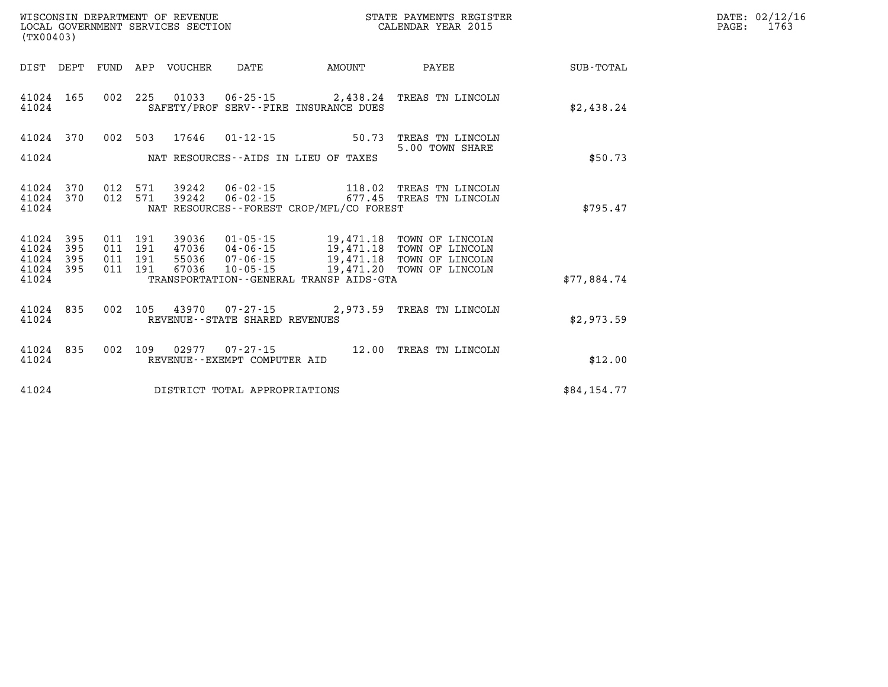WISCONSIN DEPARTMENT OF REVENUE
LOCAL GOVERNMENT SERVICES SECTION
(TX00403)

STATE PAYMENTS REGISTER
CALENDAR YEAR 2015

DATE: 02/12/16
PAGE: 1763

| DIST | DEPT | FUND | APP | VOUCHER | DATE | AMOUNT | PAYEE | SUB-TOTAL |
|---|---|---|---|---|---|---|---|---|
| 41024 | 165 | 002 | 225 | 01033 | 06-25-15 | 2,438.24 | TREAS TN LINCOLN | |
| 41024 | | | | | SAFETY/PROF SERV--FIRE INSURANCE DUES | | | $2,438.24 |
| 41024 | 370 | 002 | 503 | 17646 | 01-12-15 | 50.73 | TREAS TN LINCOLN 5.00 TOWN SHARE | |
| 41024 | | | | | NAT RESOURCES--AIDS IN LIEU OF TAXES | | | $50.73 |
| 41024 | 370 | 012 | 571 | 39242 | 06-02-15 | 118.02 | TREAS TN LINCOLN | |
| 41024 | 370 | 012 | 571 | 39242 | 06-02-15 | 677.45 | TREAS TN LINCOLN | |
| 41024 | | | | | NAT RESOURCES--FOREST CROP/MFL/CO FOREST | | | $795.47 |
| 41024 | 395 | 011 | 191 | 39036 | 01-05-15 | 19,471.18 | TOWN OF LINCOLN | |
| 41024 | 395 | 011 | 191 | 47036 | 04-06-15 | 19,471.18 | TOWN OF LINCOLN | |
| 41024 | 395 | 011 | 191 | 55036 | 07-06-15 | 19,471.18 | TOWN OF LINCOLN | |
| 41024 | 395 | 011 | 191 | 67036 | 10-05-15 | 19,471.20 | TOWN OF LINCOLN | |
| 41024 | | | | | TRANSPORTATION--GENERAL TRANSP AIDS-GTA | | | $77,884.74 |
| 41024 | 835 | 002 | 105 | 43970 | 07-27-15 | 2,973.59 | TREAS TN LINCOLN | |
| 41024 | | | | | REVENUE--STATE SHARED REVENUES | | | $2,973.59 |
| 41024 | 835 | 002 | 109 | 02977 | 07-27-15 | 12.00 | TREAS TN LINCOLN | |
| 41024 | | | | | REVENUE--EXEMPT COMPUTER AID | | | $12.00 |
| 41024 | | | | | DISTRICT TOTAL APPROPRIATIONS | | | $84,154.77 |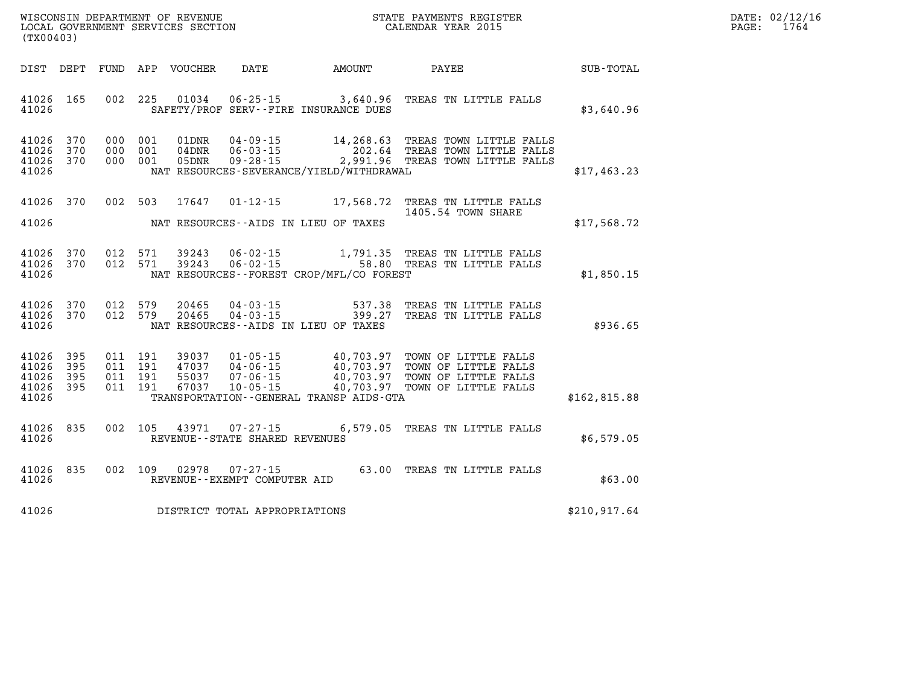WISCONSIN DEPARTMENT OF REVENUE
LOCAL GOVERNMENT SERVICES SECTION
(TX00403)

STATE PAYMENTS REGISTER
CALENDAR YEAR 2015

DATE: 02/12/16
PAGE: 1764

| DIST | DEPT | FUND | APP | VOUCHER | DATE | AMOUNT | PAYEE | SUB-TOTAL |
|---|---|---|---|---|---|---|---|---|
| 41026 | 165 | 002 | 225 | 01034 | 06-25-15 | 3,640.96 | TREAS TN LITTLE FALLS | |
| 41026 | | | | SAFETY/PROF SERV--FIRE INSURANCE DUES | | | | $3,640.96 |
| 41026 | 370 | 000 | 001 | 01DNR | 04-09-15 | 14,268.63 | TREAS TOWN LITTLE FALLS | |
| 41026 | 370 | 000 | 001 | 04DNR | 06-03-15 | 202.64 | TREAS TOWN LITTLE FALLS | |
| 41026 | 370 | 000 | 001 | 05DNR | 09-28-15 | 2,991.96 | TREAS TOWN LITTLE FALLS | |
| 41026 | | | | NAT RESOURCES-SEVERANCE/YIELD/WITHDRAWAL | | | | $17,463.23 |
| 41026 | 370 | 002 | 503 | 17647 | 01-12-15 | 17,568.72 | TREAS TN LITTLE FALLS 1405.54 TOWN SHARE | |
| 41026 | | | | NAT RESOURCES--AIDS IN LIEU OF TAXES | | | | $17,568.72 |
| 41026 | 370 | 012 | 571 | 39243 | 06-02-15 | 1,791.35 | TREAS TN LITTLE FALLS | |
| 41026 | 370 | 012 | 571 | 39243 | 06-02-15 | 58.80 | TREAS TN LITTLE FALLS | |
| 41026 | | | | NAT RESOURCES--FOREST CROP/MFL/CO FOREST | | | | $1,850.15 |
| 41026 | 370 | 012 | 579 | 20465 | 04-03-15 | 537.38 | TREAS TN LITTLE FALLS | |
| 41026 | 370 | 012 | 579 | 20465 | 04-03-15 | 399.27 | TREAS TN LITTLE FALLS | |
| 41026 | | | | NAT RESOURCES--AIDS IN LIEU OF TAXES | | | | $936.65 |
| 41026 | 395 | 011 | 191 | 39037 | 01-05-15 | 40,703.97 | TOWN OF LITTLE FALLS | |
| 41026 | 395 | 011 | 191 | 47037 | 04-06-15 | 40,703.97 | TOWN OF LITTLE FALLS | |
| 41026 | 395 | 011 | 191 | 55037 | 07-06-15 | 40,703.97 | TOWN OF LITTLE FALLS | |
| 41026 | 395 | 011 | 191 | 67037 | 10-05-15 | 40,703.97 | TOWN OF LITTLE FALLS | |
| 41026 | | | | TRANSPORTATION--GENERAL TRANSP AIDS-GTA | | | | $162,815.88 |
| 41026 | 835 | 002 | 105 | 43971 | 07-27-15 | 6,579.05 | TREAS TN LITTLE FALLS | |
| 41026 | | | | REVENUE--STATE SHARED REVENUES | | | | $6,579.05 |
| 41026 | 835 | 002 | 109 | 02978 | 07-27-15 | 63.00 | TREAS TN LITTLE FALLS | |
| 41026 | | | | REVENUE--EXEMPT COMPUTER AID | | | | $63.00 |
| 41026 | | | | DISTRICT TOTAL APPROPRIATIONS | | | | $210,917.64 |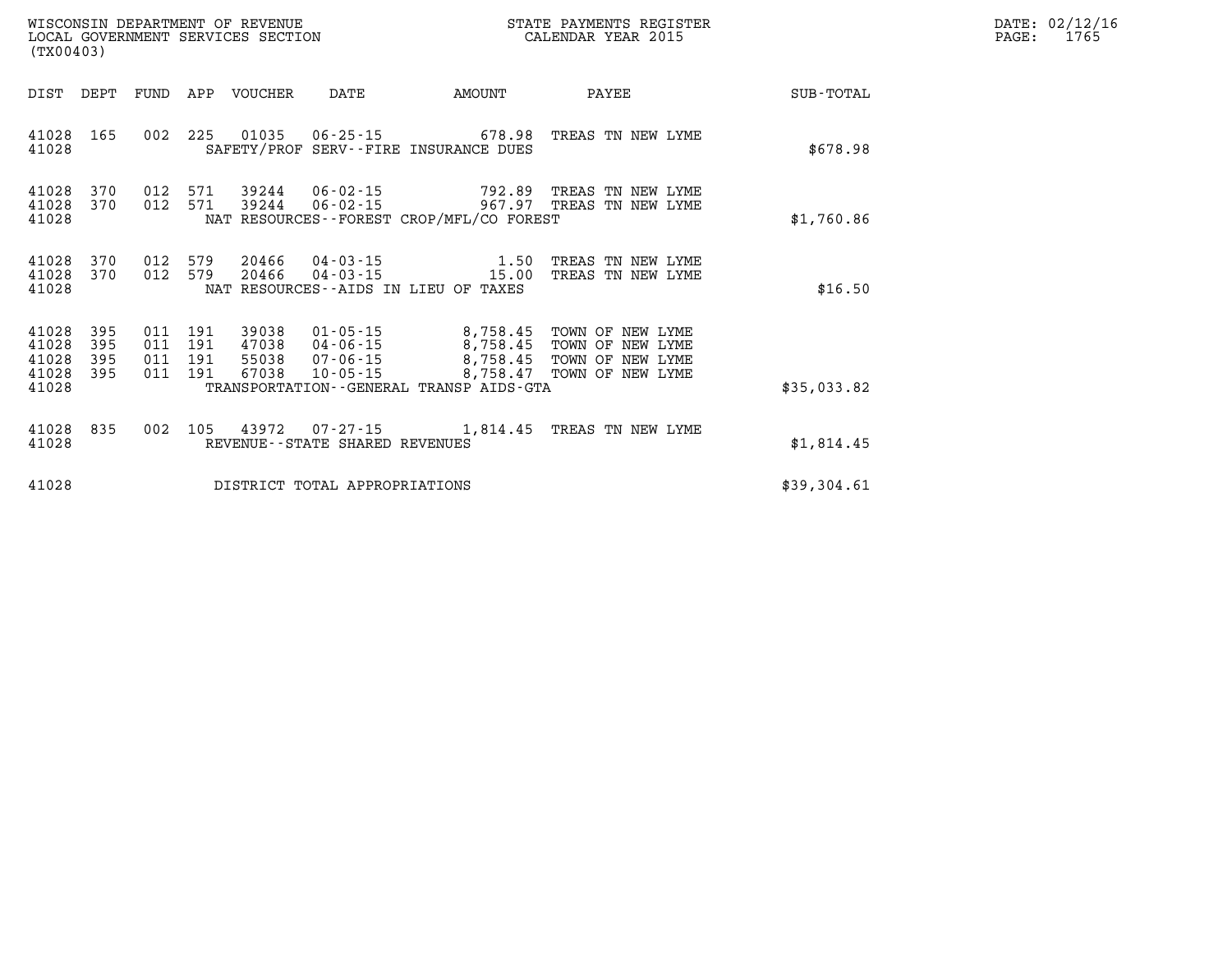WISCONSIN DEPARTMENT OF REVENUE
LOCAL GOVERNMENT SERVICES SECTION
(TX00403)

STATE PAYMENTS REGISTER
CALENDAR YEAR 2015

| DIST | DEPT | FUND | APP | VOUCHER | DATE | AMOUNT | PAYEE | SUB-TOTAL |
|---|---|---|---|---|---|---|---|---|
| 41028 | 165 | 002 | 225 | 01035 | 06-25-15 | 678.98 | TREAS TN NEW LYME | |
| 41028 | | | | | SAFETY/PROF SERV--FIRE INSURANCE DUES | | | $678.98 |
| 41028 | 370 | 012 | 571 | 39244 | 06-02-15 | 792.89 | TREAS TN NEW LYME | |
| 41028 | 370 | 012 | 571 | 39244 | 06-02-15 | 967.97 | TREAS TN NEW LYME | |
| 41028 | | | | | NAT RESOURCES--FOREST CROP/MFL/CO FOREST | | | $1,760.86 |
| 41028 | 370 | 012 | 579 | 20466 | 04-03-15 | 1.50 | TREAS TN NEW LYME | |
| 41028 | 370 | 012 | 579 | 20466 | 04-03-15 | 15.00 | TREAS TN NEW LYME | |
| 41028 | | | | | NAT RESOURCES--AIDS IN LIEU OF TAXES | | | $16.50 |
| 41028 | 395 | 011 | 191 | 39038 | 01-05-15 | 8,758.45 | TOWN OF NEW LYME | |
| 41028 | 395 | 011 | 191 | 47038 | 04-06-15 | 8,758.45 | TOWN OF NEW LYME | |
| 41028 | 395 | 011 | 191 | 55038 | 07-06-15 | 8,758.45 | TOWN OF NEW LYME | |
| 41028 | 395 | 011 | 191 | 67038 | 10-05-15 | 8,758.47 | TOWN OF NEW LYME | |
| 41028 | | | | | TRANSPORTATION--GENERAL TRANSP AIDS-GTA | | | $35,033.82 |
| 41028 | 835 | 002 | 105 | 43972 | 07-27-15 | 1,814.45 | TREAS TN NEW LYME | |
| 41028 | | | | | REVENUE--STATE SHARED REVENUES | | | $1,814.45 |
| 41028 | | | | | DISTRICT TOTAL APPROPRIATIONS | | | $39,304.61 |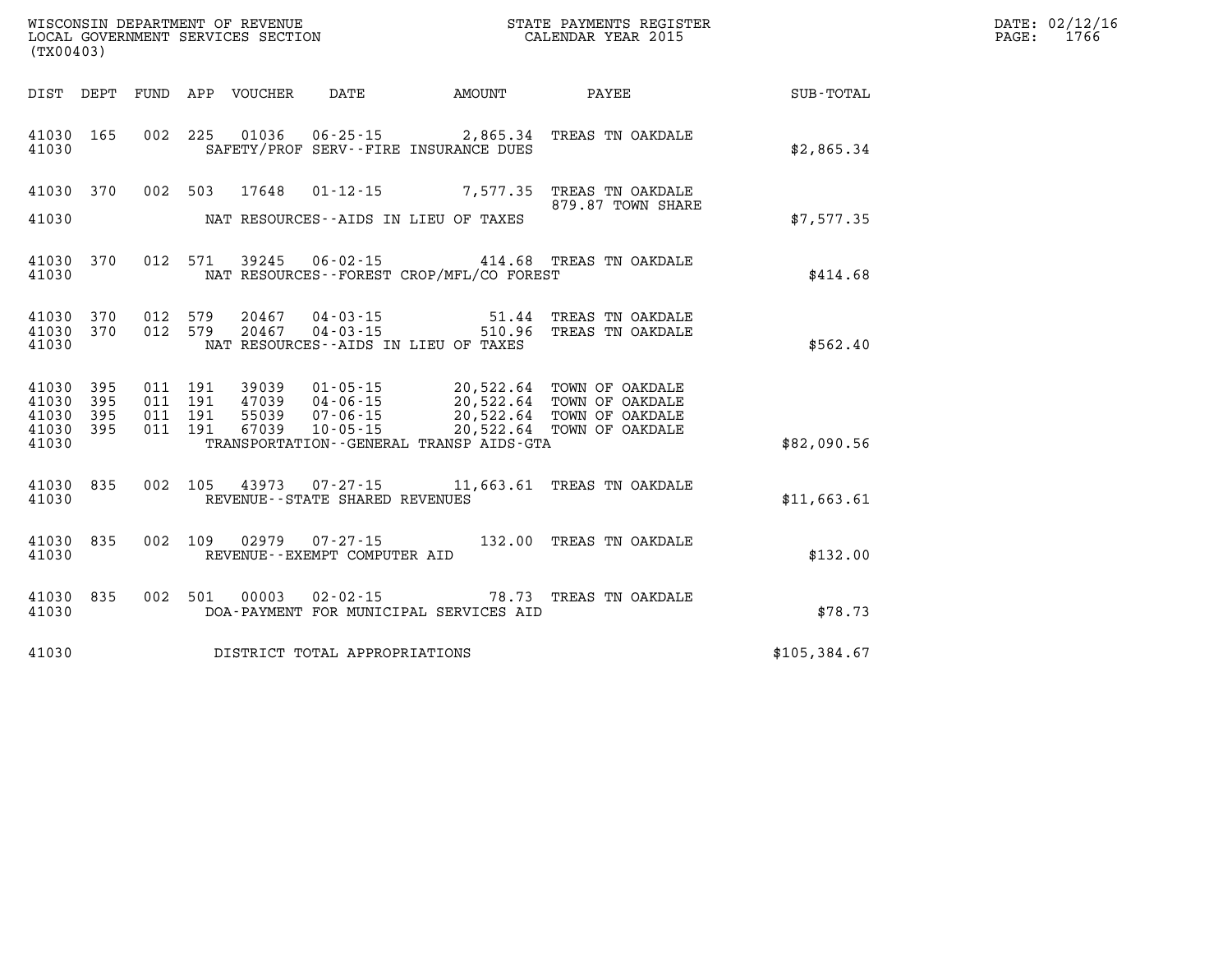WISCONSIN DEPARTMENT OF REVENUE
LOCAL GOVERNMENT SERVICES SECTION
(TX00403)

STATE PAYMENTS REGISTER
CALENDAR YEAR 2015

DATE: 02/12/16
PAGE: 1766

| DIST | DEPT | FUND | APP | VOUCHER | DATE | AMOUNT | PAYEE | SUB-TOTAL |
|---|---|---|---|---|---|---|---|---|
| 41030 | 165 | 002 | 225 | 01036 | 06-25-15 | 2,865.34 | TREAS TN OAKDALE | |
| 41030 | | | | SAFETY/PROF SERV--FIRE INSURANCE DUES | | | | $2,865.34 |
| 41030 | 370 | 002 | 503 | 17648 | 01-12-15 | 7,577.35 | TREAS TN OAKDALE 879.87 TOWN SHARE | |
| 41030 | | | | NAT RESOURCES--AIDS IN LIEU OF TAXES | | | | $7,577.35 |
| 41030 | 370 | 012 | 571 | 39245 | 06-02-15 | 414.68 | TREAS TN OAKDALE | |
| 41030 | | | | NAT RESOURCES--FOREST CROP/MFL/CO FOREST | | | | $414.68 |
| 41030 | 370 | 012 | 579 | 20467 | 04-03-15 | 51.44 | TREAS TN OAKDALE | |
| 41030 | 370 | 012 | 579 | 20467 | 04-03-15 | 510.96 | TREAS TN OAKDALE | |
| 41030 | | | | NAT RESOURCES--AIDS IN LIEU OF TAXES | | | | $562.40 |
| 41030 | 395 | 011 | 191 | 39039 | 01-05-15 | 20,522.64 | TOWN OF OAKDALE | |
| 41030 | 395 | 011 | 191 | 47039 | 04-06-15 | 20,522.64 | TOWN OF OAKDALE | |
| 41030 | 395 | 011 | 191 | 55039 | 07-06-15 | 20,522.64 | TOWN OF OAKDALE | |
| 41030 | 395 | 011 | 191 | 67039 | 10-05-15 | 20,522.64 | TOWN OF OAKDALE | |
| 41030 | | | | TRANSPORTATION--GENERAL TRANSP AIDS-GTA | | | | $82,090.56 |
| 41030 | 835 | 002 | 105 | 43973 | 07-27-15 | 11,663.61 | TREAS TN OAKDALE | |
| 41030 | | | | REVENUE--STATE SHARED REVENUES | | | | $11,663.61 |
| 41030 | 835 | 002 | 109 | 02979 | 07-27-15 | 132.00 | TREAS TN OAKDALE | |
| 41030 | | | | REVENUE--EXEMPT COMPUTER AID | | | | $132.00 |
| 41030 | 835 | 002 | 501 | 00003 | 02-02-15 | 78.73 | TREAS TN OAKDALE | |
| 41030 | | | | DOA-PAYMENT FOR MUNICIPAL SERVICES AID | | | | $78.73 |
| 41030 | | | | DISTRICT TOTAL APPROPRIATIONS | | | | $105,384.67 |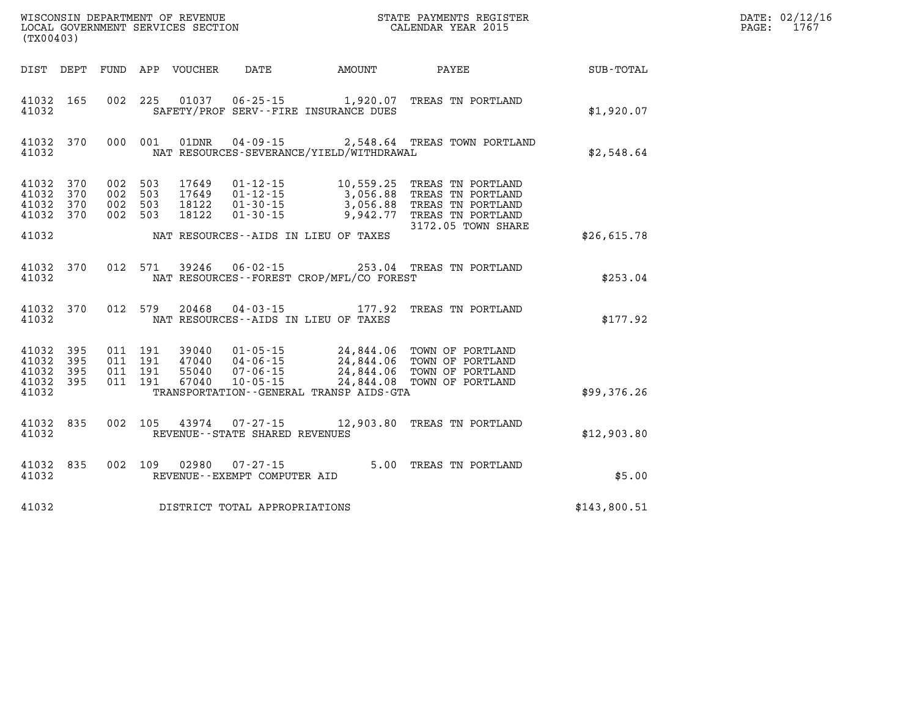WISCONSIN DEPARTMENT OF REVENUE
LOCAL GOVERNMENT SERVICES SECTION
(TX00403)

STATE PAYMENTS REGISTER
CALENDAR YEAR 2015

DATE: 02/12/16
PAGE: 1767

| DIST | DEPT | FUND | APP | VOUCHER | DATE | AMOUNT | PAYEE | SUB-TOTAL |
|---|---|---|---|---|---|---|---|---|
| 41032 | 165 | 002 | 225 | 01037 | 06-25-15 | 1,920.07 | TREAS TN PORTLAND | |
| 41032 | | | | | SAFETY/PROF SERV--FIRE INSURANCE DUES | | | $1,920.07 |
| 41032 | 370 | 000 | 001 | 01DNR | 04-09-15 | 2,548.64 | TREAS TOWN PORTLAND | |
| 41032 | | | | | NAT RESOURCES-SEVERANCE/YIELD/WITHDRAWAL | | | $2,548.64 |
| 41032 | 370 | 002 | 503 | 17649 | 01-12-15 | 10,559.25 | TREAS TN PORTLAND | |
| 41032 | 370 | 002 | 503 | 17649 | 01-12-15 | 3,056.88 | TREAS TN PORTLAND | |
| 41032 | 370 | 002 | 503 | 18122 | 01-30-15 | 3,056.88 | TREAS TN PORTLAND | |
| 41032 | 370 | 002 | 503 | 18122 | 01-30-15 | 9,942.77 | TREAS TN PORTLAND 3172.05 TOWN SHARE | |
| 41032 | | | | | NAT RESOURCES--AIDS IN LIEU OF TAXES | | | $26,615.78 |
| 41032 | 370 | 012 | 571 | 39246 | 06-02-15 | 253.04 | TREAS TN PORTLAND | |
| 41032 | | | | | NAT RESOURCES--FOREST CROP/MFL/CO FOREST | | | $253.04 |
| 41032 | 370 | 012 | 579 | 20468 | 04-03-15 | 177.92 | TREAS TN PORTLAND | |
| 41032 | | | | | NAT RESOURCES--AIDS IN LIEU OF TAXES | | | $177.92 |
| 41032 | 395 | 011 | 191 | 39040 | 01-05-15 | 24,844.06 | TOWN OF PORTLAND | |
| 41032 | 395 | 011 | 191 | 47040 | 04-06-15 | 24,844.06 | TOWN OF PORTLAND | |
| 41032 | 395 | 011 | 191 | 55040 | 07-06-15 | 24,844.06 | TOWN OF PORTLAND | |
| 41032 | 395 | 011 | 191 | 67040 | 10-05-15 | 24,844.08 | TOWN OF PORTLAND | |
| 41032 | | | | | TRANSPORTATION--GENERAL TRANSP AIDS-GTA | | | $99,376.26 |
| 41032 | 835 | 002 | 105 | 43974 | 07-27-15 | 12,903.80 | TREAS TN PORTLAND | |
| 41032 | | | | | REVENUE--STATE SHARED REVENUES | | | $12,903.80 |
| 41032 | 835 | 002 | 109 | 02980 | 07-27-15 | 5.00 | TREAS TN PORTLAND | |
| 41032 | | | | | REVENUE--EXEMPT COMPUTER AID | | | $5.00 |
| 41032 | | | | | DISTRICT TOTAL APPROPRIATIONS | | | $143,800.51 |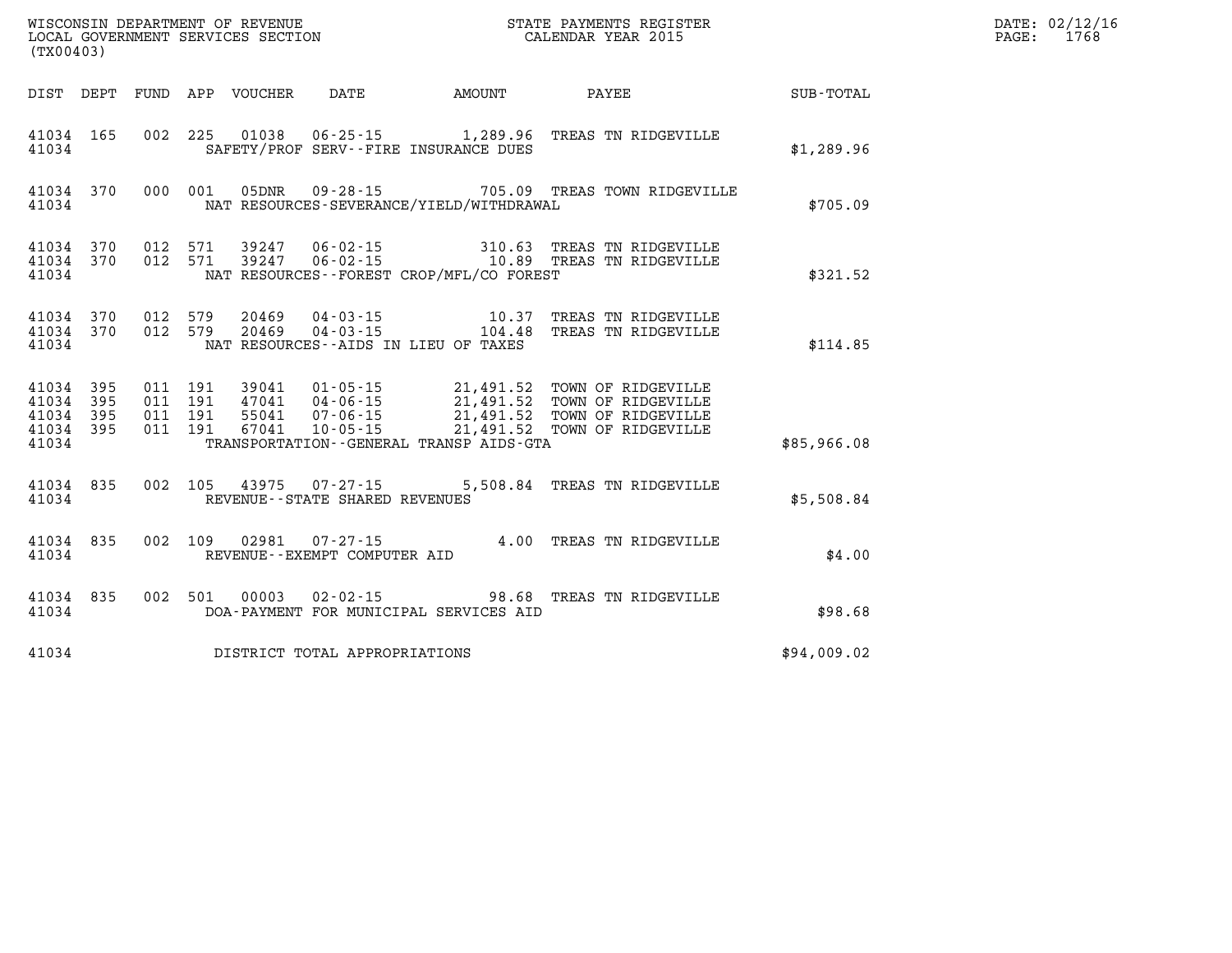WISCONSIN DEPARTMENT OF REVENUE
LOCAL GOVERNMENT SERVICES SECTION
(TX00403)

STATE PAYMENTS REGISTER
CALENDAR YEAR 2015

DATE: 02/12/16
PAGE: 1768

| DIST | DEPT | FUND | APP | VOUCHER | DATE | AMOUNT | PAYEE | SUB-TOTAL |
|---|---|---|---|---|---|---|---|---|
| 41034 | 165 | 002 | 225 | 01038 | 06-25-15 | 1,289.96 | TREAS TN RIDGEVILLE | |
| 41034 | | | | SAFETY/PROF SERV--FIRE INSURANCE DUES | | | | $1,289.96 |
| 41034 | 370 | 000 | 001 | 05DNR | 09-28-15 | 705.09 | TREAS TOWN RIDGEVILLE | |
| 41034 | | | | NAT RESOURCES-SEVERANCE/YIELD/WITHDRAWAL | | | | $705.09 |
| 41034 | 370 | 012 | 571 | 39247 | 06-02-15 | 310.63 | TREAS TN RIDGEVILLE | |
| 41034 | 370 | 012 | 571 | 39247 | 06-02-15 | 10.89 | TREAS TN RIDGEVILLE | |
| 41034 | | | | NAT RESOURCES--FOREST CROP/MFL/CO FOREST | | | | $321.52 |
| 41034 | 370 | 012 | 579 | 20469 | 04-03-15 | 10.37 | TREAS TN RIDGEVILLE | |
| 41034 | 370 | 012 | 579 | 20469 | 04-03-15 | 104.48 | TREAS TN RIDGEVILLE | |
| 41034 | | | | NAT RESOURCES--AIDS IN LIEU OF TAXES | | | | $114.85 |
| 41034 | 395 | 011 | 191 | 39041 | 01-05-15 | 21,491.52 | TOWN OF RIDGEVILLE | |
| 41034 | 395 | 011 | 191 | 47041 | 04-06-15 | 21,491.52 | TOWN OF RIDGEVILLE | |
| 41034 | 395 | 011 | 191 | 55041 | 07-06-15 | 21,491.52 | TOWN OF RIDGEVILLE | |
| 41034 | 395 | 011 | 191 | 67041 | 10-05-15 | 21,491.52 | TOWN OF RIDGEVILLE | |
| 41034 | | | | TRANSPORTATION--GENERAL TRANSP AIDS-GTA | | | | $85,966.08 |
| 41034 | 835 | 002 | 105 | 43975 | 07-27-15 | 5,508.84 | TREAS TN RIDGEVILLE | |
| 41034 | | | | REVENUE--STATE SHARED REVENUES | | | | $5,508.84 |
| 41034 | 835 | 002 | 109 | 02981 | 07-27-15 | 4.00 | TREAS TN RIDGEVILLE | |
| 41034 | | | | REVENUE--EXEMPT COMPUTER AID | | | | $4.00 |
| 41034 | 835 | 002 | 501 | 00003 | 02-02-15 | 98.68 | TREAS TN RIDGEVILLE | |
| 41034 | | | | DOA-PAYMENT FOR MUNICIPAL SERVICES AID | | | | $98.68 |
| 41034 | | | | DISTRICT TOTAL APPROPRIATIONS | | | | $94,009.02 |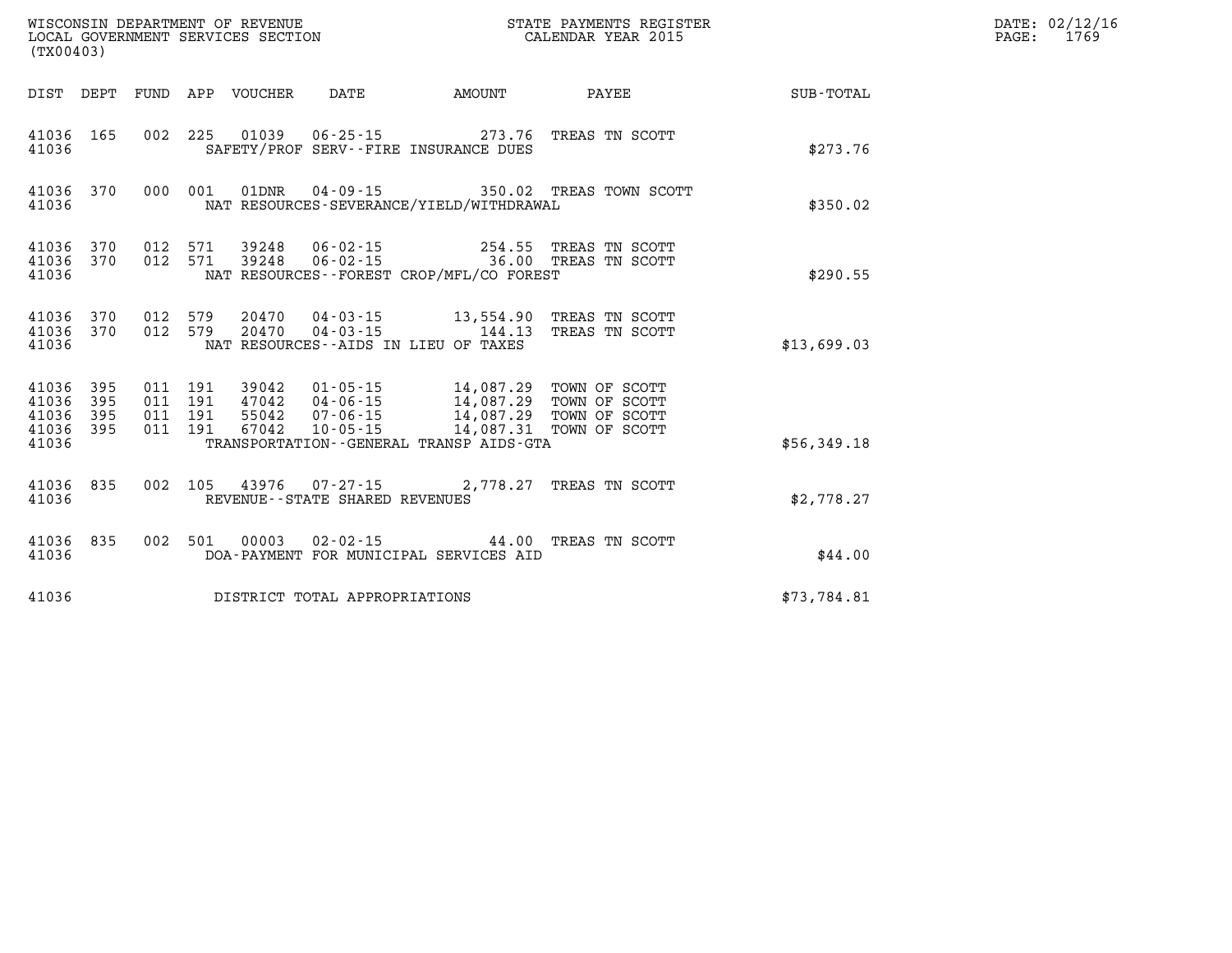WISCONSIN DEPARTMENT OF REVENUE
LOCAL GOVERNMENT SERVICES SECTION
(TX00403)

STATE PAYMENTS REGISTER
CALENDAR YEAR 2015

DATE: 02/12/16
PAGE: 1769

| DIST | DEPT | FUND | APP | VOUCHER | DATE | AMOUNT | PAYEE | SUB-TOTAL |
|---|---|---|---|---|---|---|---|---|
| 41036 | 165 | 002 | 225 | 01039 | 06-25-15 | 273.76 | TREAS TN SCOTT | |
| 41036 | | | | SAFETY/PROF SERV--FIRE INSURANCE DUES | | | | $273.76 |
| 41036 | 370 | 000 | 001 | 01DNR | 04-09-15 | 350.02 | TREAS TOWN SCOTT | |
| 41036 | | | | NAT RESOURCES-SEVERANCE/YIELD/WITHDRAWAL | | | | $350.02 |
| 41036 | 370 | 012 | 571 | 39248 | 06-02-15 | 254.55 | TREAS TN SCOTT | |
| 41036 | 370 | 012 | 571 | 39248 | 06-02-15 | 36.00 | TREAS TN SCOTT | |
| 41036 | | | | NAT RESOURCES--FOREST CROP/MFL/CO FOREST | | | | $290.55 |
| 41036 | 370 | 012 | 579 | 20470 | 04-03-15 | 13,554.90 | TREAS TN SCOTT | |
| 41036 | 370 | 012 | 579 | 20470 | 04-03-15 | 144.13 | TREAS TN SCOTT | |
| 41036 | | | | NAT RESOURCES--AIDS IN LIEU OF TAXES | | | | $13,699.03 |
| 41036 | 395 | 011 | 191 | 39042 | 01-05-15 | 14,087.29 | TOWN OF SCOTT | |
| 41036 | 395 | 011 | 191 | 47042 | 04-06-15 | 14,087.29 | TOWN OF SCOTT | |
| 41036 | 395 | 011 | 191 | 55042 | 07-06-15 | 14,087.29 | TOWN OF SCOTT | |
| 41036 | 395 | 011 | 191 | 67042 | 10-05-15 | 14,087.31 | TOWN OF SCOTT | |
| 41036 | | | | TRANSPORTATION--GENERAL TRANSP AIDS-GTA | | | | $56,349.18 |
| 41036 | 835 | 002 | 105 | 43976 | 07-27-15 | 2,778.27 | TREAS TN SCOTT | |
| 41036 | | | | REVENUE--STATE SHARED REVENUES | | | | $2,778.27 |
| 41036 | 835 | 002 | 501 | 00003 | 02-02-15 | 44.00 | TREAS TN SCOTT | |
| 41036 | | | | DOA-PAYMENT FOR MUNICIPAL SERVICES AID | | | | $44.00 |
| 41036 | | | | DISTRICT TOTAL APPROPRIATIONS | | | | $73,784.81 |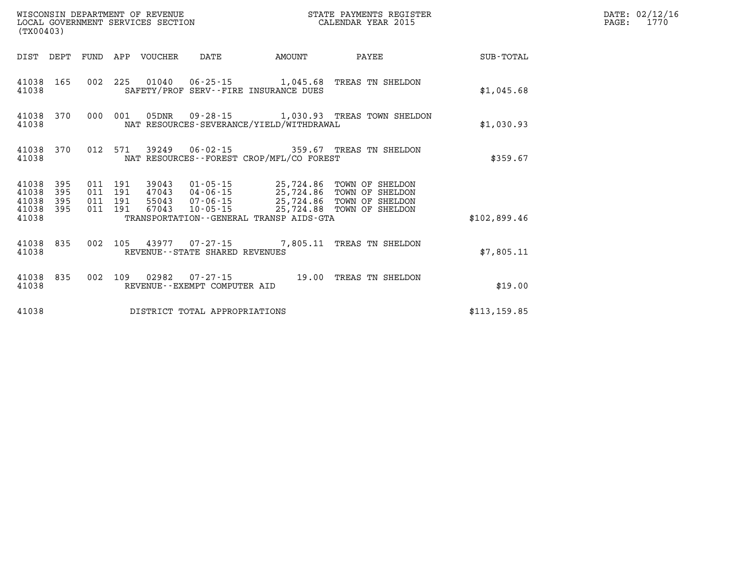WISCONSIN DEPARTMENT OF REVENUE
LOCAL GOVERNMENT SERVICES SECTION
(TX00403)

STATE PAYMENTS REGISTER
CALENDAR YEAR 2015

| DIST | DEPT | FUND | APP | VOUCHER | DATE | AMOUNT | PAYEE | SUB-TOTAL |
|---|---|---|---|---|---|---|---|---|
| 41038 | 165 | 002 | 225 | 01040 | 06-25-15 | 1,045.68 | TREAS TN SHELDON | |
| 41038 | | | | | SAFETY/PROF SERV--FIRE INSURANCE DUES | | | $1,045.68 |
| 41038 | 370 | 000 | 001 | 05DNR | 09-28-15 | 1,030.93 | TREAS TOWN SHELDON | |
| 41038 | | | | | NAT RESOURCES-SEVERANCE/YIELD/WITHDRAWAL | | | $1,030.93 |
| 41038 | 370 | 012 | 571 | 39249 | 06-02-15 | 359.67 | TREAS TN SHELDON | |
| 41038 | | | | | NAT RESOURCES--FOREST CROP/MFL/CO FOREST | | | $359.67 |
| 41038 | 395 | 011 | 191 | 39043 | 01-05-15 | 25,724.86 | TOWN OF SHELDON | |
| 41038 | 395 | 011 | 191 | 47043 | 04-06-15 | 25,724.86 | TOWN OF SHELDON | |
| 41038 | 395 | 011 | 191 | 55043 | 07-06-15 | 25,724.86 | TOWN OF SHELDON | |
| 41038 | 395 | 011 | 191 | 67043 | 10-05-15 | 25,724.88 | TOWN OF SHELDON | |
| 41038 | | | | | TRANSPORTATION--GENERAL TRANSP AIDS-GTA | | | $102,899.46 |
| 41038 | 835 | 002 | 105 | 43977 | 07-27-15 | 7,805.11 | TREAS TN SHELDON | |
| 41038 | | | | | REVENUE--STATE SHARED REVENUES | | | $7,805.11 |
| 41038 | 835 | 002 | 109 | 02982 | 07-27-15 | 19.00 | TREAS TN SHELDON | |
| 41038 | | | | | REVENUE--EXEMPT COMPUTER AID | | | $19.00 |
| 41038 | | | | | DISTRICT TOTAL APPROPRIATIONS | | | $113,159.85 |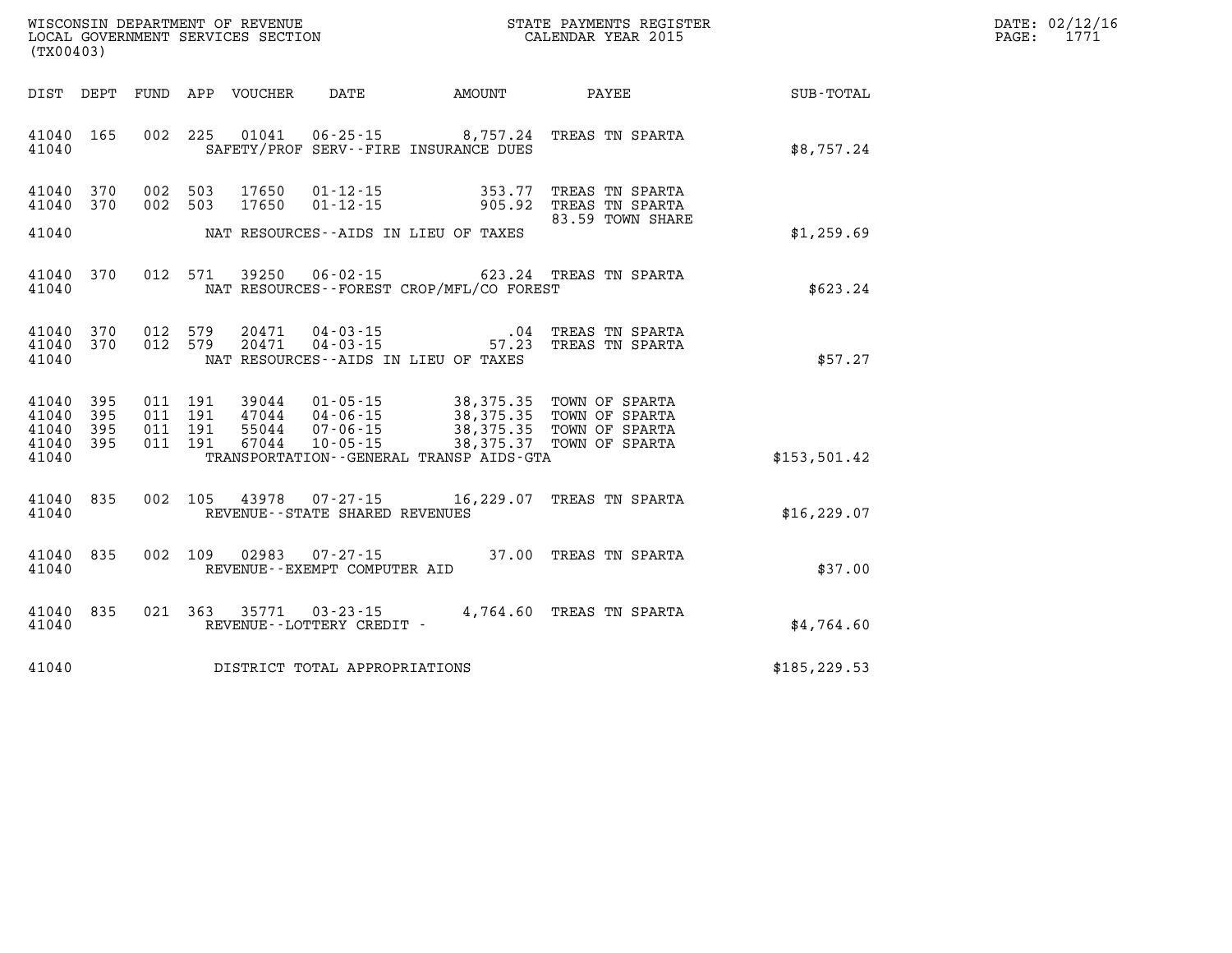WISCONSIN DEPARTMENT OF REVENUE
LOCAL GOVERNMENT SERVICES SECTION
(TX00403)

STATE PAYMENTS REGISTER
CALENDAR YEAR 2015

| DIST | DEPT | FUND | APP | VOUCHER | DATE | AMOUNT | PAYEE | SUB-TOTAL |
|---|---|---|---|---|---|---|---|---|
| 41040 | 165 | 002 | 225 | 01041 | 06-25-15 | 8,757.24 | TREAS TN SPARTA | |
| 41040 | | | | | SAFETY/PROF SERV--FIRE INSURANCE DUES | | | $8,757.24 |
| 41040 | 370 | 002 | 503 | 17650 | 01-12-15 | 353.77 | TREAS TN SPARTA | |
| 41040 | 370 | 002 | 503 | 17650 | 01-12-15 | 905.92 | TREAS TN SPARTA | |
| | | | | | | | 83.59 TOWN SHARE | |
| 41040 | | | | | NAT RESOURCES--AIDS IN LIEU OF TAXES | | | $1,259.69 |
| 41040 | 370 | 012 | 571 | 39250 | 06-02-15 | 623.24 | TREAS TN SPARTA | |
| 41040 | | | | | NAT RESOURCES--FOREST CROP/MFL/CO FOREST | | | $623.24 |
| 41040 | 370 | 012 | 579 | 20471 | 04-03-15 | .04 | TREAS TN SPARTA | |
| 41040 | 370 | 012 | 579 | 20471 | 04-03-15 | 57.23 | TREAS TN SPARTA | |
| 41040 | | | | | NAT RESOURCES--AIDS IN LIEU OF TAXES | | | $57.27 |
| 41040 | 395 | 011 | 191 | 39044 | 01-05-15 | 38,375.35 | TOWN OF SPARTA | |
| 41040 | 395 | 011 | 191 | 47044 | 04-06-15 | 38,375.35 | TOWN OF SPARTA | |
| 41040 | 395 | 011 | 191 | 55044 | 07-06-15 | 38,375.35 | TOWN OF SPARTA | |
| 41040 | 395 | 011 | 191 | 67044 | 10-05-15 | 38,375.37 | TOWN OF SPARTA | |
| 41040 | | | | | TRANSPORTATION--GENERAL TRANSP AIDS-GTA | | | $153,501.42 |
| 41040 | 835 | 002 | 105 | 43978 | 07-27-15 | 16,229.07 | TREAS TN SPARTA | |
| 41040 | | | | | REVENUE--STATE SHARED REVENUES | | | $16,229.07 |
| 41040 | 835 | 002 | 109 | 02983 | 07-27-15 | 37.00 | TREAS TN SPARTA | |
| 41040 | | | | | REVENUE--EXEMPT COMPUTER AID | | | $37.00 |
| 41040 | 835 | 021 | 363 | 35771 | 03-23-15 | 4,764.60 | TREAS TN SPARTA | |
| 41040 | | | | | REVENUE--LOTTERY CREDIT - | | | $4,764.60 |
| 41040 | | | | | DISTRICT TOTAL APPROPRIATIONS | | | $185,229.53 |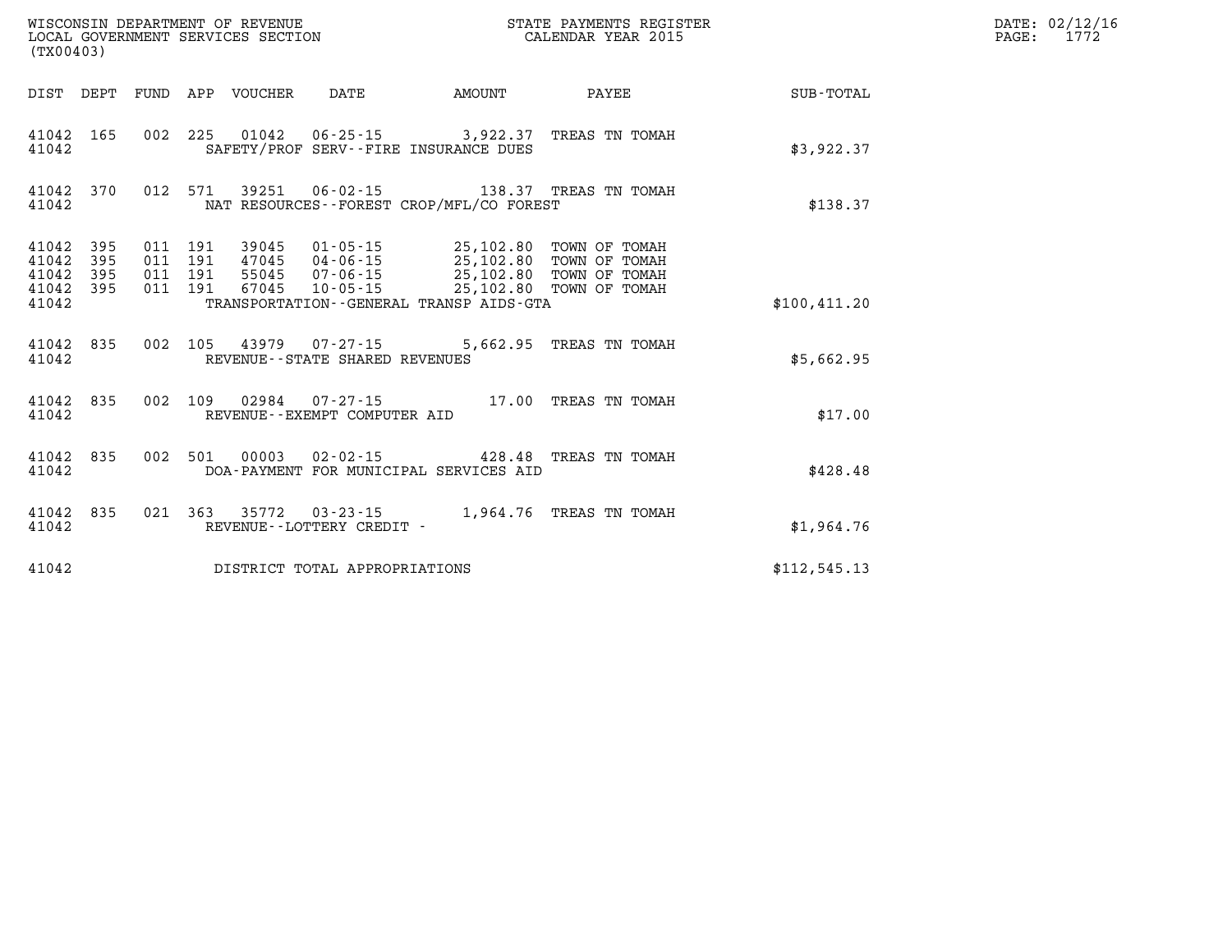WISCONSIN DEPARTMENT OF REVENUE
LOCAL GOVERNMENT SERVICES SECTION
(TX00403)

STATE PAYMENTS REGISTER
CALENDAR YEAR 2015

DATE: 02/12/16

| DIST | DEPT | FUND | APP | VOUCHER | DATE | AMOUNT | PAYEE | SUB-TOTAL |
|---|---|---|---|---|---|---|---|---|
| 41042 | 165 | 002 | 225 | 01042 | 06-25-15 | 3,922.37 | TREAS TN TOMAH | |
| 41042 | | | | | SAFETY/PROF SERV--FIRE INSURANCE DUES | | | $3,922.37 |
| 41042 | 370 | 012 | 571 | 39251 | 06-02-15 | 138.37 | TREAS TN TOMAH | |
| 41042 | | | | | NAT RESOURCES--FOREST CROP/MFL/CO FOREST | | | $138.37 |
| 41042 | 395 | 011 | 191 | 39045 | 01-05-15 | 25,102.80 | TOWN OF TOMAH | |
| 41042 | 395 | 011 | 191 | 47045 | 04-06-15 | 25,102.80 | TOWN OF TOMAH | |
| 41042 | 395 | 011 | 191 | 55045 | 07-06-15 | 25,102.80 | TOWN OF TOMAH | |
| 41042 | 395 | 011 | 191 | 67045 | 10-05-15 | 25,102.80 | TOWN OF TOMAH | |
| 41042 | | | | | TRANSPORTATION--GENERAL TRANSP AIDS-GTA | | | $100,411.20 |
| 41042 | 835 | 002 | 105 | 43979 | 07-27-15 | 5,662.95 | TREAS TN TOMAH | |
| 41042 | | | | | REVENUE--STATE SHARED REVENUES | | | $5,662.95 |
| 41042 | 835 | 002 | 109 | 02984 | 07-27-15 | 17.00 | TREAS TN TOMAH | |
| 41042 | | | | | REVENUE--EXEMPT COMPUTER AID | | | $17.00 |
| 41042 | 835 | 002 | 501 | 00003 | 02-02-15 | 428.48 | TREAS TN TOMAH | |
| 41042 | | | | | DOA-PAYMENT FOR MUNICIPAL SERVICES AID | | | $428.48 |
| 41042 | 835 | 021 | 363 | 35772 | 03-23-15 | 1,964.76 | TREAS TN TOMAH | |
| 41042 | | | | | REVENUE--LOTTERY CREDIT - | | | $1,964.76 |
| 41042 | | | | | DISTRICT TOTAL APPROPRIATIONS | | | $112,545.13 |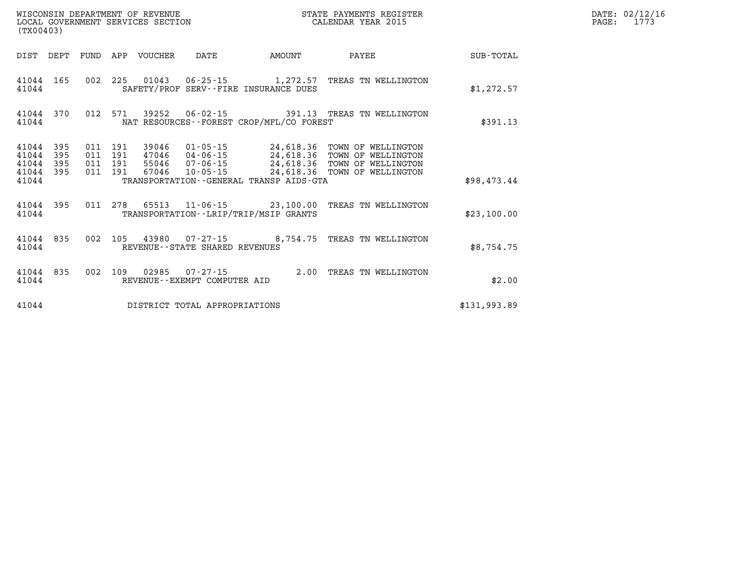WISCONSIN DEPARTMENT OF REVENUE
LOCAL GOVERNMENT SERVICES SECTION
(TX00403)

STATE PAYMENTS REGISTER
CALENDAR YEAR 2015

DATE: 02/12/16
PAGE: 1773

| DIST | DEPT | FUND | APP | VOUCHER | DATE | AMOUNT | PAYEE | SUB-TOTAL |
|---|---|---|---|---|---|---|---|---|
| 41044 | 165 | 002 | 225 | 01043 | 06-25-15 | 1,272.57 | TREAS TN WELLINGTON | |
| 41044 | | | | SAFETY/PROF SERV--FIRE INSURANCE DUES | | | | $1,272.57 |
| 41044 | 370 | 012 | 571 | 39252 | 06-02-15 | 391.13 | TREAS TN WELLINGTON | |
| 41044 | | | | NAT RESOURCES--FOREST CROP/MFL/CO FOREST | | | | $391.13 |
| 41044 | 395 | 011 | 191 | 39046 | 01-05-15 | 24,618.36 | TOWN OF WELLINGTON | |
| 41044 | 395 | 011 | 191 | 47046 | 04-06-15 | 24,618.36 | TOWN OF WELLINGTON | |
| 41044 | 395 | 011 | 191 | 55046 | 07-06-15 | 24,618.36 | TOWN OF WELLINGTON | |
| 41044 | 395 | 011 | 191 | 67046 | 10-05-15 | 24,618.36 | TOWN OF WELLINGTON | |
| 41044 | | | | TRANSPORTATION--GENERAL TRANSP AIDS-GTA | | | | $98,473.44 |
| 41044 | 395 | 011 | 278 | 65513 | 11-06-15 | 23,100.00 | TREAS TN WELLINGTON | |
| 41044 | | | | TRANSPORTATION--LRIP/TRIP/MSIP GRANTS | | | | $23,100.00 |
| 41044 | 835 | 002 | 105 | 43980 | 07-27-15 | 8,754.75 | TREAS TN WELLINGTON | |
| 41044 | | | | REVENUE--STATE SHARED REVENUES | | | | $8,754.75 |
| 41044 | 835 | 002 | 109 | 02985 | 07-27-15 | 2.00 | TREAS TN WELLINGTON | |
| 41044 | | | | REVENUE--EXEMPT COMPUTER AID | | | | $2.00 |
| 41044 | | | | DISTRICT TOTAL APPROPRIATIONS | | | | $131,993.89 |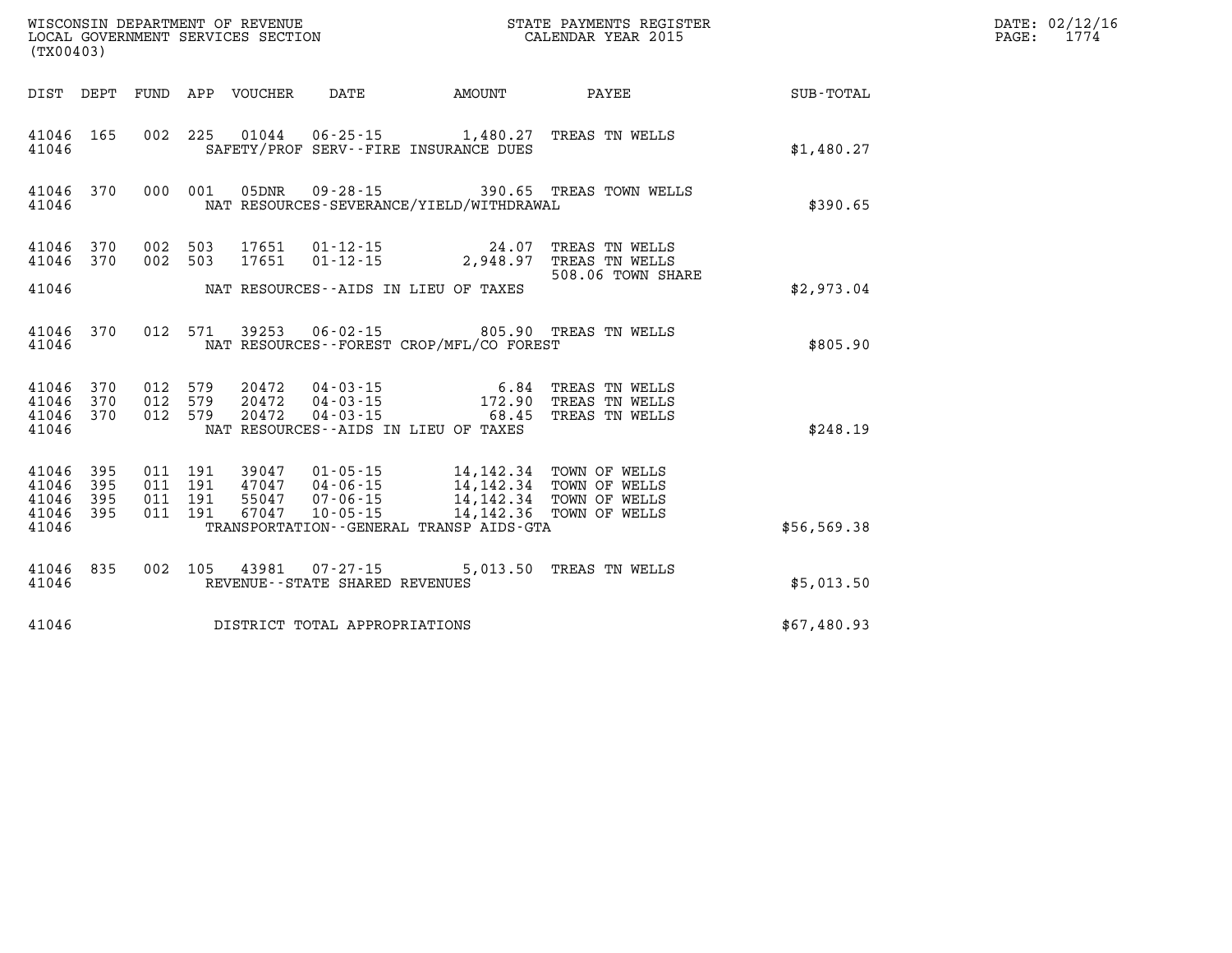WISCONSIN DEPARTMENT OF REVENUE
LOCAL GOVERNMENT SERVICES SECTION
(TX00403)

STATE PAYMENTS REGISTER
CALENDAR YEAR 2015

DATE: 02/12/16
PAGE: 1774

| DIST | DEPT | FUND | APP | VOUCHER | DATE | AMOUNT | PAYEE | SUB-TOTAL |
|---|---|---|---|---|---|---|---|---|
| 41046 | 165 | 002 | 225 | 01044 | 06-25-15 | 1,480.27 | TREAS TN WELLS | |
| 41046 | | | | | SAFETY/PROF SERV--FIRE INSURANCE DUES | | | $1,480.27 |
| 41046 | 370 | 000 | 001 | 05DNR | 09-28-15 | 390.65 | TREAS TOWN WELLS | |
| 41046 | | | | | NAT RESOURCES-SEVERANCE/YIELD/WITHDRAWAL | | | $390.65 |
| 41046 | 370 | 002 | 503 | 17651 | 01-12-15 | 24.07 | TREAS TN WELLS | |
| 41046 | 370 | 002 | 503 | 17651 | 01-12-15 | 2,948.97 | TREAS TN WELLS 508.06 TOWN SHARE | |
| 41046 | | | | | NAT RESOURCES--AIDS IN LIEU OF TAXES | | | $2,973.04 |
| 41046 | 370 | 012 | 571 | 39253 | 06-02-15 | 805.90 | TREAS TN WELLS | |
| 41046 | | | | | NAT RESOURCES--FOREST CROP/MFL/CO FOREST | | | $805.90 |
| 41046 | 370 | 012 | 579 | 20472 | 04-03-15 | 6.84 | TREAS TN WELLS | |
| 41046 | 370 | 012 | 579 | 20472 | 04-03-15 | 172.90 | TREAS TN WELLS | |
| 41046 | 370 | 012 | 579 | 20472 | 04-03-15 | 68.45 | TREAS TN WELLS | |
| 41046 | | | | | NAT RESOURCES--AIDS IN LIEU OF TAXES | | | $248.19 |
| 41046 | 395 | 011 | 191 | 39047 | 01-05-15 | 14,142.34 | TOWN OF WELLS | |
| 41046 | 395 | 011 | 191 | 47047 | 04-06-15 | 14,142.34 | TOWN OF WELLS | |
| 41046 | 395 | 011 | 191 | 55047 | 07-06-15 | 14,142.34 | TOWN OF WELLS | |
| 41046 | 395 | 011 | 191 | 67047 | 10-05-15 | 14,142.36 | TOWN OF WELLS | |
| 41046 | | | | | TRANSPORTATION--GENERAL TRANSP AIDS-GTA | | | $56,569.38 |
| 41046 | 835 | 002 | 105 | 43981 | 07-27-15 | 5,013.50 | TREAS TN WELLS | |
| 41046 | | | | | REVENUE--STATE SHARED REVENUES | | | $5,013.50 |
| 41046 | | | | | DISTRICT TOTAL APPROPRIATIONS | | | $67,480.93 |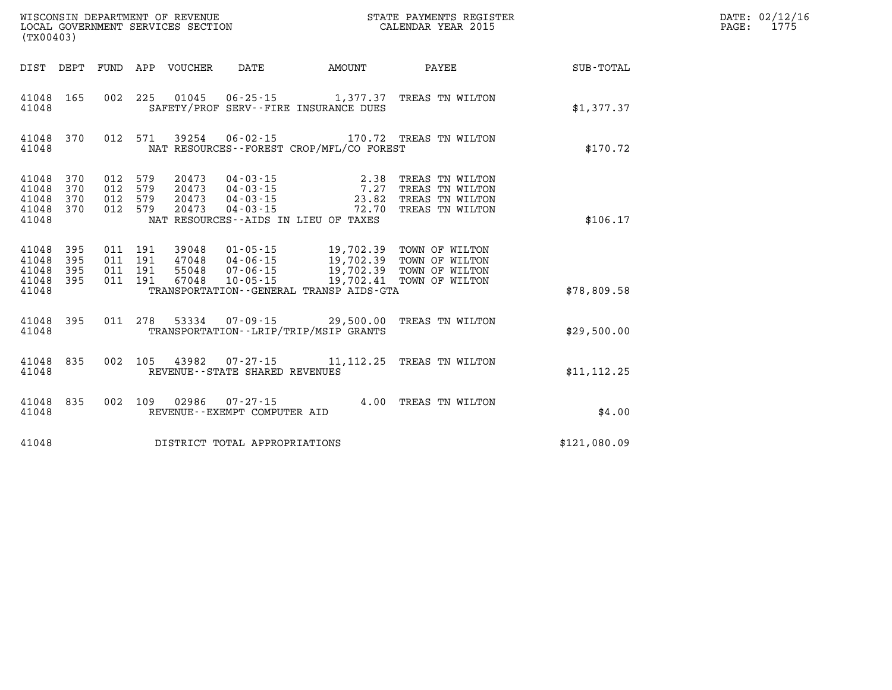WISCONSIN DEPARTMENT OF REVENUE
LOCAL GOVERNMENT SERVICES SECTION
(TX00403)

STATE PAYMENTS REGISTER
CALENDAR YEAR 2015

DATE: 02/12/16
PAGE: 1775

| DIST | DEPT | FUND | APP | VOUCHER | DATE | AMOUNT | PAYEE | SUB-TOTAL |
|---|---|---|---|---|---|---|---|---|
| 41048 | 165 | 002 | 225 | 01045 | 06-25-15 | 1,377.37 | TREAS TN WILTON | |
| 41048 | | | | | SAFETY/PROF SERV--FIRE INSURANCE DUES | | | $1,377.37 |
| 41048 | 370 | 012 | 571 | 39254 | 06-02-15 | 170.72 | TREAS TN WILTON | |
| 41048 | | | | | NAT RESOURCES--FOREST CROP/MFL/CO FOREST | | | $170.72 |
| 41048 | 370 | 012 | 579 | 20473 | 04-03-15 | 2.38 | TREAS TN WILTON | |
| 41048 | 370 | 012 | 579 | 20473 | 04-03-15 | 7.27 | TREAS TN WILTON | |
| 41048 | 370 | 012 | 579 | 20473 | 04-03-15 | 23.82 | TREAS TN WILTON | |
| 41048 | 370 | 012 | 579 | 20473 | 04-03-15 | 72.70 | TREAS TN WILTON | |
| 41048 | | | | | NAT RESOURCES--AIDS IN LIEU OF TAXES | | | $106.17 |
| 41048 | 395 | 011 | 191 | 39048 | 01-05-15 | 19,702.39 | TOWN OF WILTON | |
| 41048 | 395 | 011 | 191 | 47048 | 04-06-15 | 19,702.39 | TOWN OF WILTON | |
| 41048 | 395 | 011 | 191 | 55048 | 07-06-15 | 19,702.39 | TOWN OF WILTON | |
| 41048 | 395 | 011 | 191 | 67048 | 10-05-15 | 19,702.41 | TOWN OF WILTON | |
| 41048 | | | | | TRANSPORTATION--GENERAL TRANSP AIDS-GTA | | | $78,809.58 |
| 41048 | 395 | 011 | 278 | 53334 | 07-09-15 | 29,500.00 | TREAS TN WILTON | |
| 41048 | | | | | TRANSPORTATION--LRIP/TRIP/MSIP GRANTS | | | $29,500.00 |
| 41048 | 835 | 002 | 105 | 43982 | 07-27-15 | 11,112.25 | TREAS TN WILTON | |
| 41048 | | | | | REVENUE--STATE SHARED REVENUES | | | $11,112.25 |
| 41048 | 835 | 002 | 109 | 02986 | 07-27-15 | 4.00 | TREAS TN WILTON | |
| 41048 | | | | | REVENUE--EXEMPT COMPUTER AID | | | $4.00 |
| 41048 | | | | | DISTRICT TOTAL APPROPRIATIONS | | | $121,080.09 |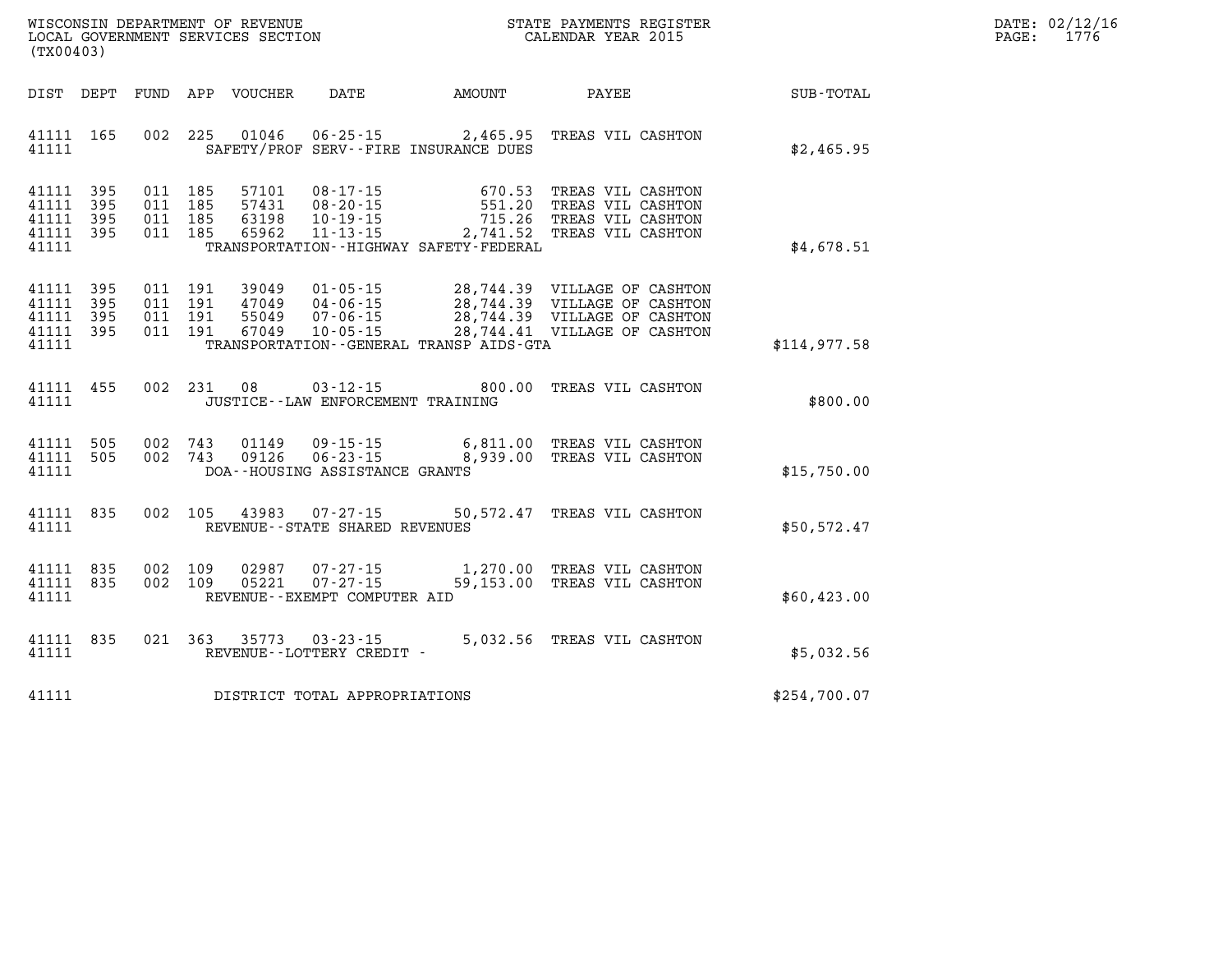WISCONSIN DEPARTMENT OF REVENUE
LOCAL GOVERNMENT SERVICES SECTION
(TX00403)

STATE PAYMENTS REGISTER
CALENDAR YEAR 2015

DATE: 02/12/16
PAGE: 1776

| DIST | DEPT | FUND | APP | VOUCHER | DATE | AMOUNT | PAYEE | SUB-TOTAL |
|---|---|---|---|---|---|---|---|---|
| 41111 | 165 | 002 | 225 | 01046 | 06-25-15 | 2,465.95 | TREAS VIL CASHTON | |
| 41111 | | | | | SAFETY/PROF SERV--FIRE INSURANCE DUES | | | $2,465.95 |
| 41111 | 395 | 011 | 185 | 57101 | 08-17-15 | 670.53 | TREAS VIL CASHTON | |
| 41111 | 395 | 011 | 185 | 57431 | 08-20-15 | 551.20 | TREAS VIL CASHTON | |
| 41111 | 395 | 011 | 185 | 63198 | 10-19-15 | 715.26 | TREAS VIL CASHTON | |
| 41111 | 395 | 011 | 185 | 65962 | 11-13-15 | 2,741.52 | TREAS VIL CASHTON | |
| 41111 | | | | | TRANSPORTATION--HIGHWAY SAFETY-FEDERAL | | | $4,678.51 |
| 41111 | 395 | 011 | 191 | 39049 | 01-05-15 | 28,744.39 | VILLAGE OF CASHTON | |
| 41111 | 395 | 011 | 191 | 47049 | 04-06-15 | 28,744.39 | VILLAGE OF CASHTON | |
| 41111 | 395 | 011 | 191 | 55049 | 07-06-15 | 28,744.39 | VILLAGE OF CASHTON | |
| 41111 | 395 | 011 | 191 | 67049 | 10-05-15 | 28,744.41 | VILLAGE OF CASHTON | |
| 41111 | | | | | TRANSPORTATION--GENERAL TRANSP AIDS-GTA | | | $114,977.58 |
| 41111 | 455 | 002 | 231 | 08 | 03-12-15 | 800.00 | TREAS VIL CASHTON | |
| 41111 | | | | | JUSTICE--LAW ENFORCEMENT TRAINING | | | $800.00 |
| 41111 | 505 | 002 | 743 | 01149 | 09-15-15 | 6,811.00 | TREAS VIL CASHTON | |
| 41111 | 505 | 002 | 743 | 09126 | 06-23-15 | 8,939.00 | TREAS VIL CASHTON | |
| 41111 | | | | | DOA--HOUSING ASSISTANCE GRANTS | | | $15,750.00 |
| 41111 | 835 | 002 | 105 | 43983 | 07-27-15 | 50,572.47 | TREAS VIL CASHTON | |
| 41111 | | | | | REVENUE--STATE SHARED REVENUES | | | $50,572.47 |
| 41111 | 835 | 002 | 109 | 02987 | 07-27-15 | 1,270.00 | TREAS VIL CASHTON | |
| 41111 | 835 | 002 | 109 | 05221 | 07-27-15 | 59,153.00 | TREAS VIL CASHTON | |
| 41111 | | | | | REVENUE--EXEMPT COMPUTER AID | | | $60,423.00 |
| 41111 | 835 | 021 | 363 | 35773 | 03-23-15 | 5,032.56 | TREAS VIL CASHTON | |
| 41111 | | | | | REVENUE--LOTTERY CREDIT - | | | $5,032.56 |
| 41111 | | | | | DISTRICT TOTAL APPROPRIATIONS | | | $254,700.07 |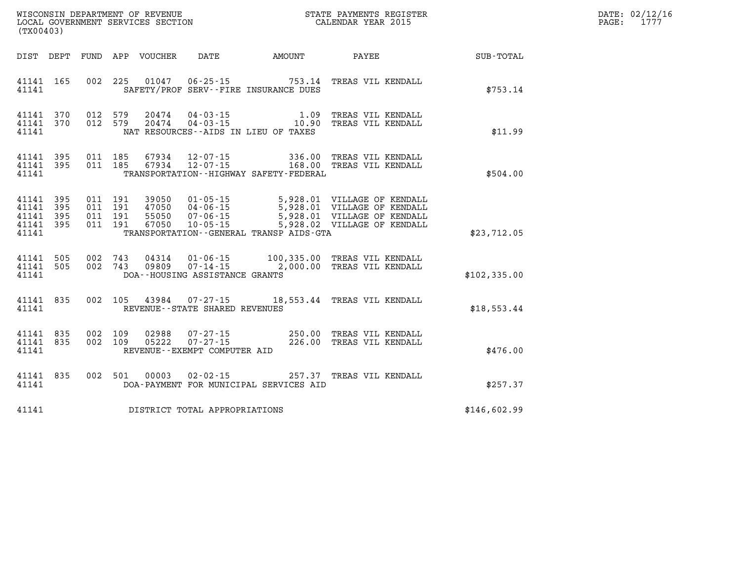WISCONSIN DEPARTMENT OF REVENUE
LOCAL GOVERNMENT SERVICES SECTION
(TX00403)

STATE PAYMENTS REGISTER
CALENDAR YEAR 2015

DATE: 02/12/16
PAGE: 1777

| DIST | DEPT | FUND | APP | VOUCHER | DATE | AMOUNT | PAYEE | SUB-TOTAL |
|---|---|---|---|---|---|---|---|---|
| 41141 | 165 | 002 | 225 | 01047 | 06-25-15 | 753.14 | TREAS VIL KENDALL | |
| 41141 | | | | | SAFETY/PROF SERV--FIRE INSURANCE DUES | | | $753.14 |
| 41141 | 370 | 012 | 579 | 20474 | 04-03-15 | 1.09 | TREAS VIL KENDALL | |
| 41141 | 370 | 012 | 579 | 20474 | 04-03-15 | 10.90 | TREAS VIL KENDALL | |
| 41141 | | | | | NAT RESOURCES--AIDS IN LIEU OF TAXES | | | $11.99 |
| 41141 | 395 | 011 | 185 | 67934 | 12-07-15 | 336.00 | TREAS VIL KENDALL | |
| 41141 | 395 | 011 | 185 | 67934 | 12-07-15 | 168.00 | TREAS VIL KENDALL | |
| 41141 | | | | | TRANSPORTATION--HIGHWAY SAFETY-FEDERAL | | | $504.00 |
| 41141 | 395 | 011 | 191 | 39050 | 01-05-15 | 5,928.01 | VILLAGE OF KENDALL | |
| 41141 | 395 | 011 | 191 | 47050 | 04-06-15 | 5,928.01 | VILLAGE OF KENDALL | |
| 41141 | 395 | 011 | 191 | 55050 | 07-06-15 | 5,928.01 | VILLAGE OF KENDALL | |
| 41141 | 395 | 011 | 191 | 67050 | 10-05-15 | 5,928.02 | VILLAGE OF KENDALL | |
| 41141 | | | | | TRANSPORTATION--GENERAL TRANSP AIDS-GTA | | | $23,712.05 |
| 41141 | 505 | 002 | 743 | 04314 | 01-06-15 | 100,335.00 | TREAS VIL KENDALL | |
| 41141 | 505 | 002 | 743 | 09809 | 07-14-15 | 2,000.00 | TREAS VIL KENDALL | |
| 41141 | | | | | DOA--HOUSING ASSISTANCE GRANTS | | | $102,335.00 |
| 41141 | 835 | 002 | 105 | 43984 | 07-27-15 | 18,553.44 | TREAS VIL KENDALL | |
| 41141 | | | | | REVENUE--STATE SHARED REVENUES | | | $18,553.44 |
| 41141 | 835 | 002 | 109 | 02988 | 07-27-15 | 250.00 | TREAS VIL KENDALL | |
| 41141 | 835 | 002 | 109 | 05222 | 07-27-15 | 226.00 | TREAS VIL KENDALL | |
| 41141 | | | | | REVENUE--EXEMPT COMPUTER AID | | | $476.00 |
| 41141 | 835 | 002 | 501 | 00003 | 02-02-15 | 257.37 | TREAS VIL KENDALL | |
| 41141 | | | | | DOA-PAYMENT FOR MUNICIPAL SERVICES AID | | | $257.37 |
| 41141 | | | | | DISTRICT TOTAL APPROPRIATIONS | | | $146,602.99 |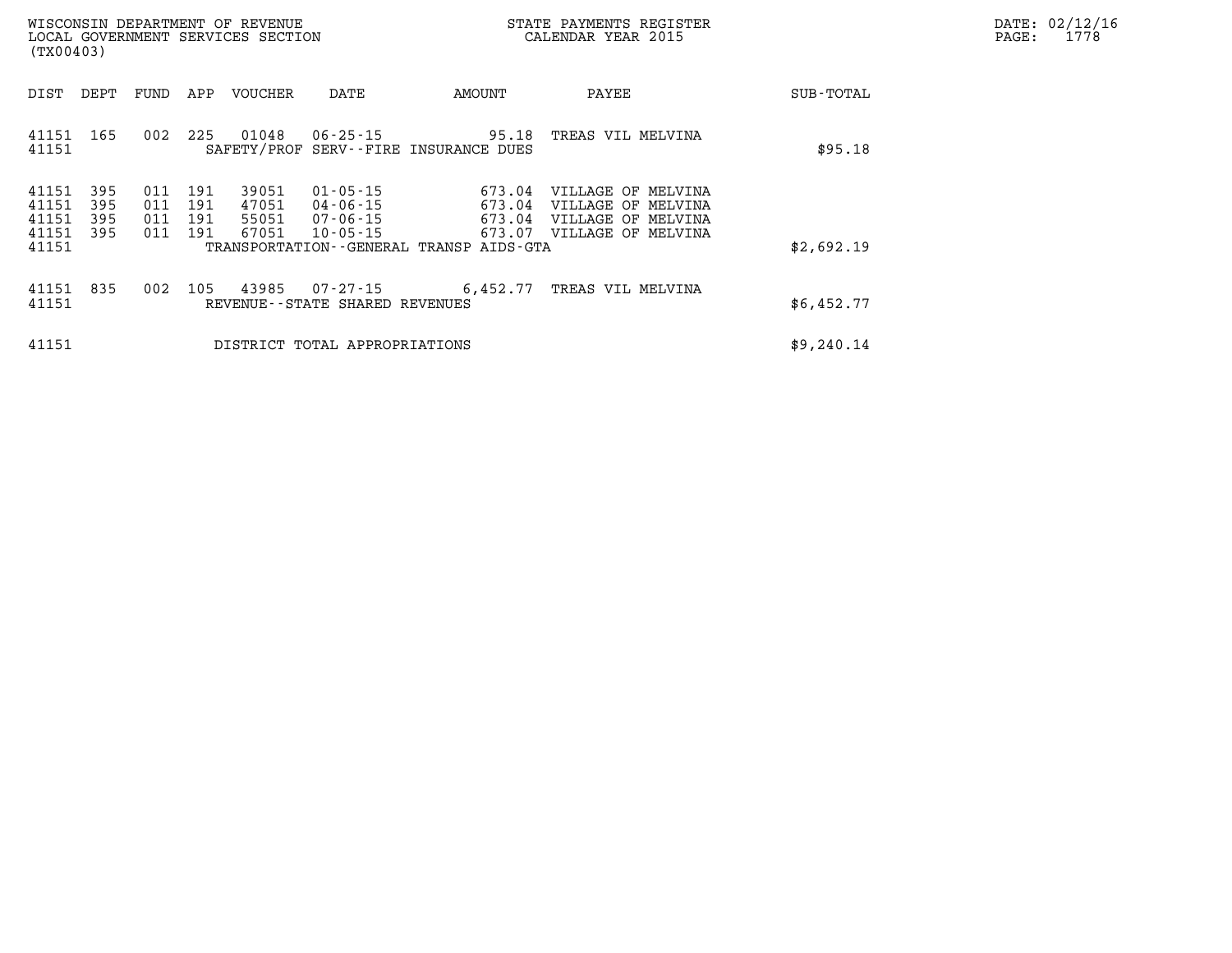WISCONSIN DEPARTMENT OF REVENUE
LOCAL GOVERNMENT SERVICES SECTION
(TX00403)

STATE PAYMENTS REGISTER
CALENDAR YEAR 2015

| DIST | DEPT | FUND | APP | VOUCHER | DATE | AMOUNT | PAYEE | SUB-TOTAL |
|---|---|---|---|---|---|---|---|---|
| 41151 | 165 | 002 | 225 | 01048 | 06-25-15 | 95.18 | TREAS VIL MELVINA | |
| 41151 | | | | SAFETY/PROF SERV--FIRE INSURANCE DUES | | | | $95.18 |
| 41151 | 395 | 011 | 191 | 39051 | 01-05-15 | 673.04 | VILLAGE OF MELVINA | |
| 41151 | 395 | 011 | 191 | 47051 | 04-06-15 | 673.04 | VILLAGE OF MELVINA | |
| 41151 | 395 | 011 | 191 | 55051 | 07-06-15 | 673.04 | VILLAGE OF MELVINA | |
| 41151 | 395 | 011 | 191 | 67051 | 10-05-15 | 673.07 | VILLAGE OF MELVINA | |
| 41151 | | | | TRANSPORTATION--GENERAL TRANSP AIDS-GTA | | | | $2,692.19 |
| 41151 | 835 | 002 | 105 | 43985 | 07-27-15 | 6,452.77 | TREAS VIL MELVINA | |
| 41151 | | | | REVENUE--STATE SHARED REVENUES | | | | $6,452.77 |
| 41151 | | | | DISTRICT TOTAL APPROPRIATIONS | | | | $9,240.14 |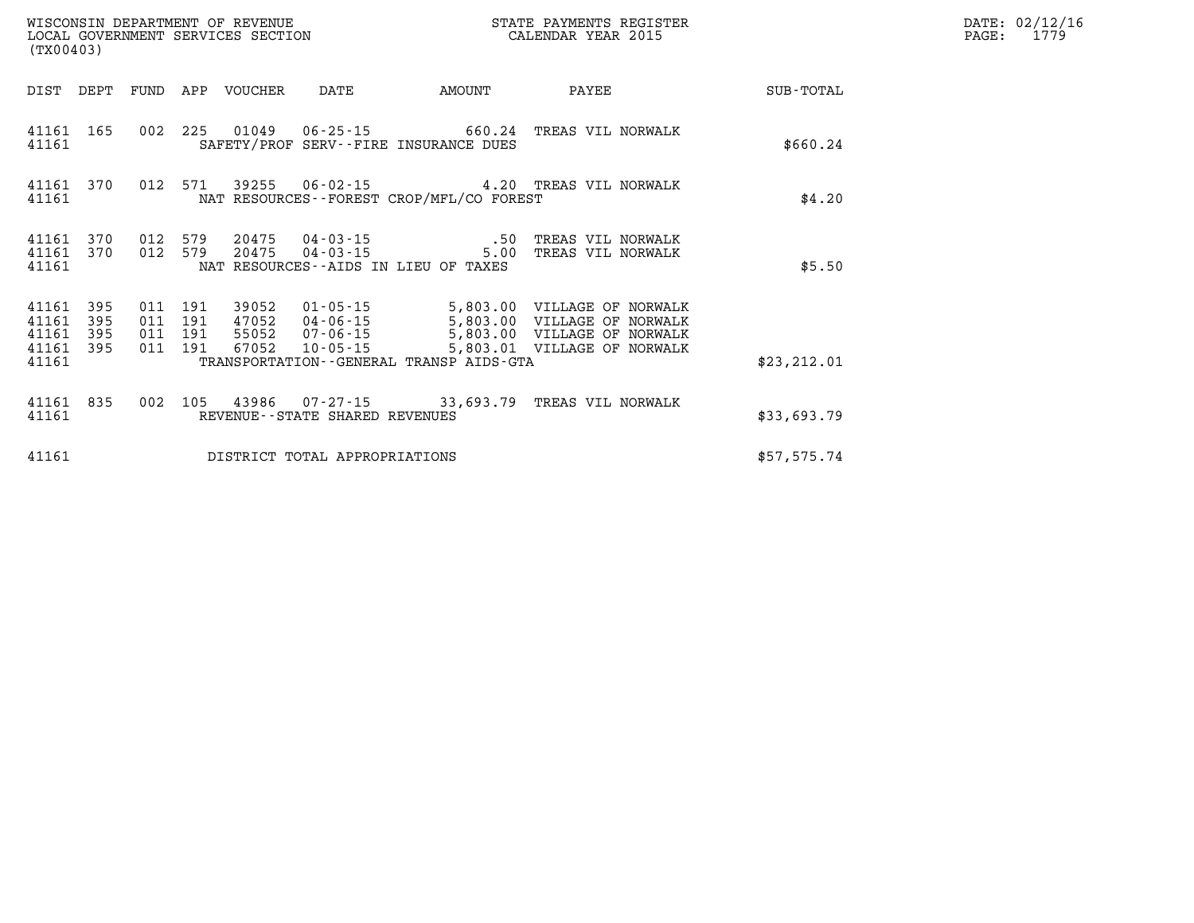WISCONSIN DEPARTMENT OF REVENUE
LOCAL GOVERNMENT SERVICES SECTION
(TX00403)

STATE PAYMENTS REGISTER
CALENDAR YEAR 2015

DATE: 02/12/16
PAGE: 1779

| DIST | DEPT | FUND | APP | VOUCHER | DATE | AMOUNT | PAYEE | SUB-TOTAL |
|---|---|---|---|---|---|---|---|---|
| 41161 | 165 | 002 | 225 | 01049 | 06-25-15 | 660.24 | TREAS VIL NORWALK | |
| 41161 | | | | | SAFETY/PROF SERV--FIRE INSURANCE DUES | | | $660.24 |
| 41161 | 370 | 012 | 571 | 39255 | 06-02-15 | 4.20 | TREAS VIL NORWALK | |
| 41161 | | | | | NAT RESOURCES--FOREST CROP/MFL/CO FOREST | | | $4.20 |
| 41161 | 370 | 012 | 579 | 20475 | 04-03-15 | .50 | TREAS VIL NORWALK | |
| 41161 | 370 | 012 | 579 | 20475 | 04-03-15 | 5.00 | TREAS VIL NORWALK | |
| 41161 | | | | | NAT RESOURCES--AIDS IN LIEU OF TAXES | | | $5.50 |
| 41161 | 395 | 011 | 191 | 39052 | 01-05-15 | 5,803.00 | VILLAGE OF NORWALK | |
| 41161 | 395 | 011 | 191 | 47052 | 04-06-15 | 5,803.00 | VILLAGE OF NORWALK | |
| 41161 | 395 | 011 | 191 | 55052 | 07-06-15 | 5,803.00 | VILLAGE OF NORWALK | |
| 41161 | 395 | 011 | 191 | 67052 | 10-05-15 | 5,803.01 | VILLAGE OF NORWALK | |
| 41161 | | | | | TRANSPORTATION--GENERAL TRANSP AIDS-GTA | | | $23,212.01 |
| 41161 | 835 | 002 | 105 | 43986 | 07-27-15 | 33,693.79 | TREAS VIL NORWALK | |
| 41161 | | | | | REVENUE--STATE SHARED REVENUES | | | $33,693.79 |
| 41161 | | | | | DISTRICT TOTAL APPROPRIATIONS | | | $57,575.74 |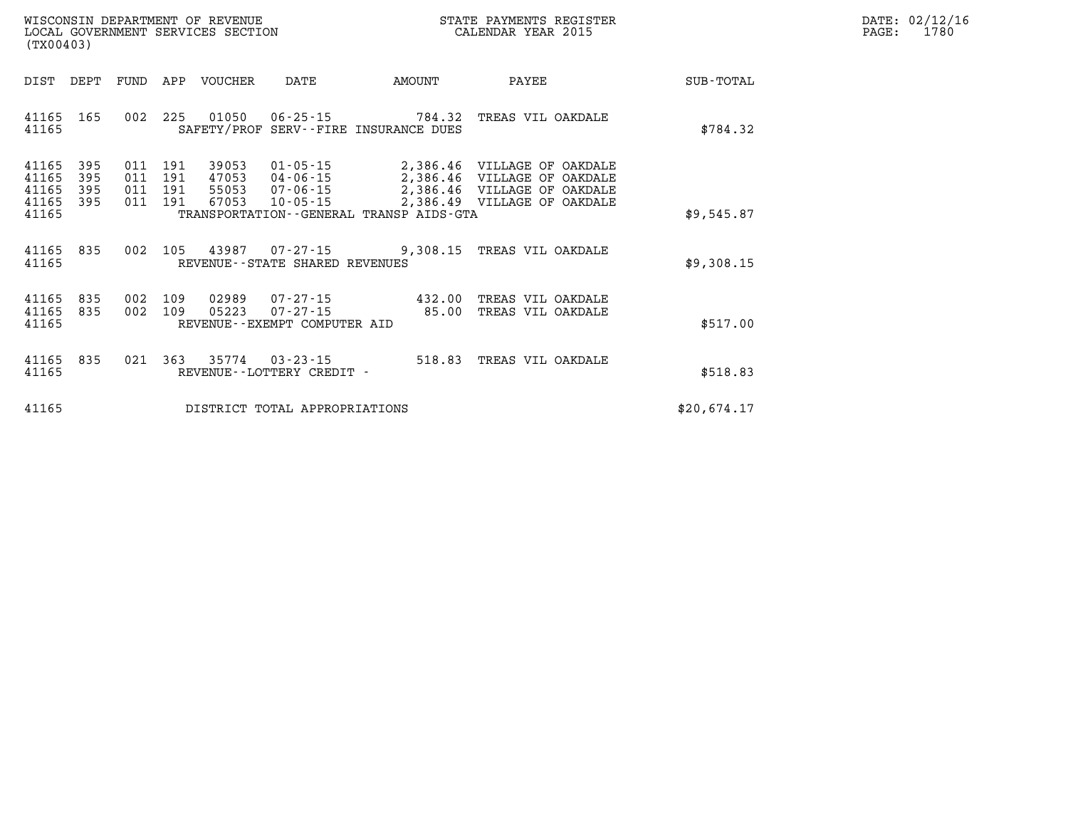WISCONSIN DEPARTMENT OF REVENUE
LOCAL GOVERNMENT SERVICES SECTION
(TX00403)

STATE PAYMENTS REGISTER
CALENDAR YEAR 2015

DATE: 02/12/16
PAGE: 1780

| DIST | DEPT | FUND | APP | VOUCHER | DATE | AMOUNT | PAYEE | SUB-TOTAL |
|---|---|---|---|---|---|---|---|---|
| 41165 | 165 | 002 | 225 | 01050 | 06-25-15 | 784.32 | TREAS VIL OAKDALE | |
| 41165 | | | | SAFETY/PROF SERV--FIRE INSURANCE DUES | | | | $784.32 |
| 41165 | 395 | 011 | 191 | 39053 | 01-05-15 | 2,386.46 | VILLAGE OF OAKDALE | |
| 41165 | 395 | 011 | 191 | 47053 | 04-06-15 | 2,386.46 | VILLAGE OF OAKDALE | |
| 41165 | 395 | 011 | 191 | 55053 | 07-06-15 | 2,386.46 | VILLAGE OF OAKDALE | |
| 41165 | 395 | 011 | 191 | 67053 | 10-05-15 | 2,386.49 | VILLAGE OF OAKDALE | |
| 41165 | | | | TRANSPORTATION--GENERAL TRANSP AIDS-GTA | | | | $9,545.87 |
| 41165 | 835 | 002 | 105 | 43987 | 07-27-15 | 9,308.15 | TREAS VIL OAKDALE | |
| 41165 | | | | REVENUE--STATE SHARED REVENUES | | | | $9,308.15 |
| 41165 | 835 | 002 | 109 | 02989 | 07-27-15 | 432.00 | TREAS VIL OAKDALE | |
| 41165 | 835 | 002 | 109 | 05223 | 07-27-15 | 85.00 | TREAS VIL OAKDALE | |
| 41165 | | | | REVENUE--EXEMPT COMPUTER AID | | | | $517.00 |
| 41165 | 835 | 021 | 363 | 35774 | 03-23-15 | 518.83 | TREAS VIL OAKDALE | |
| 41165 | | | | REVENUE--LOTTERY CREDIT - | | | | $518.83 |
| 41165 | | | | DISTRICT TOTAL APPROPRIATIONS | | | | $20,674.17 |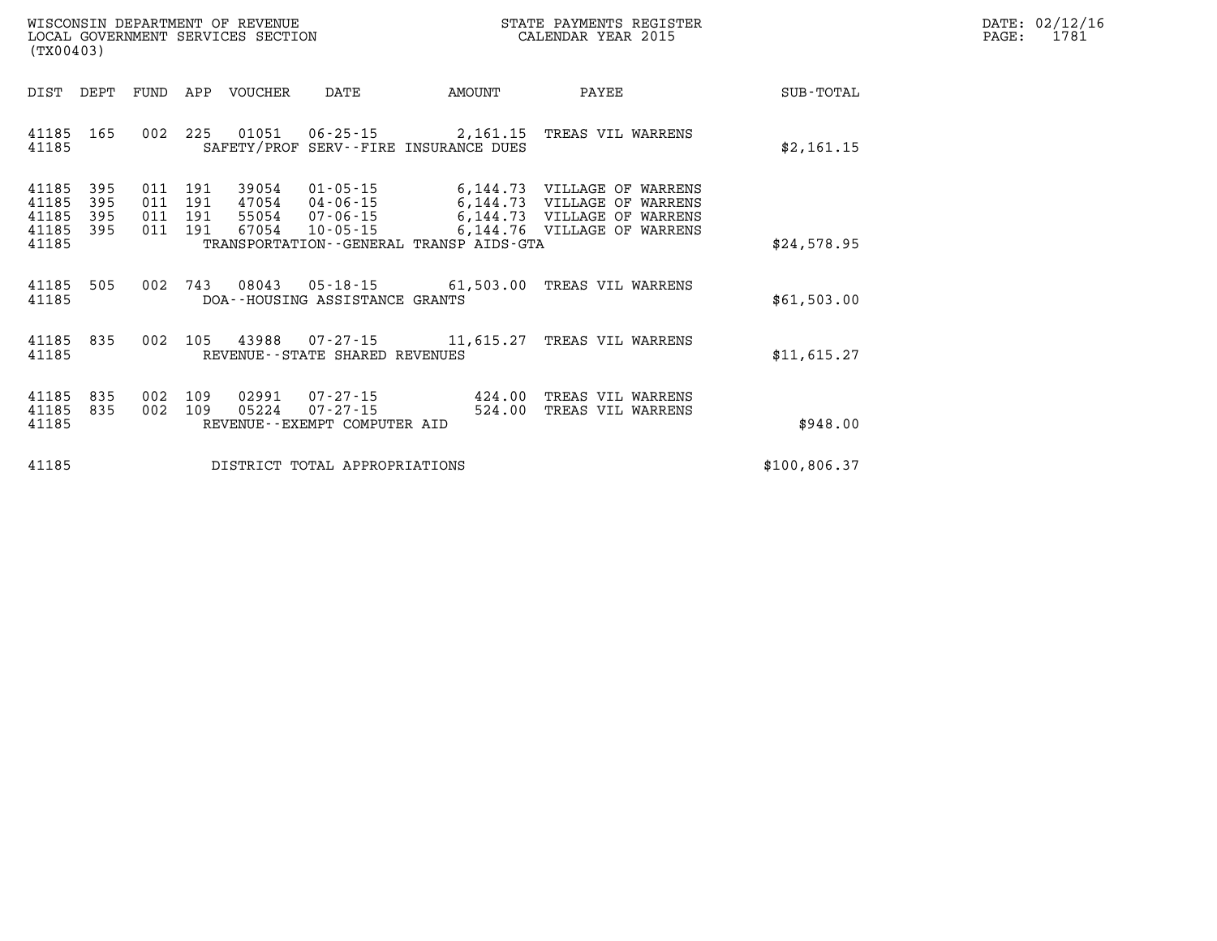WISCONSIN DEPARTMENT OF REVENUE
LOCAL GOVERNMENT SERVICES SECTION
(TX00403)

STATE PAYMENTS REGISTER
CALENDAR YEAR 2015

DATE: 02/12/16
PAGE: 1781

| DIST | DEPT | FUND | APP | VOUCHER | DATE | AMOUNT | PAYEE | SUB-TOTAL |
|---|---|---|---|---|---|---|---|---|
| 41185 | 165 | 002 | 225 | 01051 | 06-25-15 | 2,161.15 | TREAS VIL WARRENS | |
| 41185 | | | | | SAFETY/PROF SERV--FIRE INSURANCE DUES | | | $2,161.15 |
| 41185 | 395 | 011 | 191 | 39054 | 01-05-15 | 6,144.73 | VILLAGE OF WARRENS | |
| 41185 | 395 | 011 | 191 | 47054 | 04-06-15 | 6,144.73 | VILLAGE OF WARRENS | |
| 41185 | 395 | 011 | 191 | 55054 | 07-06-15 | 6,144.73 | VILLAGE OF WARRENS | |
| 41185 | 395 | 011 | 191 | 67054 | 10-05-15 | 6,144.76 | VILLAGE OF WARRENS | |
| 41185 | | | | | TRANSPORTATION--GENERAL TRANSP AIDS-GTA | | | $24,578.95 |
| 41185 | 505 | 002 | 743 | 08043 | 05-18-15 | 61,503.00 | TREAS VIL WARRENS | |
| 41185 | | | | | DOA--HOUSING ASSISTANCE GRANTS | | | $61,503.00 |
| 41185 | 835 | 002 | 105 | 43988 | 07-27-15 | 11,615.27 | TREAS VIL WARRENS | |
| 41185 | | | | | REVENUE--STATE SHARED REVENUES | | | $11,615.27 |
| 41185 | 835 | 002 | 109 | 02991 | 07-27-15 | 424.00 | TREAS VIL WARRENS | |
| 41185 | 835 | 002 | 109 | 05224 | 07-27-15 | 524.00 | TREAS VIL WARRENS | |
| 41185 | | | | | REVENUE--EXEMPT COMPUTER AID | | | $948.00 |
| 41185 | | | | | DISTRICT TOTAL APPROPRIATIONS | | | $100,806.37 |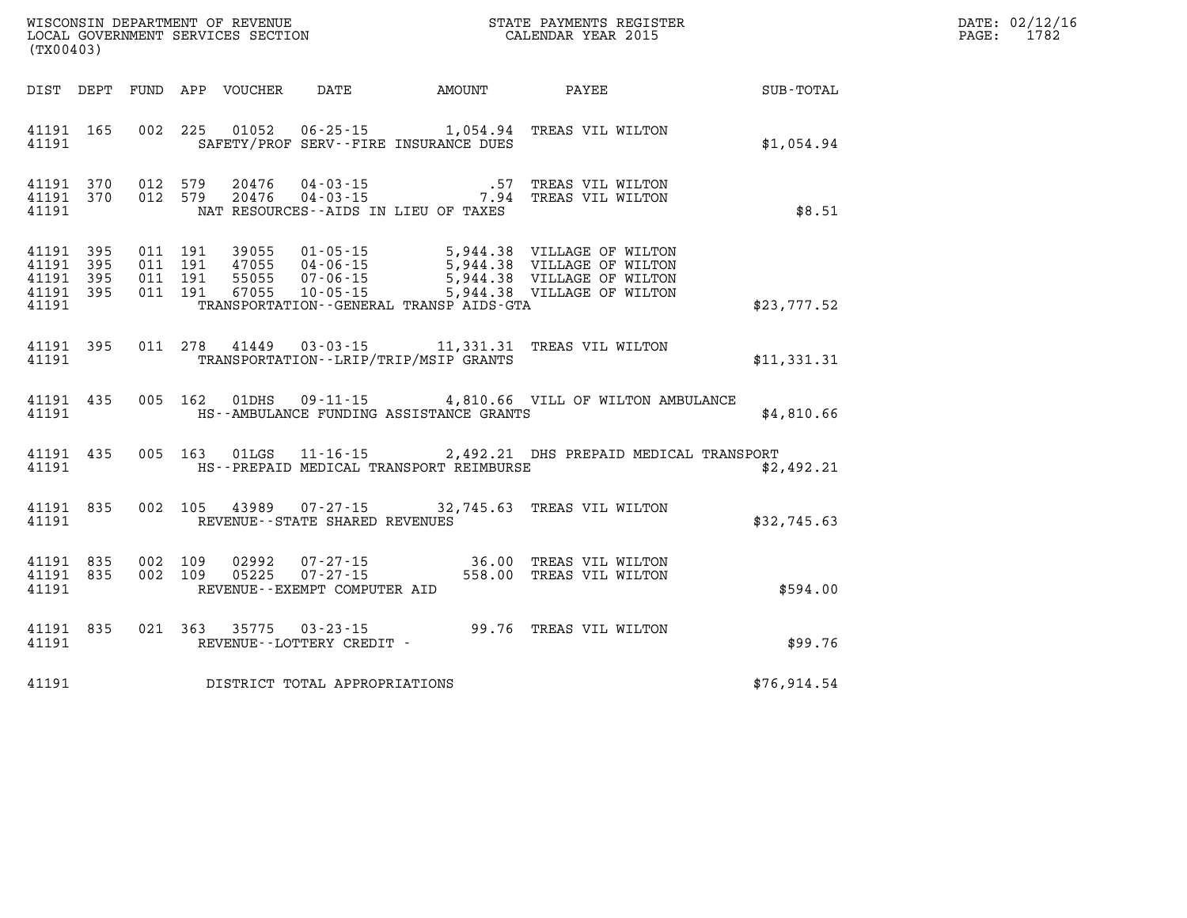WISCONSIN DEPARTMENT OF REVENUE
LOCAL GOVERNMENT SERVICES SECTION
(TX00403)

STATE PAYMENTS REGISTER
CALENDAR YEAR 2015

| DIST | DEPT | FUND | APP | VOUCHER | DATE | AMOUNT | PAYEE | SUB-TOTAL |
|---|---|---|---|---|---|---|---|---|
| 41191 | 165 | 002 | 225 | 01052 | 06-25-15 | 1,054.94 | TREAS VIL WILTON | |
| 41191 | | | | | SAFETY/PROF SERV--FIRE INSURANCE DUES | | | $1,054.94 |
| 41191 | 370 | 012 | 579 | 20476 | 04-03-15 | .57 | TREAS VIL WILTON | |
| 41191 | 370 | 012 | 579 | 20476 | 04-03-15 | 7.94 | TREAS VIL WILTON | |
| 41191 | | | | | NAT RESOURCES--AIDS IN LIEU OF TAXES | | | $8.51 |
| 41191 | 395 | 011 | 191 | 39055 | 01-05-15 | 5,944.38 | VILLAGE OF WILTON | |
| 41191 | 395 | 011 | 191 | 47055 | 04-06-15 | 5,944.38 | VILLAGE OF WILTON | |
| 41191 | 395 | 011 | 191 | 55055 | 07-06-15 | 5,944.38 | VILLAGE OF WILTON | |
| 41191 | 395 | 011 | 191 | 67055 | 10-05-15 | 5,944.38 | VILLAGE OF WILTON | |
| 41191 | | | | | TRANSPORTATION--GENERAL TRANSP AIDS-GTA | | | $23,777.52 |
| 41191 | 395 | 011 | 278 | 41449 | 03-03-15 | 11,331.31 | TREAS VIL WILTON | |
| 41191 | | | | | TRANSPORTATION--LRIP/TRIP/MSIP GRANTS | | | $11,331.31 |
| 41191 | 435 | 005 | 162 | 01DHS | 09-11-15 | 4,810.66 | VILL OF WILTON AMBULANCE | |
| 41191 | | | | | HS--AMBULANCE FUNDING ASSISTANCE GRANTS | | | $4,810.66 |
| 41191 | 435 | 005 | 163 | 01LGS | 11-16-15 | 2,492.21 | DHS PREPAID MEDICAL TRANSPORT | |
| 41191 | | | | | HS--PREPAID MEDICAL TRANSPORT REIMBURSE | | | $2,492.21 |
| 41191 | 835 | 002 | 105 | 43989 | 07-27-15 | 32,745.63 | TREAS VIL WILTON | |
| 41191 | | | | | REVENUE--STATE SHARED REVENUES | | | $32,745.63 |
| 41191 | 835 | 002 | 109 | 02992 | 07-27-15 | 36.00 | TREAS VIL WILTON | |
| 41191 | 835 | 002 | 109 | 05225 | 07-27-15 | 558.00 | TREAS VIL WILTON | |
| 41191 | | | | | REVENUE--EXEMPT COMPUTER AID | | | $594.00 |
| 41191 | 835 | 021 | 363 | 35775 | 03-23-15 | 99.76 | TREAS VIL WILTON | |
| 41191 | | | | | REVENUE--LOTTERY CREDIT - | | | $99.76 |
| 41191 | | | | | DISTRICT TOTAL APPROPRIATIONS | | | $76,914.54 |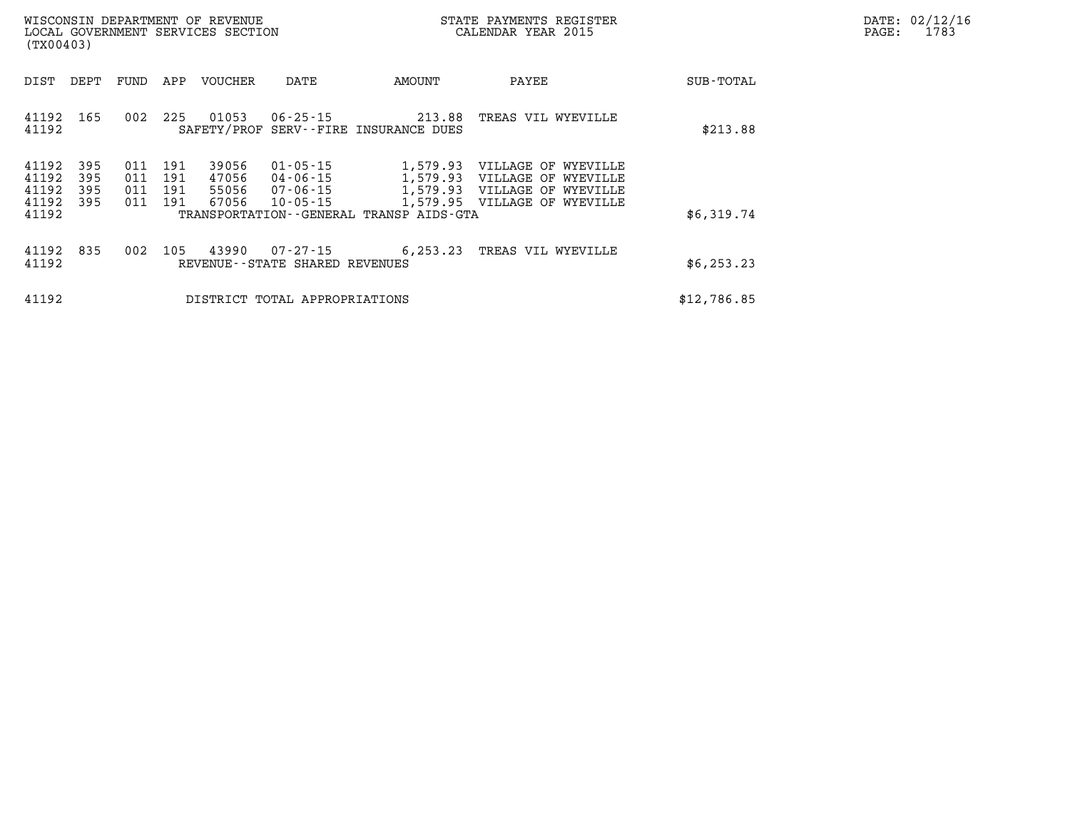WISCONSIN DEPARTMENT OF REVENUE
LOCAL GOVERNMENT SERVICES SECTION
(TX00403)

STATE PAYMENTS REGISTER
CALENDAR YEAR 2015

DATE: 02/12/16
PAGE: 1783

| DIST | DEPT | FUND | APP | VOUCHER | DATE | AMOUNT | PAYEE | SUB-TOTAL |
|---|---|---|---|---|---|---|---|---|
| 41192 | 165 | 002 | 225 | 01053 | 06-25-15 | 213.88 | TREAS VIL WYEVILLE | |
| 41192 | | | | SAFETY/PROF SERV--FIRE INSURANCE DUES | | | | $213.88 |
| 41192 | 395 | 011 | 191 | 39056 | 01-05-15 | 1,579.93 | VILLAGE OF WYEVILLE | |
| 41192 | 395 | 011 | 191 | 47056 | 04-06-15 | 1,579.93 | VILLAGE OF WYEVILLE | |
| 41192 | 395 | 011 | 191 | 55056 | 07-06-15 | 1,579.93 | VILLAGE OF WYEVILLE | |
| 41192 | 395 | 011 | 191 | 67056 | 10-05-15 | 1,579.95 | VILLAGE OF WYEVILLE | |
| 41192 | | | | TRANSPORTATION--GENERAL TRANSP AIDS-GTA | | | | $6,319.74 |
| 41192 | 835 | 002 | 105 | 43990 | 07-27-15 | 6,253.23 | TREAS VIL WYEVILLE | |
| 41192 | | | | REVENUE--STATE SHARED REVENUES | | | | $6,253.23 |
| 41192 | | | | DISTRICT TOTAL APPROPRIATIONS | | | | $12,786.85 |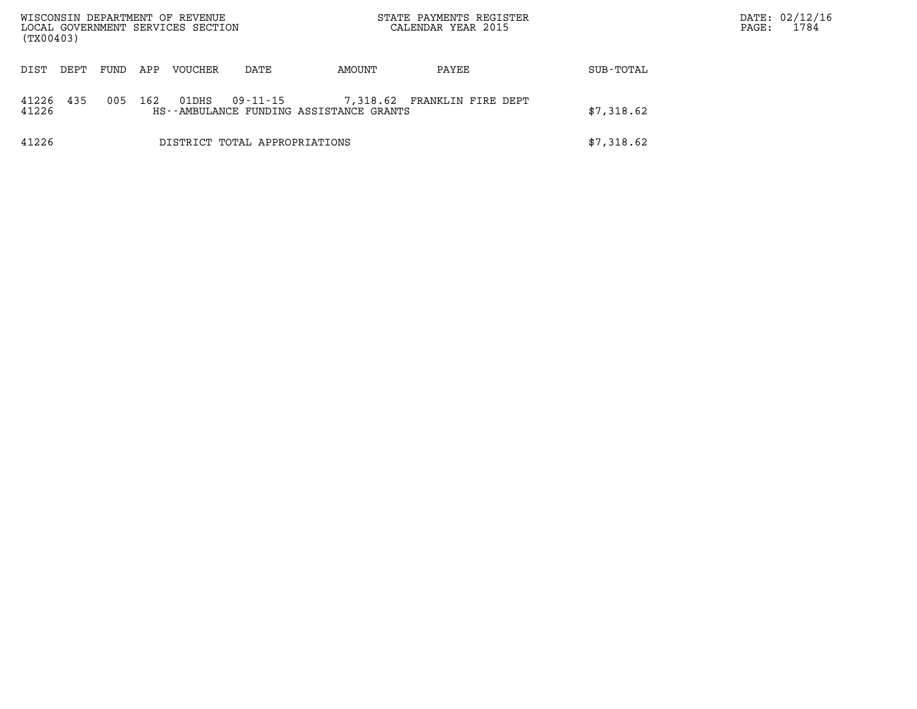WISCONSIN DEPARTMENT OF REVENUE
LOCAL GOVERNMENT SERVICES SECTION
(TX00403)

STATE PAYMENTS REGISTER
CALENDAR YEAR 2015

DATE: 02/12/16

| DIST | DEPT | FUND | APP | VOUCHER | DATE | AMOUNT | PAYEE | SUB-TOTAL |
|---|---|---|---|---|---|---|---|---|
| 41226 | 435 | 005 | 162 | 01DHS | 09-11-15 | 7,318.62 | FRANKLIN FIRE DEPT | |
| 41226 | | | | HS--AMBULANCE FUNDING ASSISTANCE GRANTS | | | | $7,318.62 |
| 41226 | | | | DISTRICT TOTAL APPROPRIATIONS | | | | $7,318.62 |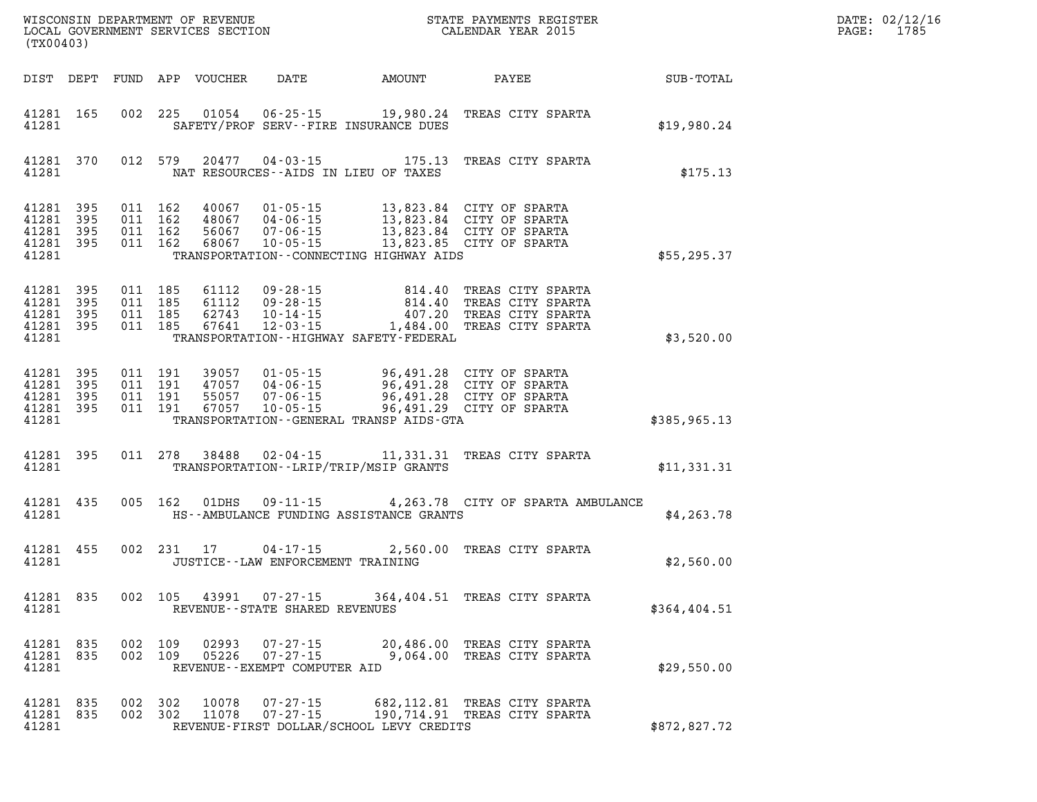WISCONSIN DEPARTMENT OF REVENUE
LOCAL GOVERNMENT SERVICES SECTION
(TX00403)

STATE PAYMENTS REGISTER
CALENDAR YEAR 2015

DATE: 02/12/16

| DIST | DEPT | FUND | APP | VOUCHER | DATE | AMOUNT | PAYEE | SUB-TOTAL |
|---|---|---|---|---|---|---|---|---|
| 41281 | 165 | 002 | 225 | 01054 | 06-25-15 | 19,980.24 | TREAS CITY SPARTA | |
| 41281 | | | | | SAFETY/PROF SERV--FIRE INSURANCE DUES | | | $19,980.24 |
| 41281 | 370 | 012 | 579 | 20477 | 04-03-15 | 175.13 | TREAS CITY SPARTA | |
| 41281 | | | | | NAT RESOURCES--AIDS IN LIEU OF TAXES | | | $175.13 |
| 41281 | 395 | 011 | 162 | 40067 | 01-05-15 | 13,823.84 | CITY OF SPARTA | |
| 41281 | 395 | 011 | 162 | 48067 | 04-06-15 | 13,823.84 | CITY OF SPARTA | |
| 41281 | 395 | 011 | 162 | 56067 | 07-06-15 | 13,823.84 | CITY OF SPARTA | |
| 41281 | 395 | 011 | 162 | 68067 | 10-05-15 | 13,823.85 | CITY OF SPARTA | |
| 41281 | | | | | TRANSPORTATION--CONNECTING HIGHWAY AIDS | | | $55,295.37 |
| 41281 | 395 | 011 | 185 | 61112 | 09-28-15 | 814.40 | TREAS CITY SPARTA | |
| 41281 | 395 | 011 | 185 | 61112 | 09-28-15 | 814.40 | TREAS CITY SPARTA | |
| 41281 | 395 | 011 | 185 | 62743 | 10-14-15 | 407.20 | TREAS CITY SPARTA | |
| 41281 | 395 | 011 | 185 | 67641 | 12-03-15 | 1,484.00 | TREAS CITY SPARTA | |
| 41281 | | | | | TRANSPORTATION--HIGHWAY SAFETY-FEDERAL | | | $3,520.00 |
| 41281 | 395 | 011 | 191 | 39057 | 01-05-15 | 96,491.28 | CITY OF SPARTA | |
| 41281 | 395 | 011 | 191 | 47057 | 04-06-15 | 96,491.28 | CITY OF SPARTA | |
| 41281 | 395 | 011 | 191 | 55057 | 07-06-15 | 96,491.28 | CITY OF SPARTA | |
| 41281 | 395 | 011 | 191 | 67057 | 10-05-15 | 96,491.29 | CITY OF SPARTA | |
| 41281 | | | | | TRANSPORTATION--GENERAL TRANSP AIDS-GTA | | | $385,965.13 |
| 41281 | 395 | 011 | 278 | 38488 | 02-04-15 | 11,331.31 | TREAS CITY SPARTA | |
| 41281 | | | | | TRANSPORTATION--LRIP/TRIP/MSIP GRANTS | | | $11,331.31 |
| 41281 | 435 | 005 | 162 | 01DHS | 09-11-15 | 4,263.78 | CITY OF SPARTA AMBULANCE | |
| 41281 | | | | | HS--AMBULANCE FUNDING ASSISTANCE GRANTS | | | $4,263.78 |
| 41281 | 455 | 002 | 231 | 17 | 04-17-15 | 2,560.00 | TREAS CITY SPARTA | |
| 41281 | | | | | JUSTICE--LAW ENFORCEMENT TRAINING | | | $2,560.00 |
| 41281 | 835 | 002 | 105 | 43991 | 07-27-15 | 364,404.51 | TREAS CITY SPARTA | |
| 41281 | | | | | REVENUE--STATE SHARED REVENUES | | | $364,404.51 |
| 41281 | 835 | 002 | 109 | 02993 | 07-27-15 | 20,486.00 | TREAS CITY SPARTA | |
| 41281 | 835 | 002 | 109 | 05226 | 07-27-15 | 9,064.00 | TREAS CITY SPARTA | |
| 41281 | | | | | REVENUE--EXEMPT COMPUTER AID | | | $29,550.00 |
| 41281 | 835 | 002 | 302 | 10078 | 07-27-15 | 682,112.81 | TREAS CITY SPARTA | |
| 41281 | 835 | 002 | 302 | 11078 | 07-27-15 | 190,714.91 | TREAS CITY SPARTA | |
| 41281 | | | | | REVENUE-FIRST DOLLAR/SCHOOL LEVY CREDITS | | | $872,827.72 |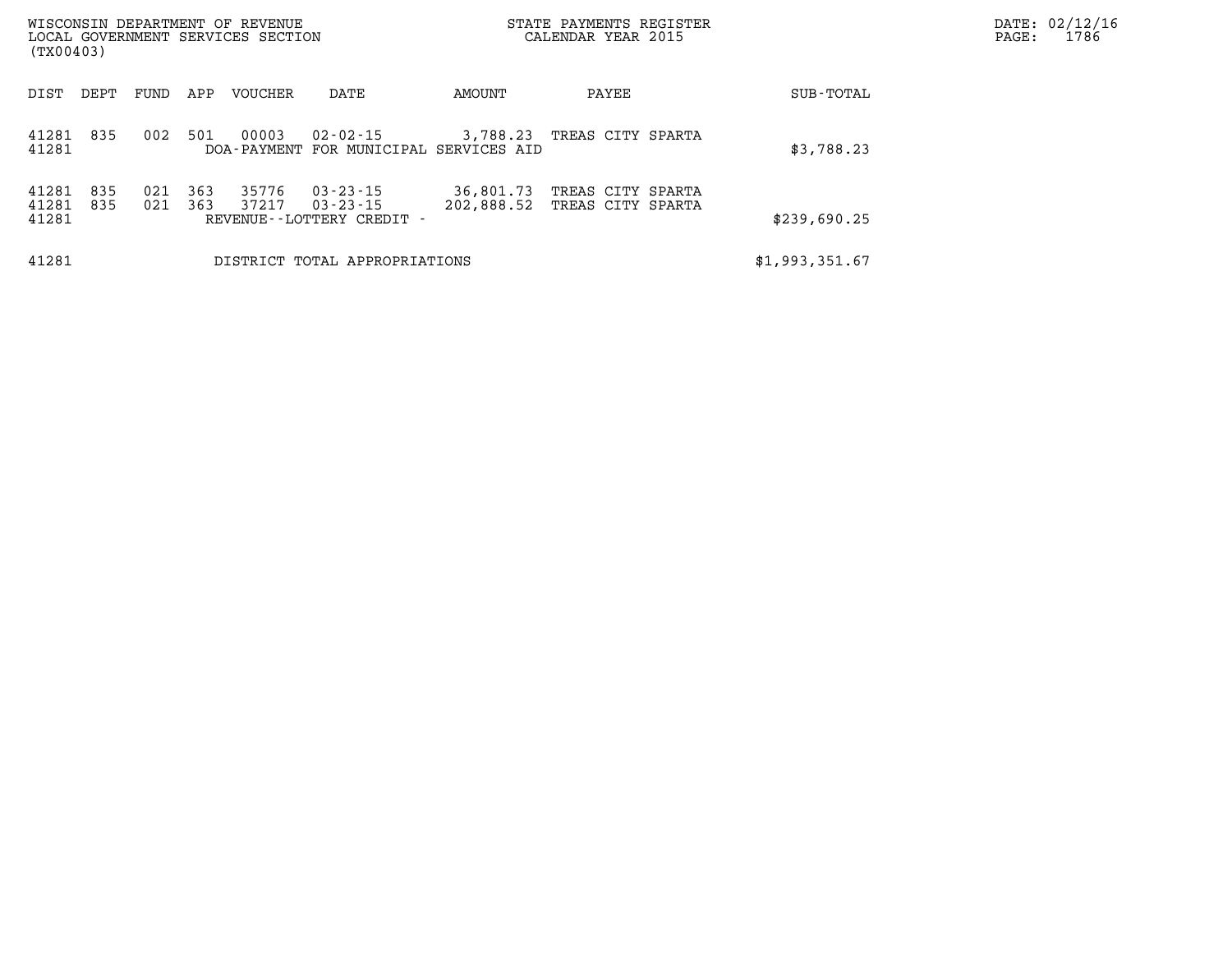WISCONSIN DEPARTMENT OF REVENUE
LOCAL GOVERNMENT SERVICES SECTION
(TX00403)

STATE PAYMENTS REGISTER
CALENDAR YEAR 2015

| DIST | DEPT | FUND | APP | VOUCHER | DATE | AMOUNT | PAYEE | SUB-TOTAL |
|---|---|---|---|---|---|---|---|---|
| 41281 | 835 | 002 | 501 | 00003 | 02-02-15 | 3,788.23 | TREAS CITY SPARTA | |
| 41281 | | | | DOA-PAYMENT FOR MUNICIPAL SERVICES AID | | | | $3,788.23 |
| 41281 | 835 | 021 | 363 | 35776 | 03-23-15 | 36,801.73 | TREAS CITY SPARTA | |
| 41281 | 835 | 021 | 363 | 37217 | 03-23-15 | 202,888.52 | TREAS CITY SPARTA | |
| 41281 | | | | REVENUE--LOTTERY CREDIT - | | | | $239,690.25 |
| 41281 | | | | DISTRICT TOTAL APPROPRIATIONS | | | | $1,993,351.67 |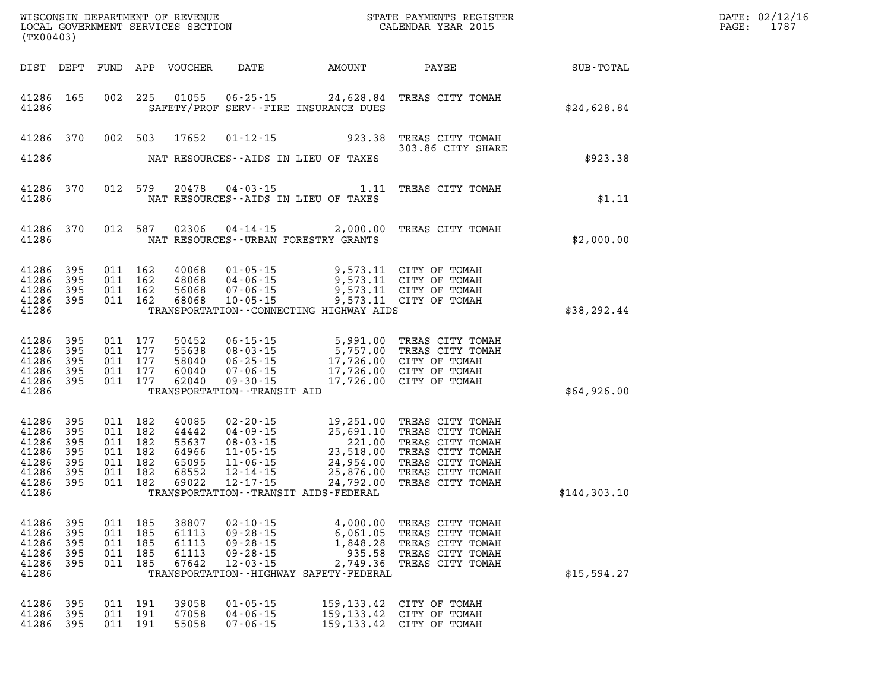WISCONSIN DEPARTMENT OF REVENUE
LOCAL GOVERNMENT SERVICES SECTION
(TX00403)

STATE PAYMENTS REGISTER
CALENDAR YEAR 2015

DATE: 02/12/16
PAGE: 1787

| DIST | DEPT | FUND | APP | VOUCHER | DATE | AMOUNT | PAYEE | SUB-TOTAL |
|---|---|---|---|---|---|---|---|---|
| 41286 | 165 | 002 | 225 | 01055 | 06-25-15 | 24,628.84 | TREAS CITY TOMAH | |
| 41286 | | | | | SAFETY/PROF SERV--FIRE INSURANCE DUES | | | $24,628.84 |
| 41286 | 370 | 002 | 503 | 17652 | 01-12-15 | 923.38 | TREAS CITY TOMAH 303.86 CITY SHARE | |
| 41286 | | | | | NAT RESOURCES--AIDS IN LIEU OF TAXES | | | $923.38 |
| 41286 | 370 | 012 | 579 | 20478 | 04-03-15 | 1.11 | TREAS CITY TOMAH | |
| 41286 | | | | | NAT RESOURCES--AIDS IN LIEU OF TAXES | | | $1.11 |
| 41286 | 370 | 012 | 587 | 02306 | 04-14-15 | 2,000.00 | TREAS CITY TOMAH | |
| 41286 | | | | | NAT RESOURCES--URBAN FORESTRY GRANTS | | | $2,000.00 |
| 41286 | 395 | 011 | 162 | 40068 | 01-05-15 | 9,573.11 | CITY OF TOMAH | |
| 41286 | 395 | 011 | 162 | 48068 | 04-06-15 | 9,573.11 | CITY OF TOMAH | |
| 41286 | 395 | 011 | 162 | 56068 | 07-06-15 | 9,573.11 | CITY OF TOMAH | |
| 41286 | 395 | 011 | 162 | 68068 | 10-05-15 | 9,573.11 | CITY OF TOMAH | |
| 41286 | | | | | TRANSPORTATION--CONNECTING HIGHWAY AIDS | | | $38,292.44 |
| 41286 | 395 | 011 | 177 | 50452 | 06-15-15 | 5,991.00 | TREAS CITY TOMAH | |
| 41286 | 395 | 011 | 177 | 55638 | 08-03-15 | 5,757.00 | TREAS CITY TOMAH | |
| 41286 | 395 | 011 | 177 | 58040 | 06-25-15 | 17,726.00 | CITY OF TOMAH | |
| 41286 | 395 | 011 | 177 | 60040 | 07-06-15 | 17,726.00 | CITY OF TOMAH | |
| 41286 | 395 | 011 | 177 | 62040 | 09-30-15 | 17,726.00 | CITY OF TOMAH | |
| 41286 | | | | | TRANSPORTATION--TRANSIT AID | | | $64,926.00 |
| 41286 | 395 | 011 | 182 | 40085 | 02-20-15 | 19,251.00 | TREAS CITY TOMAH | |
| 41286 | 395 | 011 | 182 | 44442 | 04-09-15 | 25,691.10 | TREAS CITY TOMAH | |
| 41286 | 395 | 011 | 182 | 55637 | 08-03-15 | 221.00 | TREAS CITY TOMAH | |
| 41286 | 395 | 011 | 182 | 64966 | 11-05-15 | 23,518.00 | TREAS CITY TOMAH | |
| 41286 | 395 | 011 | 182 | 65095 | 11-06-15 | 24,954.00 | TREAS CITY TOMAH | |
| 41286 | 395 | 011 | 182 | 68552 | 12-14-15 | 25,876.00 | TREAS CITY TOMAH | |
| 41286 | 395 | 011 | 182 | 69022 | 12-17-15 | 24,792.00 | TREAS CITY TOMAH | |
| 41286 | | | | | TRANSPORTATION--TRANSIT AIDS-FEDERAL | | | $144,303.10 |
| 41286 | 395 | 011 | 185 | 38807 | 02-10-15 | 4,000.00 | TREAS CITY TOMAH | |
| 41286 | 395 | 011 | 185 | 61113 | 09-28-15 | 6,061.05 | TREAS CITY TOMAH | |
| 41286 | 395 | 011 | 185 | 61113 | 09-28-15 | 1,848.28 | TREAS CITY TOMAH | |
| 41286 | 395 | 011 | 185 | 61113 | 09-28-15 | 935.58 | TREAS CITY TOMAH | |
| 41286 | 395 | 011 | 185 | 67642 | 12-03-15 | 2,749.36 | TREAS CITY TOMAH | |
| 41286 | | | | | TRANSPORTATION--HIGHWAY SAFETY-FEDERAL | | | $15,594.27 |
| 41286 | 395 | 011 | 191 | 39058 | 01-05-15 | 159,133.42 | CITY OF TOMAH | |
| 41286 | 395 | 011 | 191 | 47058 | 04-06-15 | 159,133.42 | CITY OF TOMAH | |
| 41286 | 395 | 011 | 191 | 55058 | 07-06-15 | 159,133.42 | CITY OF TOMAH | |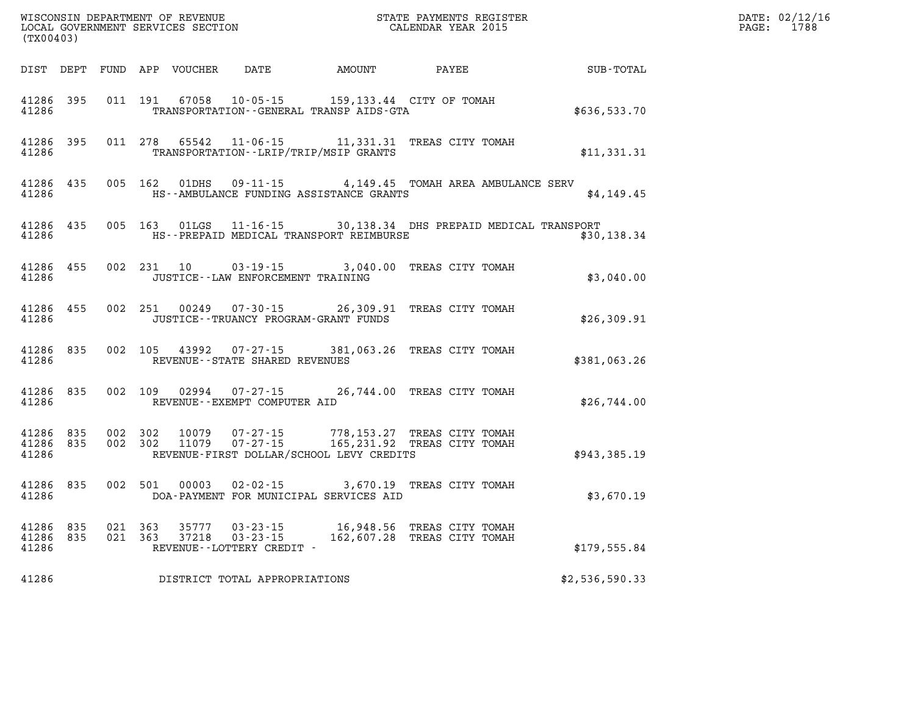WISCONSIN DEPARTMENT OF REVENUE
LOCAL GOVERNMENT SERVICES SECTION
(TX00403)

STATE PAYMENTS REGISTER
CALENDAR YEAR 2015

DATE: 02/12/16
PAGE: 1788

| DIST | DEPT | FUND | APP | VOUCHER | DATE | AMOUNT | PAYEE | SUB-TOTAL |
|---|---|---|---|---|---|---|---|---|
| 41286 | 395 | 011 | 191 | 67058 | 10-05-15 | 159,133.44 | CITY OF TOMAH | |
| 41286 | | | | TRANSPORTATION--GENERAL TRANSP AIDS-GTA | | | | $636,533.70 |
| 41286 | 395 | 011 | 278 | 65542 | 11-06-15 | 11,331.31 | TREAS CITY TOMAH | |
| 41286 | | | | TRANSPORTATION--LRIP/TRIP/MSIP GRANTS | | | | $11,331.31 |
| 41286 | 435 | 005 | 162 | 01DHS | 09-11-15 | 4,149.45 | TOMAH AREA AMBULANCE SERV | |
| 41286 | | | | HS--AMBULANCE FUNDING ASSISTANCE GRANTS | | | | $4,149.45 |
| 41286 | 435 | 005 | 163 | 01LGS | 11-16-15 | 30,138.34 | DHS PREPAID MEDICAL TRANSPORT | |
| 41286 | | | | HS--PREPAID MEDICAL TRANSPORT REIMBURSE | | | | $30,138.34 |
| 41286 | 455 | 002 | 231 | 10 | 03-19-15 | 3,040.00 | TREAS CITY TOMAH | |
| 41286 | | | | JUSTICE--LAW ENFORCEMENT TRAINING | | | | $3,040.00 |
| 41286 | 455 | 002 | 251 | 00249 | 07-30-15 | 26,309.91 | TREAS CITY TOMAH | |
| 41286 | | | | JUSTICE--TRUANCY PROGRAM-GRANT FUNDS | | | | $26,309.91 |
| 41286 | 835 | 002 | 105 | 43992 | 07-27-15 | 381,063.26 | TREAS CITY TOMAH | |
| 41286 | | | | REVENUE--STATE SHARED REVENUES | | | | $381,063.26 |
| 41286 | 835 | 002 | 109 | 02994 | 07-27-15 | 26,744.00 | TREAS CITY TOMAH | |
| 41286 | | | | REVENUE--EXEMPT COMPUTER AID | | | | $26,744.00 |
| 41286 | 835 | 002 | 302 | 10079 | 07-27-15 | 778,153.27 | TREAS CITY TOMAH | |
| 41286 | 835 | 002 | 302 | 11079 | 07-27-15 | 165,231.92 | TREAS CITY TOMAH | |
| 41286 | | | | REVENUE-FIRST DOLLAR/SCHOOL LEVY CREDITS | | | | $943,385.19 |
| 41286 | 835 | 002 | 501 | 00003 | 02-02-15 | 3,670.19 | TREAS CITY TOMAH | |
| 41286 | | | | DOA-PAYMENT FOR MUNICIPAL SERVICES AID | | | | $3,670.19 |
| 41286 | 835 | 021 | 363 | 35777 | 03-23-15 | 16,948.56 | TREAS CITY TOMAH | |
| 41286 | 835 | 021 | 363 | 37218 | 03-23-15 | 162,607.28 | TREAS CITY TOMAH | |
| 41286 | | | | REVENUE--LOTTERY CREDIT - | | | | $179,555.84 |
| 41286 | | | | DISTRICT TOTAL APPROPRIATIONS | | | | $2,536,590.33 |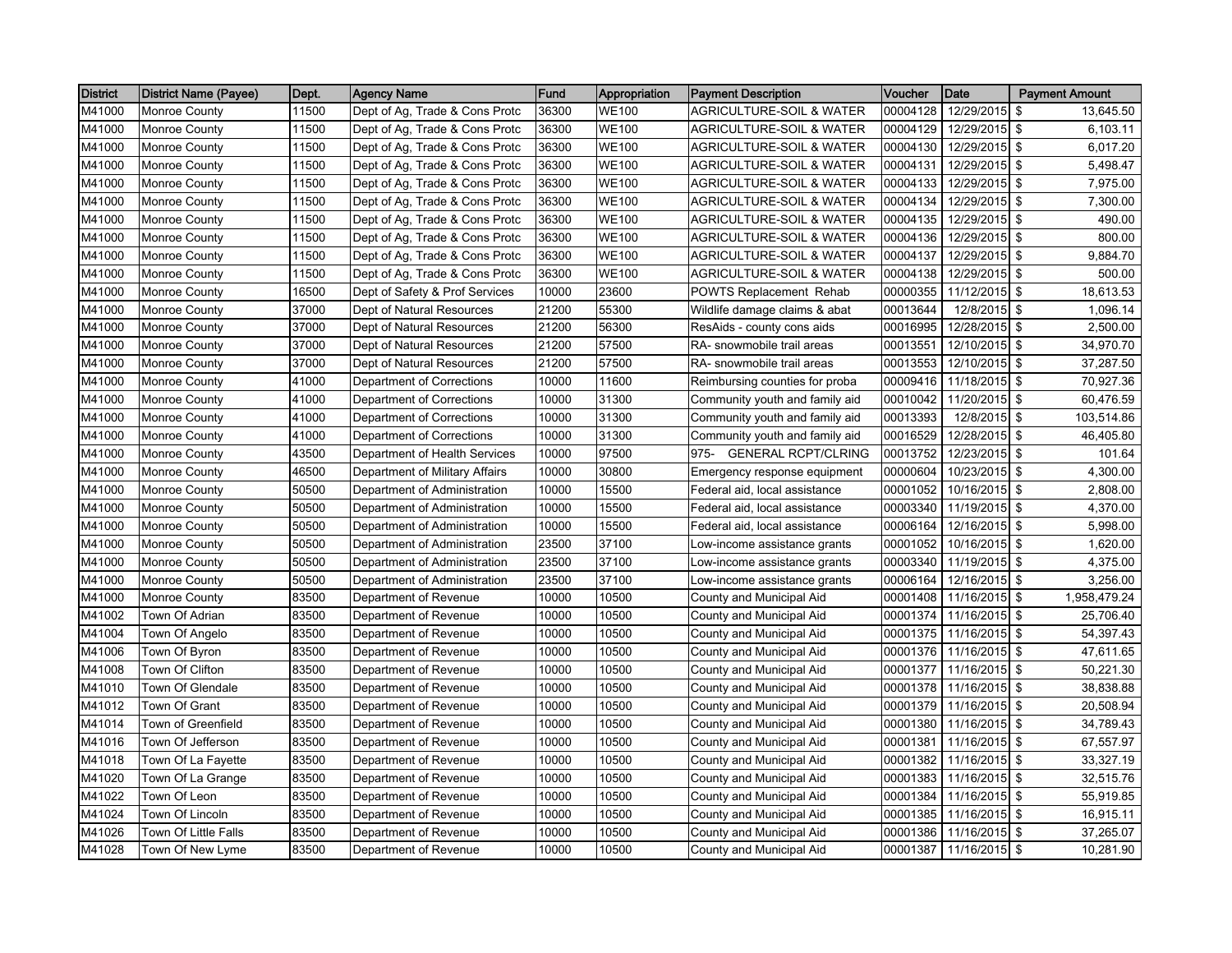| District | District Name (Payee) | Dept. | Agency Name | Fund | Appropriation | Payment Description | Voucher | Date | Payment Amount |
|---|---|---|---|---|---|---|---|---|---|
| M41000 | Monroe County | 11500 | Dept of Ag, Trade & Cons Protc | 36300 | WE100 | AGRICULTURE-SOIL & WATER | 00004128 | 12/29/2015 | $ 13,645.50 |
| M41000 | Monroe County | 11500 | Dept of Ag, Trade & Cons Protc | 36300 | WE100 | AGRICULTURE-SOIL & WATER | 00004129 | 12/29/2015 | $ 6,103.11 |
| M41000 | Monroe County | 11500 | Dept of Ag, Trade & Cons Protc | 36300 | WE100 | AGRICULTURE-SOIL & WATER | 00004130 | 12/29/2015 | $ 6,017.20 |
| M41000 | Monroe County | 11500 | Dept of Ag, Trade & Cons Protc | 36300 | WE100 | AGRICULTURE-SOIL & WATER | 00004131 | 12/29/2015 | $ 5,498.47 |
| M41000 | Monroe County | 11500 | Dept of Ag, Trade & Cons Protc | 36300 | WE100 | AGRICULTURE-SOIL & WATER | 00004133 | 12/29/2015 | $ 7,975.00 |
| M41000 | Monroe County | 11500 | Dept of Ag, Trade & Cons Protc | 36300 | WE100 | AGRICULTURE-SOIL & WATER | 00004134 | 12/29/2015 | $ 7,300.00 |
| M41000 | Monroe County | 11500 | Dept of Ag, Trade & Cons Protc | 36300 | WE100 | AGRICULTURE-SOIL & WATER | 00004135 | 12/29/2015 | $ 490.00 |
| M41000 | Monroe County | 11500 | Dept of Ag, Trade & Cons Protc | 36300 | WE100 | AGRICULTURE-SOIL & WATER | 00004136 | 12/29/2015 | $ 800.00 |
| M41000 | Monroe County | 11500 | Dept of Ag, Trade & Cons Protc | 36300 | WE100 | AGRICULTURE-SOIL & WATER | 00004137 | 12/29/2015 | $ 9,884.70 |
| M41000 | Monroe County | 11500 | Dept of Ag, Trade & Cons Protc | 36300 | WE100 | AGRICULTURE-SOIL & WATER | 00004138 | 12/29/2015 | $ 500.00 |
| M41000 | Monroe County | 16500 | Dept of Safety & Prof Services | 10000 | 23600 | POWTS Replacement Rehab | 00000355 | 11/12/2015 | $ 18,613.53 |
| M41000 | Monroe County | 37000 | Dept of Natural Resources | 21200 | 55300 | Wildlife damage claims & abat | 00013644 | 12/8/2015 | $ 1,096.14 |
| M41000 | Monroe County | 37000 | Dept of Natural Resources | 21200 | 56300 | ResAids - county cons aids | 00016995 | 12/28/2015 | $ 2,500.00 |
| M41000 | Monroe County | 37000 | Dept of Natural Resources | 21200 | 57500 | RA- snowmobile trail areas | 00013551 | 12/10/2015 | $ 34,970.70 |
| M41000 | Monroe County | 37000 | Dept of Natural Resources | 21200 | 57500 | RA- snowmobile trail areas | 00013553 | 12/10/2015 | $ 37,287.50 |
| M41000 | Monroe County | 41000 | Department of Corrections | 10000 | 11600 | Reimbursing counties for proba | 00009416 | 11/18/2015 | $ 70,927.36 |
| M41000 | Monroe County | 41000 | Department of Corrections | 10000 | 31300 | Community youth and family aid | 00010042 | 11/20/2015 | $ 60,476.59 |
| M41000 | Monroe County | 41000 | Department of Corrections | 10000 | 31300 | Community youth and family aid | 00013393 | 12/8/2015 | $ 103,514.86 |
| M41000 | Monroe County | 41000 | Department of Corrections | 10000 | 31300 | Community youth and family aid | 00016529 | 12/28/2015 | $ 46,405.80 |
| M41000 | Monroe County | 43500 | Department of Health Services | 10000 | 97500 | 975- GENERAL RCPT/CLRING | 00013752 | 12/23/2015 | $ 101.64 |
| M41000 | Monroe County | 46500 | Department of Military Affairs | 10000 | 30800 | Emergency response equipment | 00000604 | 10/23/2015 | $ 4,300.00 |
| M41000 | Monroe County | 50500 | Department of Administration | 10000 | 15500 | Federal aid, local assistance | 00001052 | 10/16/2015 | $ 2,808.00 |
| M41000 | Monroe County | 50500 | Department of Administration | 10000 | 15500 | Federal aid, local assistance | 00003340 | 11/19/2015 | $ 4,370.00 |
| M41000 | Monroe County | 50500 | Department of Administration | 10000 | 15500 | Federal aid, local assistance | 00006164 | 12/16/2015 | $ 5,998.00 |
| M41000 | Monroe County | 50500 | Department of Administration | 23500 | 37100 | Low-income assistance grants | 00001052 | 10/16/2015 | $ 1,620.00 |
| M41000 | Monroe County | 50500 | Department of Administration | 23500 | 37100 | Low-income assistance grants | 00003340 | 11/19/2015 | $ 4,375.00 |
| M41000 | Monroe County | 50500 | Department of Administration | 23500 | 37100 | Low-income assistance grants | 00006164 | 12/16/2015 | $ 3,256.00 |
| M41000 | Monroe County | 83500 | Department of Revenue | 10000 | 10500 | County and Municipal Aid | 00001408 | 11/16/2015 | $ 1,958,479.24 |
| M41002 | Town Of Adrian | 83500 | Department of Revenue | 10000 | 10500 | County and Municipal Aid | 00001374 | 11/16/2015 | $ 25,706.40 |
| M41004 | Town Of Angelo | 83500 | Department of Revenue | 10000 | 10500 | County and Municipal Aid | 00001375 | 11/16/2015 | $ 54,397.43 |
| M41006 | Town Of Byron | 83500 | Department of Revenue | 10000 | 10500 | County and Municipal Aid | 00001376 | 11/16/2015 | $ 47,611.65 |
| M41008 | Town Of Clifton | 83500 | Department of Revenue | 10000 | 10500 | County and Municipal Aid | 00001377 | 11/16/2015 | $ 50,221.30 |
| M41010 | Town Of Glendale | 83500 | Department of Revenue | 10000 | 10500 | County and Municipal Aid | 00001378 | 11/16/2015 | $ 38,838.88 |
| M41012 | Town Of Grant | 83500 | Department of Revenue | 10000 | 10500 | County and Municipal Aid | 00001379 | 11/16/2015 | $ 20,508.94 |
| M41014 | Town of Greenfield | 83500 | Department of Revenue | 10000 | 10500 | County and Municipal Aid | 00001380 | 11/16/2015 | $ 34,789.43 |
| M41016 | Town Of Jefferson | 83500 | Department of Revenue | 10000 | 10500 | County and Municipal Aid | 00001381 | 11/16/2015 | $ 67,557.97 |
| M41018 | Town Of La Fayette | 83500 | Department of Revenue | 10000 | 10500 | County and Municipal Aid | 00001382 | 11/16/2015 | $ 33,327.19 |
| M41020 | Town Of La Grange | 83500 | Department of Revenue | 10000 | 10500 | County and Municipal Aid | 00001383 | 11/16/2015 | $ 32,515.76 |
| M41022 | Town Of Leon | 83500 | Department of Revenue | 10000 | 10500 | County and Municipal Aid | 00001384 | 11/16/2015 | $ 55,919.85 |
| M41024 | Town Of Lincoln | 83500 | Department of Revenue | 10000 | 10500 | County and Municipal Aid | 00001385 | 11/16/2015 | $ 16,915.11 |
| M41026 | Town Of Little Falls | 83500 | Department of Revenue | 10000 | 10500 | County and Municipal Aid | 00001386 | 11/16/2015 | $ 37,265.07 |
| M41028 | Town Of New Lyme | 83500 | Department of Revenue | 10000 | 10500 | County and Municipal Aid | 00001387 | 11/16/2015 | $ 10,281.90 |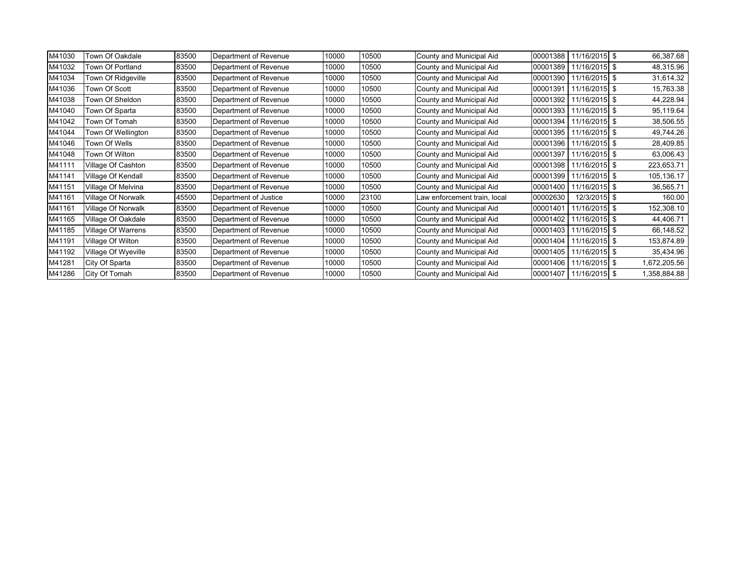| | | | | | | | | | | |
|---|---|---|---|---|---|---|---|---|---|---|
| M41030 | Town Of Oakdale | 83500 | Department of Revenue | 10000 | 10500 | County and Municipal Aid | 00001388 | 11/16/2015 | $ | 66,387.68 |
| M41032 | Town Of Portland | 83500 | Department of Revenue | 10000 | 10500 | County and Municipal Aid | 00001389 | 11/16/2015 | $ | 48,315.96 |
| M41034 | Town Of Ridgeville | 83500 | Department of Revenue | 10000 | 10500 | County and Municipal Aid | 00001390 | 11/16/2015 | $ | 31,614.32 |
| M41036 | Town Of Scott | 83500 | Department of Revenue | 10000 | 10500 | County and Municipal Aid | 00001391 | 11/16/2015 | $ | 15,763.38 |
| M41038 | Town Of Sheldon | 83500 | Department of Revenue | 10000 | 10500 | County and Municipal Aid | 00001392 | 11/16/2015 | $ | 44,228.94 |
| M41040 | Town Of Sparta | 83500 | Department of Revenue | 10000 | 10500 | County and Municipal Aid | 00001393 | 11/16/2015 | $ | 95,119.64 |
| M41042 | Town Of Tomah | 83500 | Department of Revenue | 10000 | 10500 | County and Municipal Aid | 00001394 | 11/16/2015 | $ | 38,506.55 |
| M41044 | Town Of Wellington | 83500 | Department of Revenue | 10000 | 10500 | County and Municipal Aid | 00001395 | 11/16/2015 | $ | 49,744.26 |
| M41046 | Town Of Wells | 83500 | Department of Revenue | 10000 | 10500 | County and Municipal Aid | 00001396 | 11/16/2015 | $ | 28,409.85 |
| M41048 | Town Of Wilton | 83500 | Department of Revenue | 10000 | 10500 | County and Municipal Aid | 00001397 | 11/16/2015 | $ | 63,006.43 |
| M41111 | Village Of Cashton | 83500 | Department of Revenue | 10000 | 10500 | County and Municipal Aid | 00001398 | 11/16/2015 | $ | 223,653.71 |
| M41141 | Village Of Kendall | 83500 | Department of Revenue | 10000 | 10500 | County and Municipal Aid | 00001399 | 11/16/2015 | $ | 105,136.17 |
| M41151 | Village Of Melvina | 83500 | Department of Revenue | 10000 | 10500 | County and Municipal Aid | 00001400 | 11/16/2015 | $ | 36,565.71 |
| M41161 | Village Of Norwalk | 45500 | Department of Justice | 10000 | 23100 | Law enforcement train, local | 00002630 | 12/3/2015 | $ | 160.00 |
| M41161 | Village Of Norwalk | 83500 | Department of Revenue | 10000 | 10500 | County and Municipal Aid | 00001401 | 11/16/2015 | $ | 152,308.10 |
| M41165 | Village Of Oakdale | 83500 | Department of Revenue | 10000 | 10500 | County and Municipal Aid | 00001402 | 11/16/2015 | $ | 44,406.71 |
| M41185 | Village Of Warrens | 83500 | Department of Revenue | 10000 | 10500 | County and Municipal Aid | 00001403 | 11/16/2015 | $ | 66,148.52 |
| M41191 | Village Of Wilton | 83500 | Department of Revenue | 10000 | 10500 | County and Municipal Aid | 00001404 | 11/16/2015 | $ | 153,874.89 |
| M41192 | Village Of Wyeville | 83500 | Department of Revenue | 10000 | 10500 | County and Municipal Aid | 00001405 | 11/16/2015 | $ | 35,434.96 |
| M41281 | City Of Sparta | 83500 | Department of Revenue | 10000 | 10500 | County and Municipal Aid | 00001406 | 11/16/2015 | $ | 1,672,205.56 |
| M41286 | City Of Tomah | 83500 | Department of Revenue | 10000 | 10500 | County and Municipal Aid | 00001407 | 11/16/2015 | $ | 1,358,884.88 |